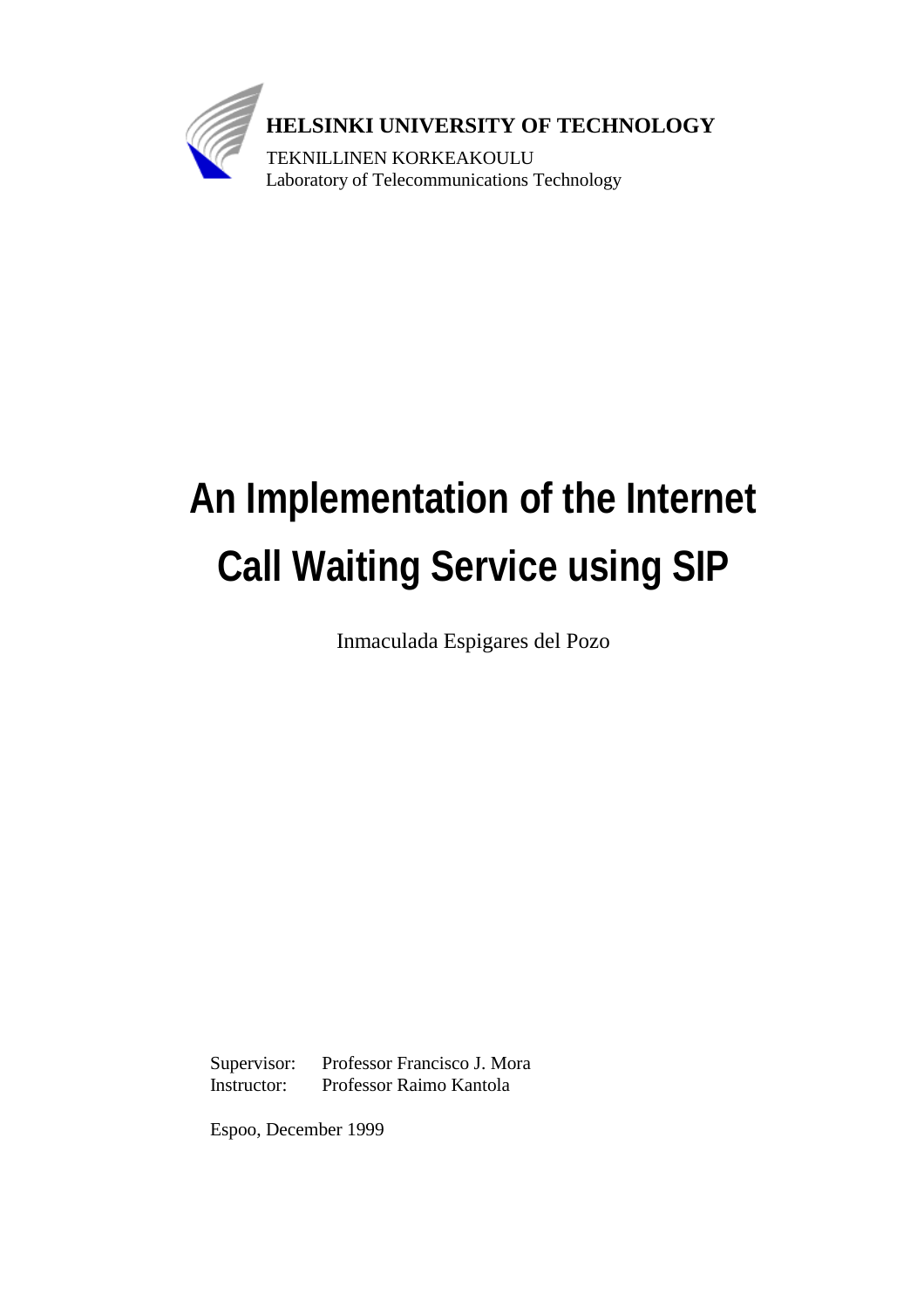**HELSINKI UNIVERSITY OF TECHNOLOGY**

TEKNILLINEN KORKEAKOULU
Laboratory of Telecommunications Technology

# An Implementation of the Internet Call Waiting Service using SIP

Inmaculada Espigares del Pozo

Supervisor: Professor Francisco J. Mora
Instructor: Professor Raimo Kantola

Espoo, December 1999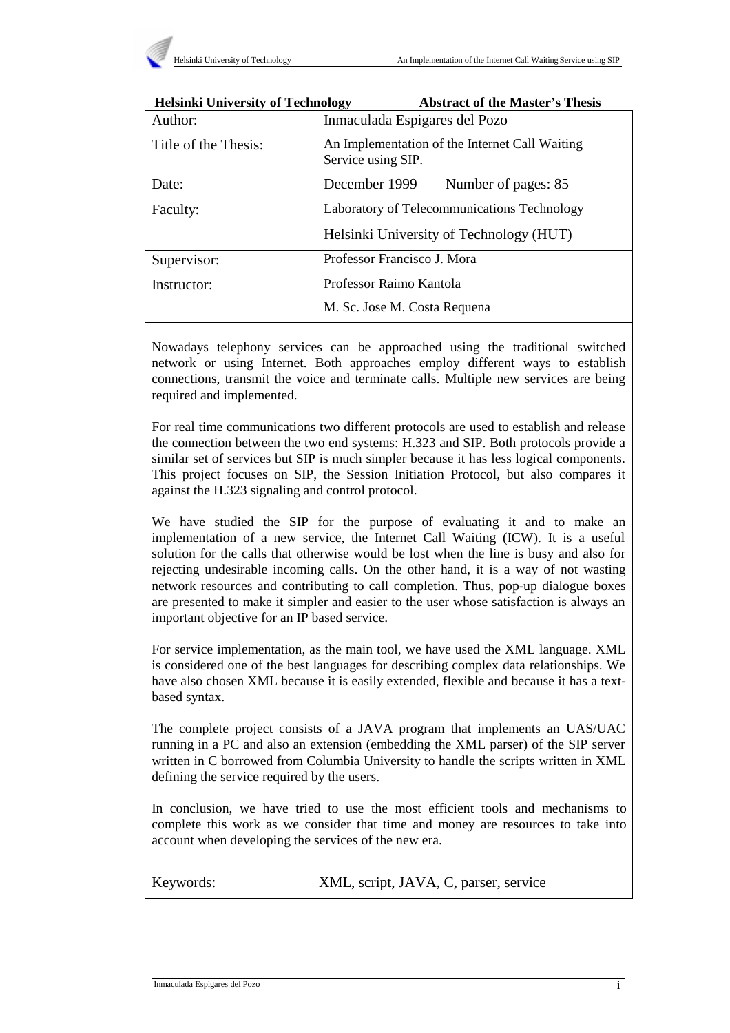| **Helsinki University of Technology** | **Abstract of the Master's Thesis** |
|---|---|
| Author: | Inmaculada Espigares del Pozo |
| Title of the Thesis: | An Implementation of the Internet Call Waiting Service using SIP. |
| Date: | December 1999 &nbsp;&nbsp;&nbsp; Number of pages: 85 |
| Faculty: | Laboratory of Telecommunications Technology |
| | Helsinki University of Technology (HUT) |
| Supervisor: | Professor Francisco J. Mora |
| Instructor: | Professor Raimo Kantola |
| | M. Sc. Jose M. Costa Requena |

Nowadays telephony services can be approached using the traditional switched network or using Internet. Both approaches employ different ways to establish connections, transmit the voice and terminate calls. Multiple new services are being required and implemented.

For real time communications two different protocols are used to establish and release the connection between the two end systems: H.323 and SIP. Both protocols provide a similar set of services but SIP is much simpler because it has less logical components. This project focuses on SIP, the Session Initiation Protocol, but also compares it against the H.323 signaling and control protocol.

We have studied the SIP for the purpose of evaluating it and to make an implementation of a new service, the Internet Call Waiting (ICW). It is a useful solution for the calls that otherwise would be lost when the line is busy and also for rejecting undesirable incoming calls. On the other hand, it is a way of not wasting network resources and contributing to call completion. Thus, pop-up dialogue boxes are presented to make it simpler and easier to the user whose satisfaction is always an important objective for an IP based service.

For service implementation, as the main tool, we have used the XML language. XML is considered one of the best languages for describing complex data relationships. We have also chosen XML because it is easily extended, flexible and because it has a text-based syntax.

The complete project consists of a JAVA program that implements an UAS/UAC running in a PC and also an extension (embedding the XML parser) of the SIP server written in C borrowed from Columbia University to handle the scripts written in XML defining the service required by the users.

In conclusion, we have tried to use the most efficient tools and mechanisms to complete this work as we consider that time and money are resources to take into account when developing the services of the new era.

Keywords: XML, script, JAVA, C, parser, service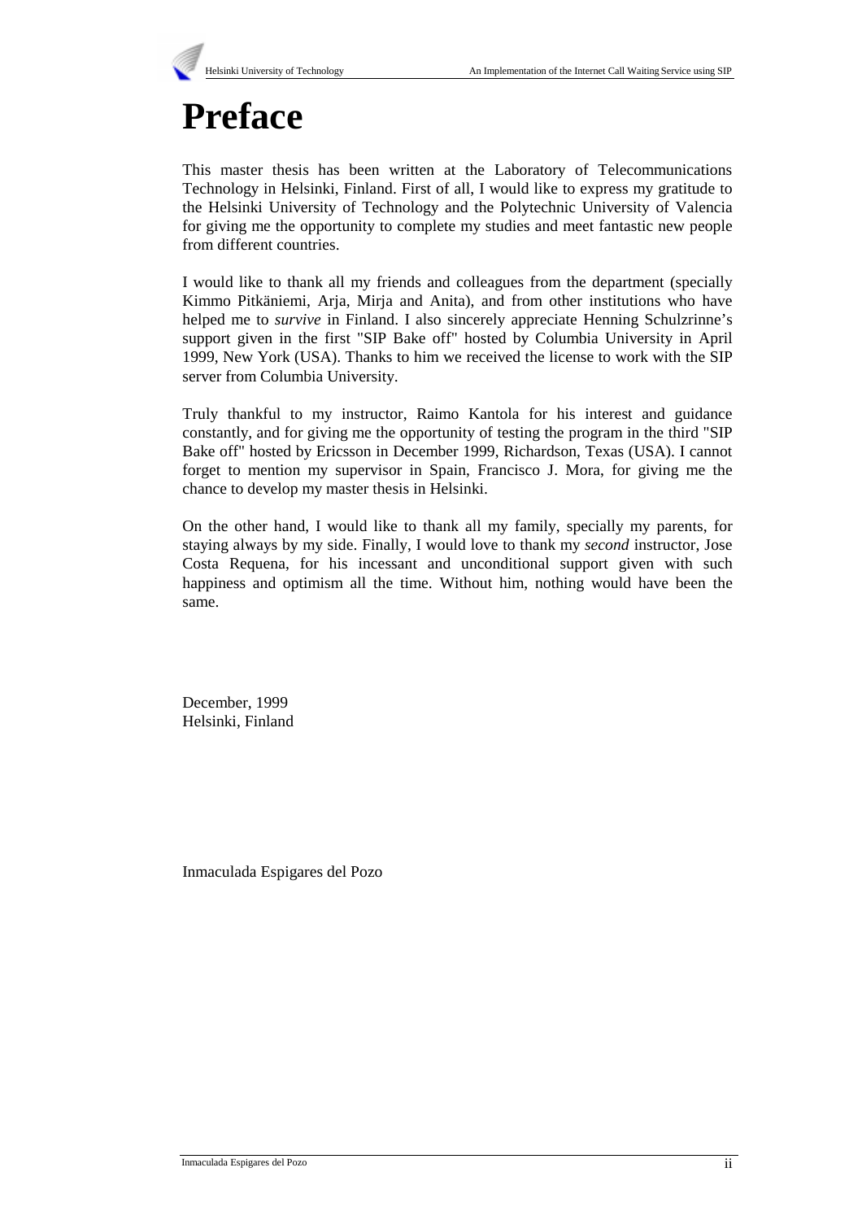# Preface

This master thesis has been written at the Laboratory of Telecommunications Technology in Helsinki, Finland. First of all, I would like to express my gratitude to the Helsinki University of Technology and the Polytechnic University of Valencia for giving me the opportunity to complete my studies and meet fantastic new people from different countries.

I would like to thank all my friends and colleagues from the department (specially Kimmo Pitkäniemi, Arja, Mirja and Anita), and from other institutions who have helped me to *survive* in Finland. I also sincerely appreciate Henning Schulzrinne's support given in the first "SIP Bake off" hosted by Columbia University in April 1999, New York (USA). Thanks to him we received the license to work with the SIP server from Columbia University.

Truly thankful to my instructor, Raimo Kantola for his interest and guidance constantly, and for giving me the opportunity of testing the program in the third "SIP Bake off" hosted by Ericsson in December 1999, Richardson, Texas (USA). I cannot forget to mention my supervisor in Spain, Francisco J. Mora, for giving me the chance to develop my master thesis in Helsinki.

On the other hand, I would like to thank all my family, specially my parents, for staying always by my side. Finally, I would love to thank my *second* instructor, Jose Costa Requena, for his incessant and unconditional support given with such happiness and optimism all the time. Without him, nothing would have been the same.

December, 1999
Helsinki, Finland

Inmaculada Espigares del Pozo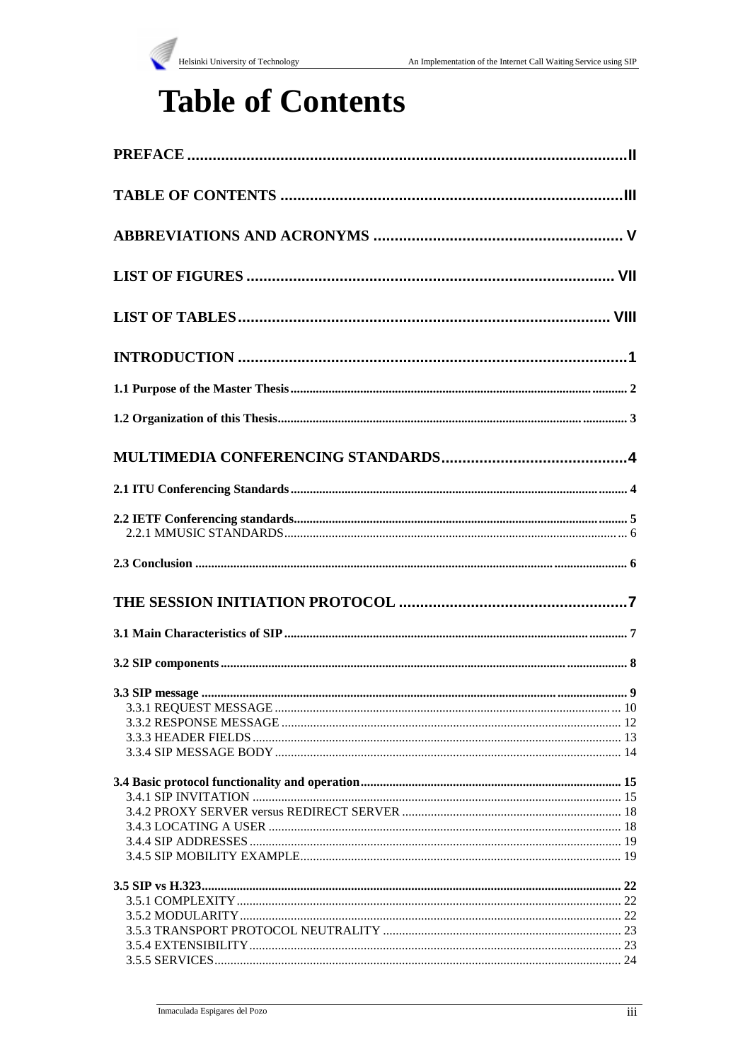# Table of Contents

**PREFACE .......... II**

**TABLE OF CONTENTS .......... III**

**ABBREVIATIONS AND ACRONYMS .......... V**

**LIST OF FIGURES .......... VII**

**LIST OF TABLES .......... VIII**

**INTRODUCTION .......... 1**

**1.1 Purpose of the Master Thesis .......... 2**

**1.2 Organization of this Thesis .......... 3**

**MULTIMEDIA CONFERENCING STANDARDS .......... 4**

**2.1 ITU Conferencing Standards .......... 4**

**2.2 IETF Conferencing standards .......... 5**
2.2.1 MMUSIC STANDARDS .......... 6

**2.3 Conclusion .......... 6**

**THE SESSION INITIATION PROTOCOL .......... 7**

**3.1 Main Characteristics of SIP .......... 7**

**3.2 SIP components .......... 8**

**3.3 SIP message .......... 9**
3.3.1 REQUEST MESSAGE .......... 10
3.3.2 RESPONSE MESSAGE .......... 12
3.3.3 HEADER FIELDS .......... 13
3.3.4 SIP MESSAGE BODY .......... 14

**3.4 Basic protocol functionality and operation .......... 15**
3.4.1 SIP INVITATION .......... 15
3.4.2 PROXY SERVER versus REDIRECT SERVER .......... 18
3.4.3 LOCATING A USER .......... 18
3.4.4 SIP ADDRESSES .......... 19
3.4.5 SIP MOBILITY EXAMPLE .......... 19

**3.5 SIP vs H.323 .......... 22**
3.5.1 COMPLEXITY .......... 22
3.5.2 MODULARITY .......... 22
3.5.3 TRANSPORT PROTOCOL NEUTRALITY .......... 23
3.5.4 EXTENSIBILITY .......... 23
3.5.5 SERVICES .......... 24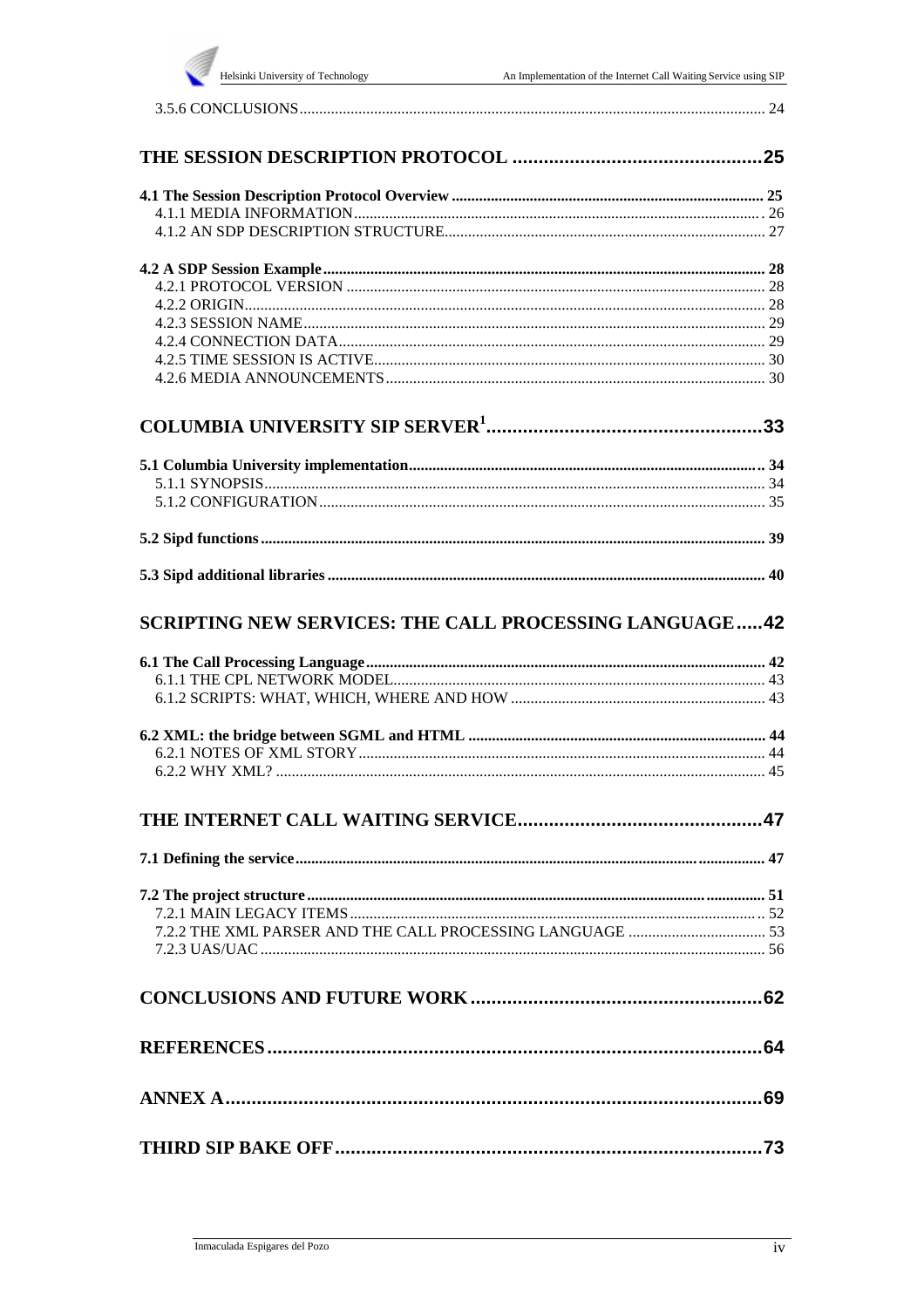3.5.6 CONCLUSIONS ........ 24

**THE SESSION DESCRIPTION PROTOCOL ........ 25**

**4.1 The Session Description Protocol Overview ........ 25**
4.1.1 MEDIA INFORMATION ........ 26
4.1.2 AN SDP DESCRIPTION STRUCTURE ........ 27

**4.2 A SDP Session Example ........ 28**
4.2.1 PROTOCOL VERSION ........ 28
4.2.2 ORIGIN ........ 28
4.2.3 SESSION NAME ........ 29
4.2.4 CONNECTION DATA ........ 29
4.2.5 TIME SESSION IS ACTIVE ........ 30
4.2.6 MEDIA ANNOUNCEMENTS ........ 30

**COLUMBIA UNIVERSITY SIP SERVER[1] ........ 33**

**5.1 Columbia University implementation ........ 34**
5.1.1 SYNOPSIS ........ 34
5.1.2 CONFIGURATION ........ 35

**5.2 Sipd functions ........ 39**

**5.3 Sipd additional libraries ........ 40**

**SCRIPTING NEW SERVICES: THE CALL PROCESSING LANGUAGE ..... 42**

**6.1 The Call Processing Language ........ 42**
6.1.1 THE CPL NETWORK MODEL ........ 43
6.1.2 SCRIPTS: WHAT, WHICH, WHERE AND HOW ........ 43

**6.2 XML: the bridge between SGML and HTML ........ 44**
6.2.1 NOTES OF XML STORY ........ 44
6.2.2 WHY XML? ........ 45

**THE INTERNET CALL WAITING SERVICE ........ 47**

**7.1 Defining the service ........ 47**

**7.2 The project structure ........ 51**
7.2.1 MAIN LEGACY ITEMS ........ 52
7.2.2 THE XML PARSER AND THE CALL PROCESSING LANGUAGE ........ 53
7.2.3 UAS/UAC ........ 56

**CONCLUSIONS AND FUTURE WORK ........ 62**

**REFERENCES ........ 64**

**ANNEX A ........ 69**

**THIRD SIP BAKE OFF ........ 73**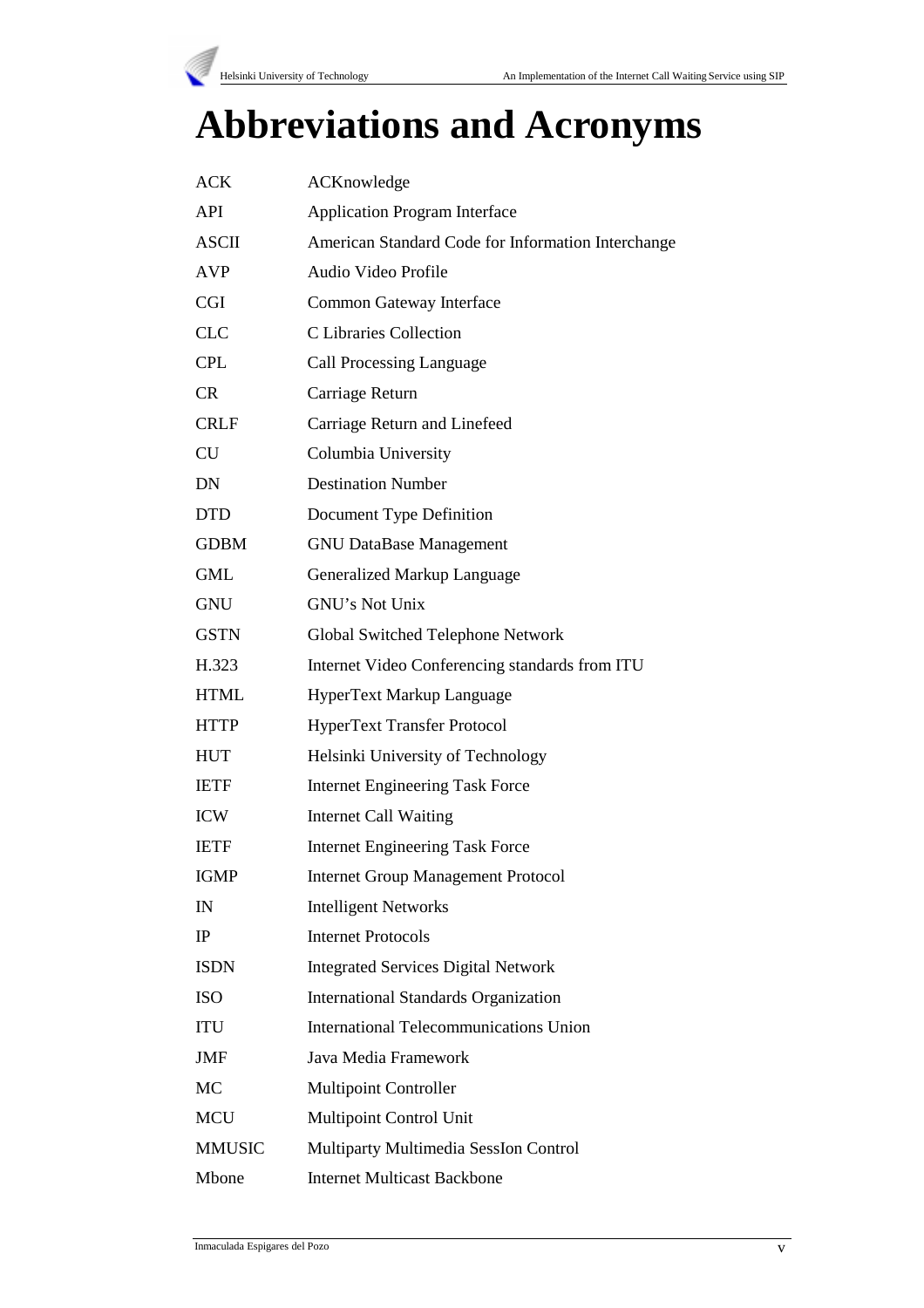# Abbreviations and Acronyms

| | |
|---|---|
| ACK | ACKnowledge |
| API | Application Program Interface |
| ASCII | American Standard Code for Information Interchange |
| AVP | Audio Video Profile |
| CGI | Common Gateway Interface |
| CLC | C Libraries Collection |
| CPL | Call Processing Language |
| CR | Carriage Return |
| CRLF | Carriage Return and Linefeed |
| CU | Columbia University |
| DN | Destination Number |
| DTD | Document Type Definition |
| GDBM | GNU DataBase Management |
| GML | Generalized Markup Language |
| GNU | GNU's Not Unix |
| GSTN | Global Switched Telephone Network |
| H.323 | Internet Video Conferencing standards from ITU |
| HTML | HyperText Markup Language |
| HTTP | HyperText Transfer Protocol |
| HUT | Helsinki University of Technology |
| IETF | Internet Engineering Task Force |
| ICW | Internet Call Waiting |
| IETF | Internet Engineering Task Force |
| IGMP | Internet Group Management Protocol |
| IN | Intelligent Networks |
| IP | Internet Protocols |
| ISDN | Integrated Services Digital Network |
| ISO | International Standards Organization |
| ITU | International Telecommunications Union |
| JMF | Java Media Framework |
| MC | Multipoint Controller |
| MCU | Multipoint Control Unit |
| MMUSIC | Multiparty Multimedia SessIon Control |
| Mbone | Internet Multicast Backbone |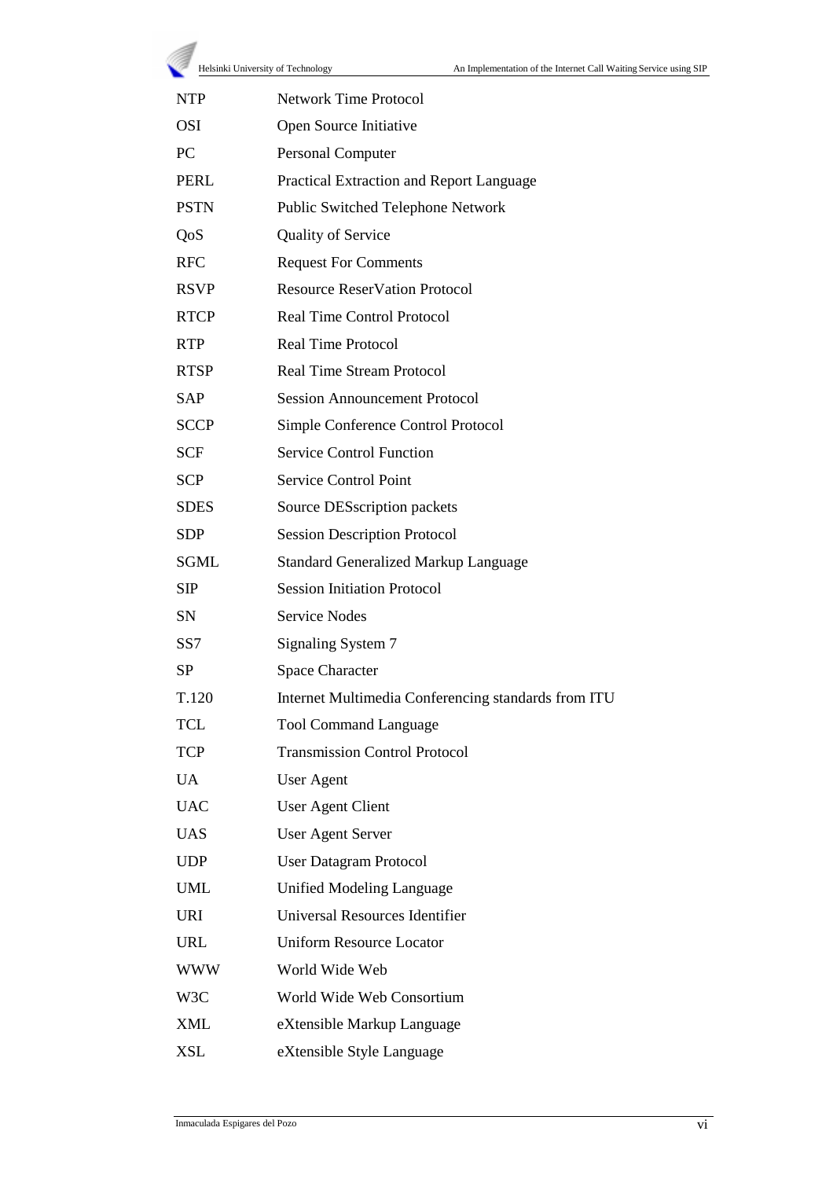| | |
|---|---|
| NTP | Network Time Protocol |
| OSI | Open Source Initiative |
| PC | Personal Computer |
| PERL | Practical Extraction and Report Language |
| PSTN | Public Switched Telephone Network |
| QoS | Quality of Service |
| RFC | Request For Comments |
| RSVP | Resource ReserVation Protocol |
| RTCP | Real Time Control Protocol |
| RTP | Real Time Protocol |
| RTSP | Real Time Stream Protocol |
| SAP | Session Announcement Protocol |
| SCCP | Simple Conference Control Protocol |
| SCF | Service Control Function |
| SCP | Service Control Point |
| SDES | Source DESscription packets |
| SDP | Session Description Protocol |
| SGML | Standard Generalized Markup Language |
| SIP | Session Initiation Protocol |
| SN | Service Nodes |
| SS7 | Signaling System 7 |
| SP | Space Character |
| T.120 | Internet Multimedia Conferencing standards from ITU |
| TCL | Tool Command Language |
| TCP | Transmission Control Protocol |
| UA | User Agent |
| UAC | User Agent Client |
| UAS | User Agent Server |
| UDP | User Datagram Protocol |
| UML | Unified Modeling Language |
| URI | Universal Resources Identifier |
| URL | Uniform Resource Locator |
| WWW | World Wide Web |
| W3C | World Wide Web Consortium |
| XML | eXtensible Markup Language |
| XSL | eXtensible Style Language |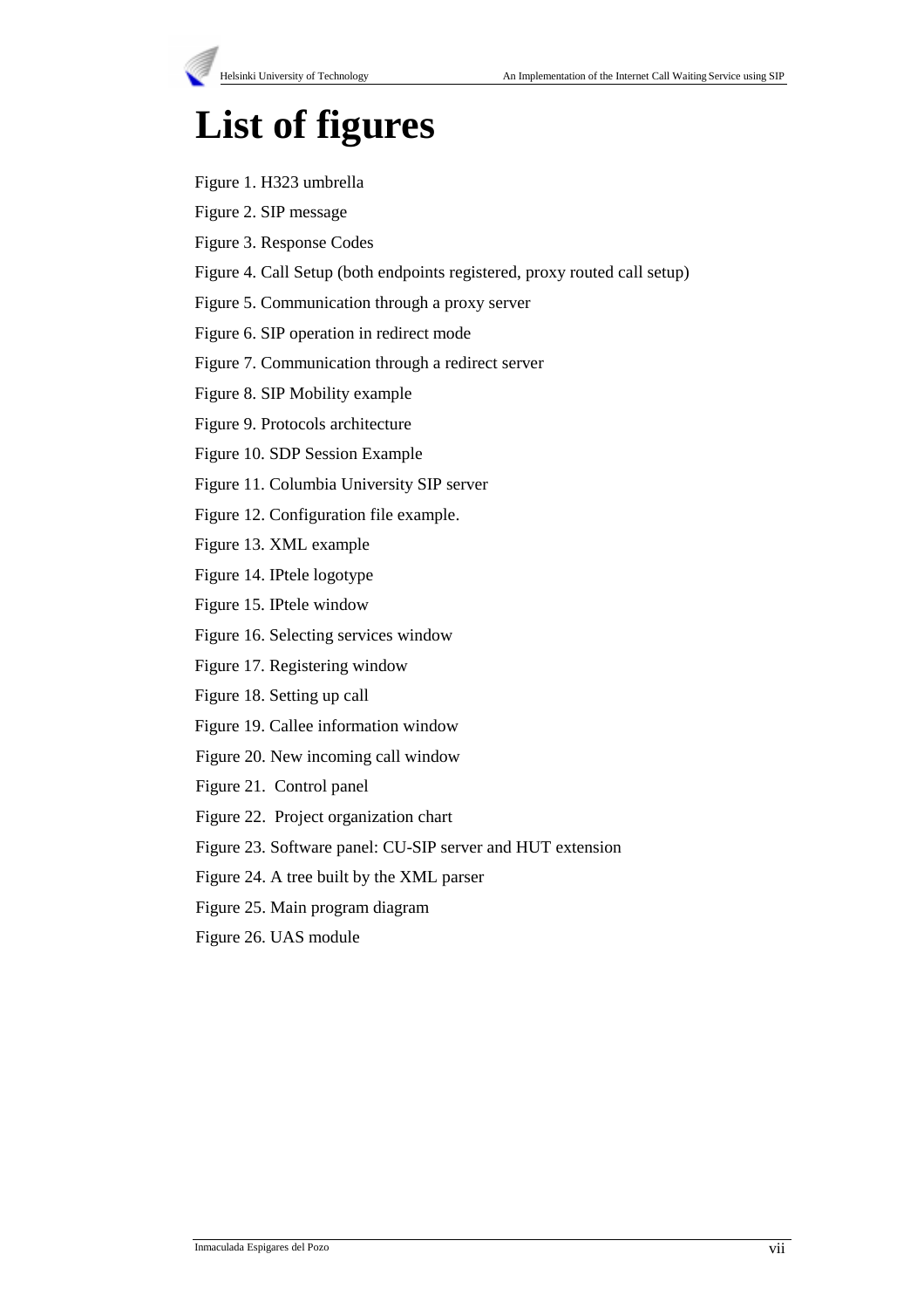# List of figures

Figure 1. H323 umbrella

Figure 2. SIP message

Figure 3. Response Codes

Figure 4. Call Setup (both endpoints registered, proxy routed call setup)

Figure 5. Communication through a proxy server

Figure 6. SIP operation in redirect mode

Figure 7. Communication through a redirect server

Figure 8. SIP Mobility example

Figure 9. Protocols architecture

Figure 10. SDP Session Example

Figure 11. Columbia University SIP server

Figure 12. Configuration file example.

Figure 13. XML example

Figure 14. IPtele logotype

Figure 15. IPtele window

Figure 16. Selecting services window

Figure 17. Registering window

Figure 18. Setting up call

Figure 19. Callee information window

Figure 20. New incoming call window

Figure 21.  Control panel

Figure 22.  Project organization chart

Figure 23. Software panel: CU-SIP server and HUT extension

Figure 24. A tree built by the XML parser

Figure 25. Main program diagram

Figure 26. UAS module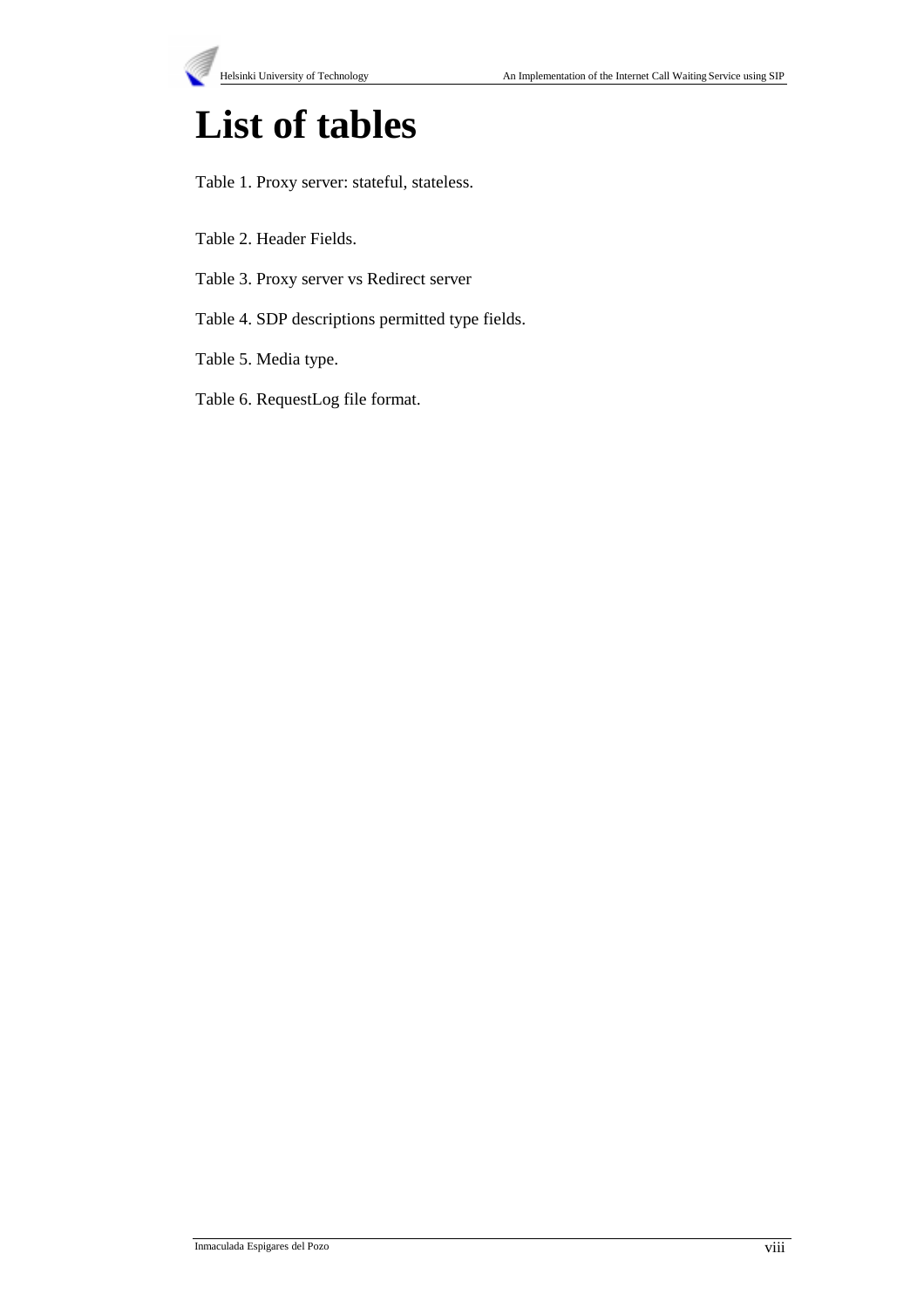# List of tables

Table 1. Proxy server: stateful, stateless.

Table 2. Header Fields.

Table 3. Proxy server vs Redirect server

Table 4. SDP descriptions permitted type fields.

Table 5. Media type.

Table 6. RequestLog file format.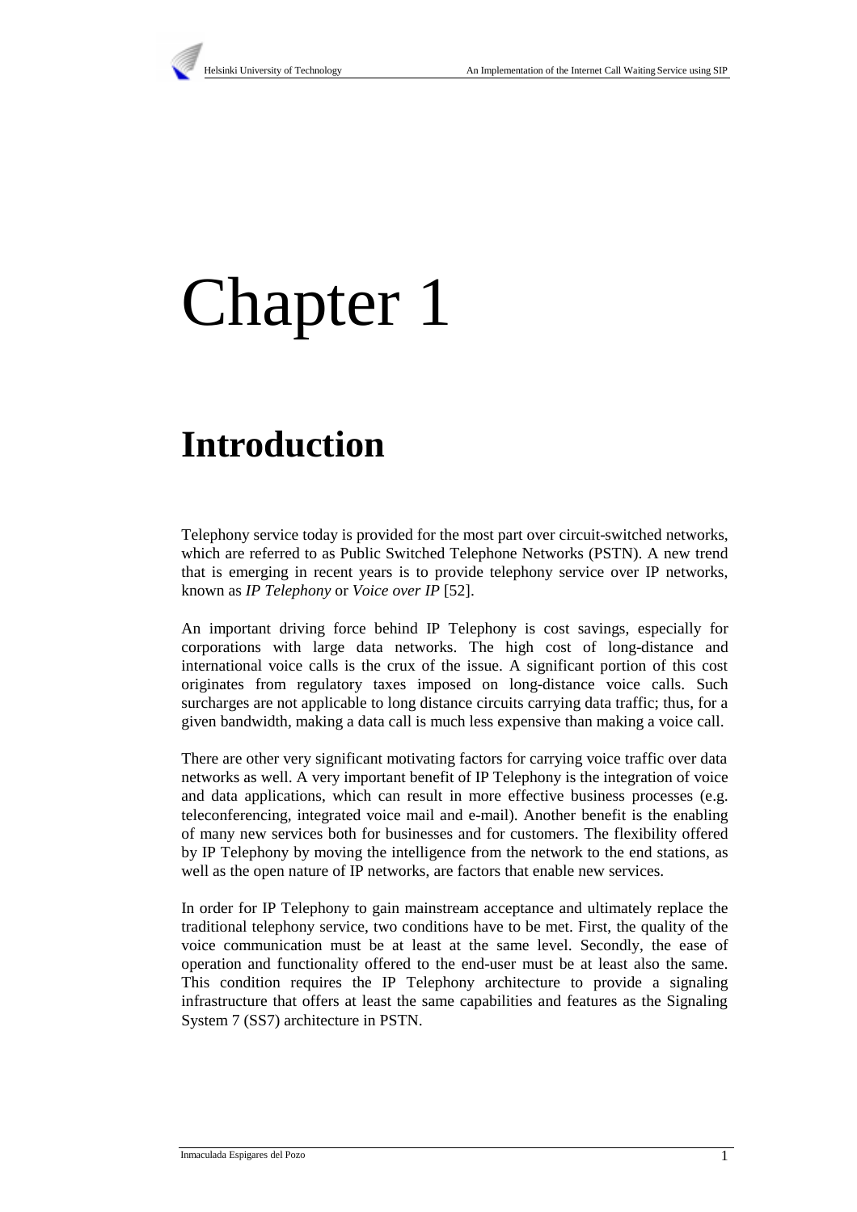# Chapter 1

# Introduction

Telephony service today is provided for the most part over circuit-switched networks, which are referred to as Public Switched Telephone Networks (PSTN). A new trend that is emerging in recent years is to provide telephony service over IP networks, known as *IP Telephony* or *Voice over IP* [52].

An important driving force behind IP Telephony is cost savings, especially for corporations with large data networks. The high cost of long-distance and international voice calls is the crux of the issue. A significant portion of this cost originates from regulatory taxes imposed on long-distance voice calls. Such surcharges are not applicable to long distance circuits carrying data traffic; thus, for a given bandwidth, making a data call is much less expensive than making a voice call.

There are other very significant motivating factors for carrying voice traffic over data networks as well. A very important benefit of IP Telephony is the integration of voice and data applications, which can result in more effective business processes (e.g. teleconferencing, integrated voice mail and e-mail). Another benefit is the enabling of many new services both for businesses and for customers. The flexibility offered by IP Telephony by moving the intelligence from the network to the end stations, as well as the open nature of IP networks, are factors that enable new services.

In order for IP Telephony to gain mainstream acceptance and ultimately replace the traditional telephony service, two conditions have to be met. First, the quality of the voice communication must be at least at the same level. Secondly, the ease of operation and functionality offered to the end-user must be at least also the same. This condition requires the IP Telephony architecture to provide a signaling infrastructure that offers at least the same capabilities and features as the Signaling System 7 (SS7) architecture in PSTN.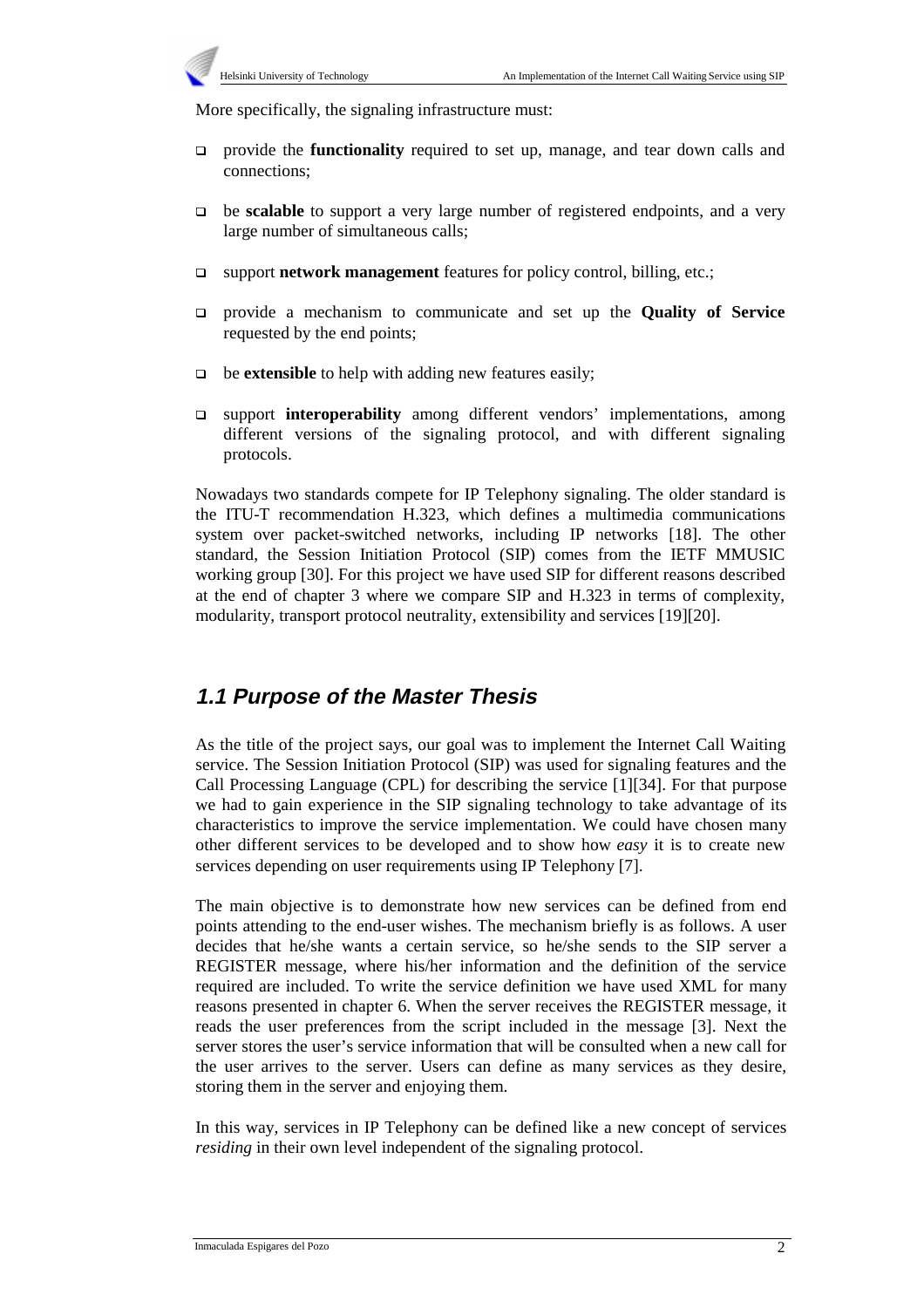More specifically, the signaling infrastructure must:

- provide the **functionality** required to set up, manage, and tear down calls and connections;
- be **scalable** to support a very large number of registered endpoints, and a very large number of simultaneous calls;
- support **network management** features for policy control, billing, etc.;
- provide a mechanism to communicate and set up the **Quality of Service** requested by the end points;
- be **extensible** to help with adding new features easily;
- support **interoperability** among different vendors' implementations, among different versions of the signaling protocol, and with different signaling protocols.

Nowadays two standards compete for IP Telephony signaling. The older standard is the ITU-T recommendation H.323, which defines a multimedia communications system over packet-switched networks, including IP networks [18]. The other standard, the Session Initiation Protocol (SIP) comes from the IETF MMUSIC working group [30]. For this project we have used SIP for different reasons described at the end of chapter 3 where we compare SIP and H.323 in terms of complexity, modularity, transport protocol neutrality, extensibility and services [19][20].

## *1.1 Purpose of the Master Thesis*

As the title of the project says, our goal was to implement the Internet Call Waiting service. The Session Initiation Protocol (SIP) was used for signaling features and the Call Processing Language (CPL) for describing the service [1][34]. For that purpose we had to gain experience in the SIP signaling technology to take advantage of its characteristics to improve the service implementation. We could have chosen many other different services to be developed and to show how *easy* it is to create new services depending on user requirements using IP Telephony [7].

The main objective is to demonstrate how new services can be defined from end points attending to the end-user wishes. The mechanism briefly is as follows. A user decides that he/she wants a certain service, so he/she sends to the SIP server a REGISTER message, where his/her information and the definition of the service required are included. To write the service definition we have used XML for many reasons presented in chapter 6. When the server receives the REGISTER message, it reads the user preferences from the script included in the message [3]. Next the server stores the user's service information that will be consulted when a new call for the user arrives to the server. Users can define as many services as they desire, storing them in the server and enjoying them.

In this way, services in IP Telephony can be defined like a new concept of services *residing* in their own level independent of the signaling protocol.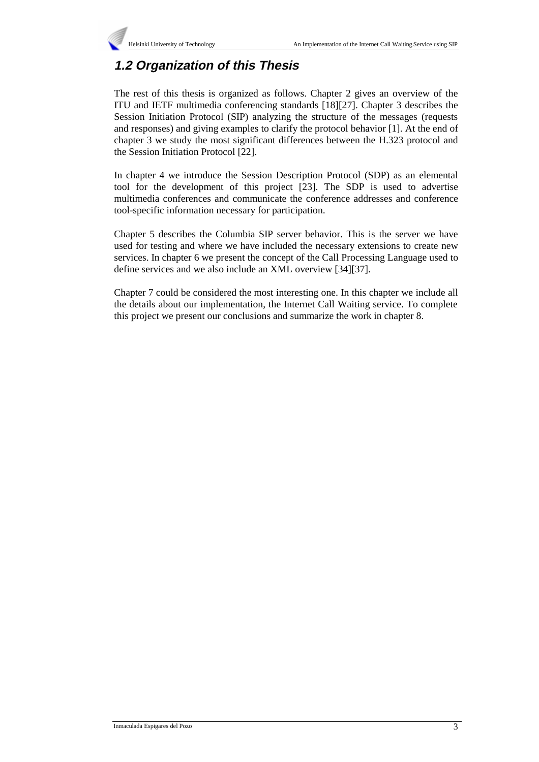## 1.2 Organization of this Thesis

The rest of this thesis is organized as follows. Chapter 2 gives an overview of the ITU and IETF multimedia conferencing standards [18][27]. Chapter 3 describes the Session Initiation Protocol (SIP) analyzing the structure of the messages (requests and responses) and giving examples to clarify the protocol behavior [1]. At the end of chapter 3 we study the most significant differences between the H.323 protocol and the Session Initiation Protocol [22].

In chapter 4 we introduce the Session Description Protocol (SDP) as an elemental tool for the development of this project [23]. The SDP is used to advertise multimedia conferences and communicate the conference addresses and conference tool-specific information necessary for participation.

Chapter 5 describes the Columbia SIP server behavior. This is the server we have used for testing and where we have included the necessary extensions to create new services. In chapter 6 we present the concept of the Call Processing Language used to define services and we also include an XML overview [34][37].

Chapter 7 could be considered the most interesting one. In this chapter we include all the details about our implementation, the Internet Call Waiting service. To complete this project we present our conclusions and summarize the work in chapter 8.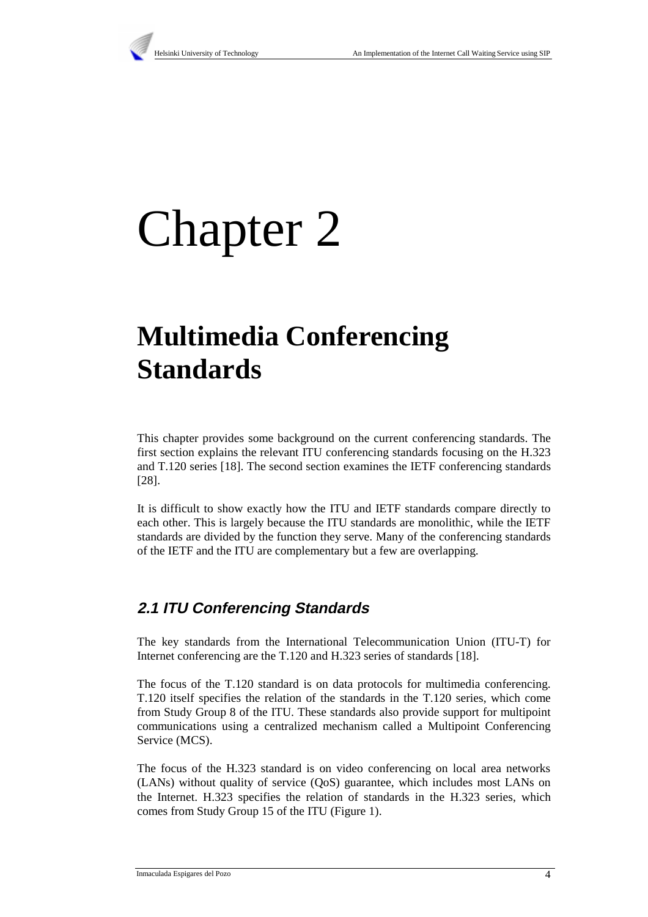# Chapter 2

# Multimedia Conferencing Standards

This chapter provides some background on the current conferencing standards. The first section explains the relevant ITU conferencing standards focusing on the H.323 and T.120 series [18]. The second section examines the IETF conferencing standards [28].

It is difficult to show exactly how the ITU and IETF standards compare directly to each other. This is largely because the ITU standards are monolithic, while the IETF standards are divided by the function they serve. Many of the conferencing standards of the IETF and the ITU are complementary but a few are overlapping.

## *2.1 ITU Conferencing Standards*

The key standards from the International Telecommunication Union (ITU-T) for Internet conferencing are the T.120 and H.323 series of standards [18].

The focus of the T.120 standard is on data protocols for multimedia conferencing. T.120 itself specifies the relation of the standards in the T.120 series, which come from Study Group 8 of the ITU. These standards also provide support for multipoint communications using a centralized mechanism called a Multipoint Conferencing Service (MCS).

The focus of the H.323 standard is on video conferencing on local area networks (LANs) without quality of service (QoS) guarantee, which includes most LANs on the Internet. H.323 specifies the relation of standards in the H.323 series, which comes from Study Group 15 of the ITU (Figure 1).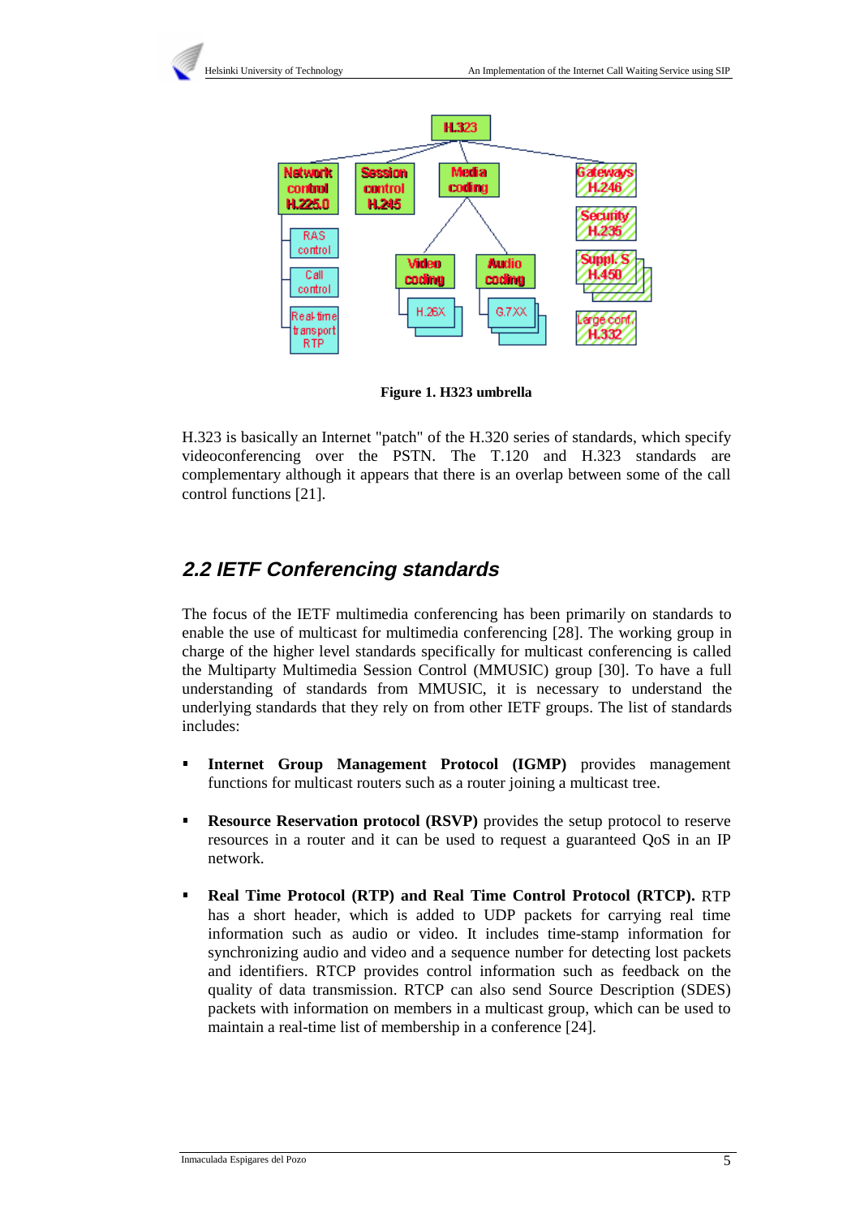H.323

Network control H.225.0

Session control H.245

Media coding

Gateways H.246

Security H.235

Suppl. S H.450

Large conf. H.332

RAS control

Call control

Real-time transport RTP

Video coding

Audio coding

H.26X

G.7XX

**Figure 1. H323 umbrella**

H.323 is basically an Internet "patch" of the H.320 series of standards, which specify videoconferencing over the PSTN. The T.120 and H.323 standards are complementary although it appears that there is an overlap between some of the call control functions [21].

## *2.2 IETF Conferencing standards*

The focus of the IETF multimedia conferencing has been primarily on standards to enable the use of multicast for multimedia conferencing [28]. The working group in charge of the higher level standards specifically for multicast conferencing is called the Multiparty Multimedia Session Control (MMUSIC) group [30]. To have a full understanding of standards from MMUSIC, it is necessary to understand the underlying standards that they rely on from other IETF groups. The list of standards includes:

- **Internet Group Management Protocol (IGMP)** provides management functions for multicast routers such as a router joining a multicast tree.

- **Resource Reservation protocol (RSVP)** provides the setup protocol to reserve resources in a router and it can be used to request a guaranteed QoS in an IP network.

- **Real Time Protocol (RTP) and Real Time Control Protocol (RTCP).** RTP has a short header, which is added to UDP packets for carrying real time information such as audio or video. It includes time-stamp information for synchronizing audio and video and a sequence number for detecting lost packets and identifiers. RTCP provides control information such as feedback on the quality of data transmission. RTCP can also send Source Description (SDES) packets with information on members in a multicast group, which can be used to maintain a real-time list of membership in a conference [24].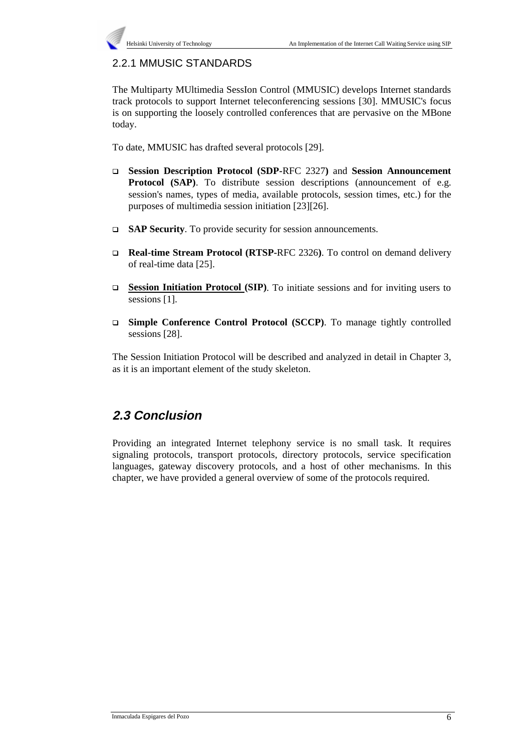### 2.2.1 MMUSIC STANDARDS

The Multiparty MUltimedia SessIon Control (MMUSIC) develops Internet standards track protocols to support Internet teleconferencing sessions [30]. MMUSIC's focus is on supporting the loosely controlled conferences that are pervasive on the MBone today.

To date, MMUSIC has drafted several protocols [29].

- **Session Description Protocol (SDP-**RFC 2327**)** and **Session Announcement Protocol (SAP)**. To distribute session descriptions (announcement of e.g. session's names, types of media, available protocols, session times, etc.) for the purposes of multimedia session initiation [23][26].
- **SAP Security**. To provide security for session announcements.
- **Real-time Stream Protocol (RTSP-**RFC 2326**)**. To control on demand delivery of real-time data [25].
- **Session Initiation Protocol (SIP)**. To initiate sessions and for inviting users to sessions [1].
- **Simple Conference Control Protocol (SCCP)**. To manage tightly controlled sessions [28].

The Session Initiation Protocol will be described and analyzed in detail in Chapter 3, as it is an important element of the study skeleton.

## *2.3 Conclusion*

Providing an integrated Internet telephony service is no small task. It requires signaling protocols, transport protocols, directory protocols, service specification languages, gateway discovery protocols, and a host of other mechanisms. In this chapter, we have provided a general overview of some of the protocols required.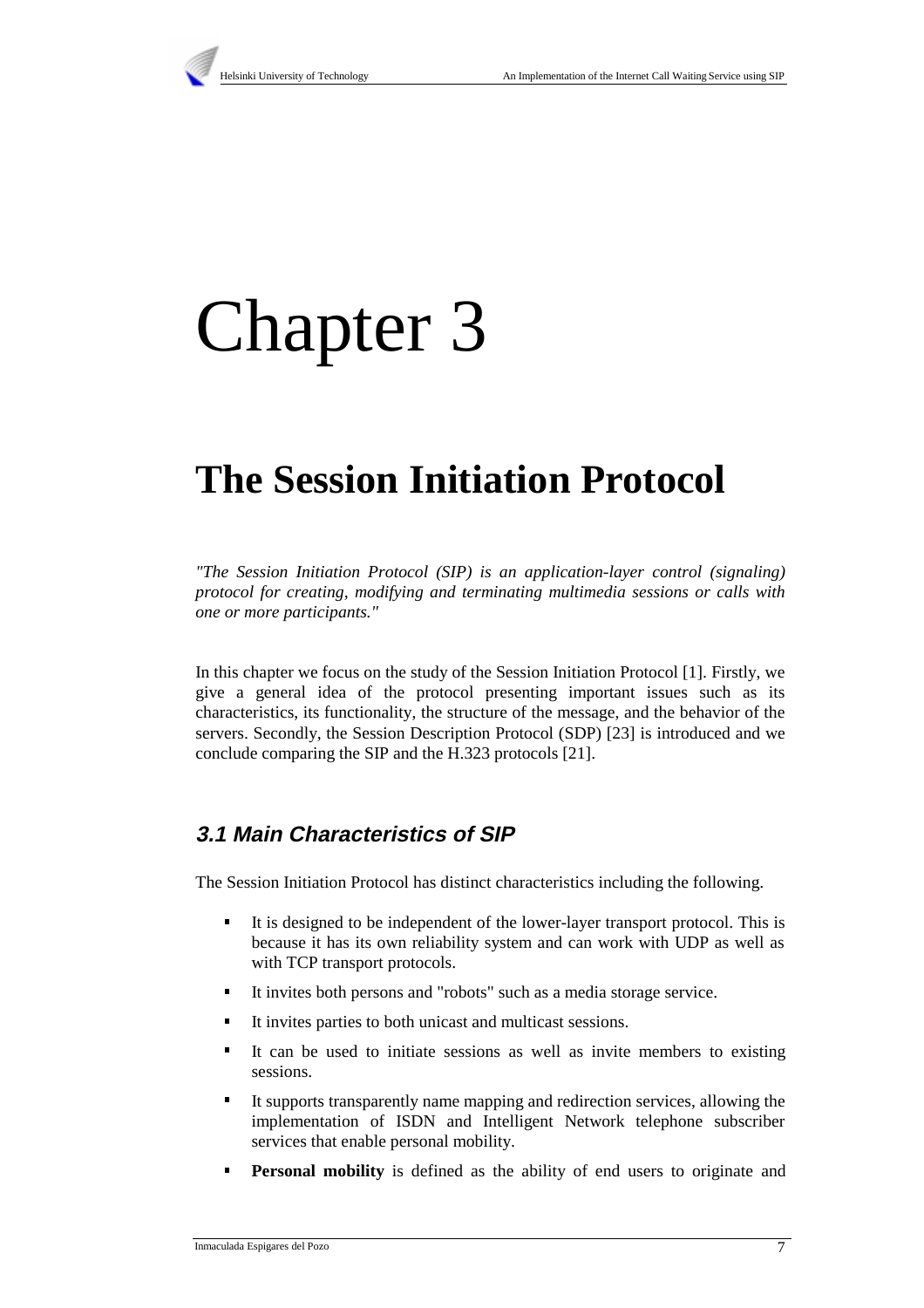# Chapter 3

# The Session Initiation Protocol

*"The Session Initiation Protocol (SIP) is an application-layer control (signaling) protocol for creating, modifying and terminating multimedia sessions or calls with one or more participants."*

In this chapter we focus on the study of the Session Initiation Protocol [1]. Firstly, we give a general idea of the protocol presenting important issues such as its characteristics, its functionality, the structure of the message, and the behavior of the servers. Secondly, the Session Description Protocol (SDP) [23] is introduced and we conclude comparing the SIP and the H.323 protocols [21].

## *3.1 Main Characteristics of SIP*

The Session Initiation Protocol has distinct characteristics including the following.

- It is designed to be independent of the lower-layer transport protocol. This is because it has its own reliability system and can work with UDP as well as with TCP transport protocols.
- It invites both persons and "robots" such as a media storage service.
- It invites parties to both unicast and multicast sessions.
- It can be used to initiate sessions as well as invite members to existing sessions.
- It supports transparently name mapping and redirection services, allowing the implementation of ISDN and Intelligent Network telephone subscriber services that enable personal mobility.
- **Personal mobility** is defined as the ability of end users to originate and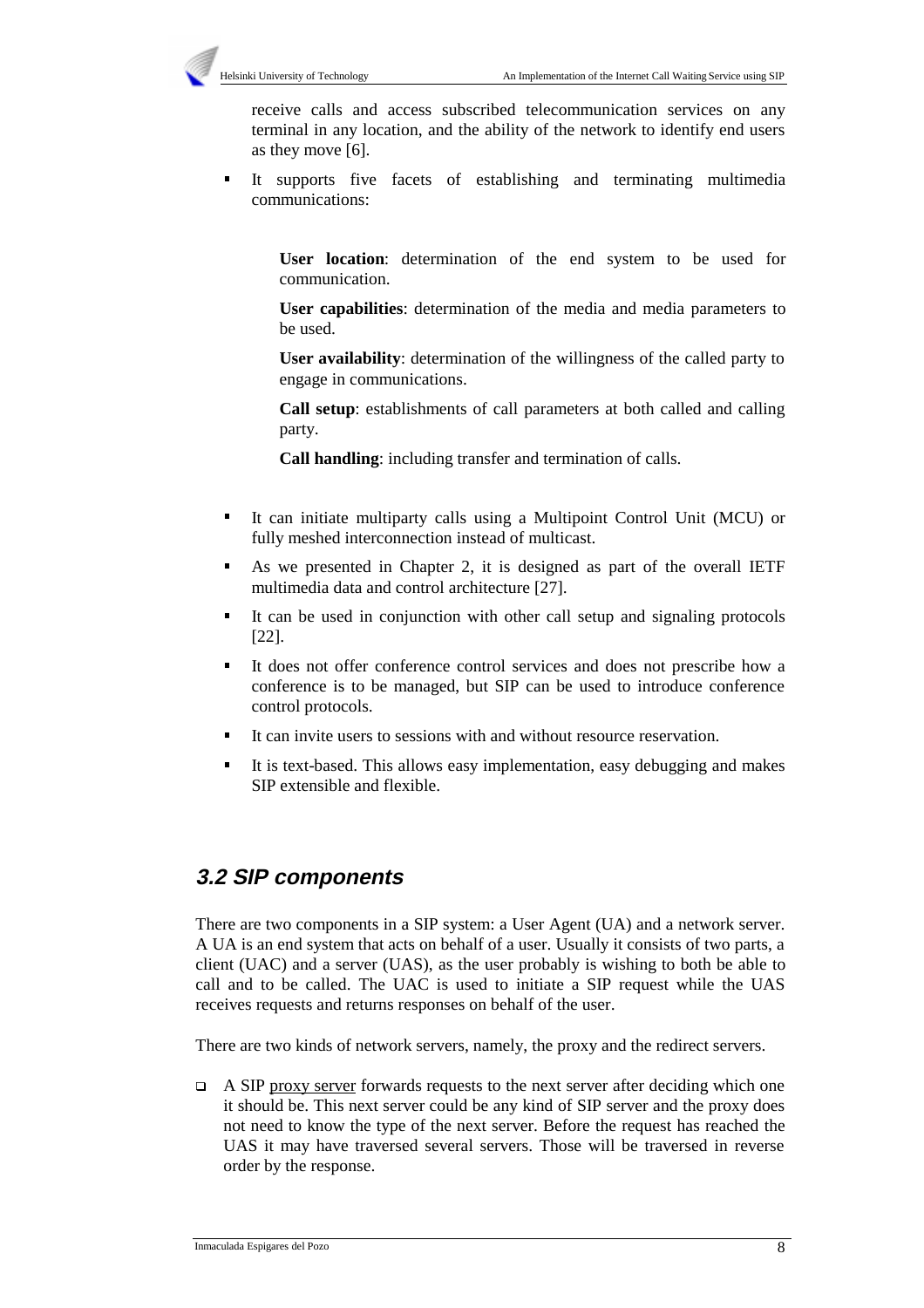receive calls and access subscribed telecommunication services on any terminal in any location, and the ability of the network to identify end users as they move [6].

- It supports five facets of establishing and terminating multimedia communications:

  **User location**: determination of the end system to be used for communication.

  **User capabilities**: determination of the media and media parameters to be used.

  **User availability**: determination of the willingness of the called party to engage in communications.

  **Call setup**: establishments of call parameters at both called and calling party.

  **Call handling**: including transfer and termination of calls.

- It can initiate multiparty calls using a Multipoint Control Unit (MCU) or fully meshed interconnection instead of multicast.
- As we presented in Chapter 2, it is designed as part of the overall IETF multimedia data and control architecture [27].
- It can be used in conjunction with other call setup and signaling protocols [22].
- It does not offer conference control services and does not prescribe how a conference is to be managed, but SIP can be used to introduce conference control protocols.
- It can invite users to sessions with and without resource reservation.
- It is text-based. This allows easy implementation, easy debugging and makes SIP extensible and flexible.

## 3.2 SIP components

There are two components in a SIP system: a User Agent (UA) and a network server. A UA is an end system that acts on behalf of a user. Usually it consists of two parts, a client (UAC) and a server (UAS), as the user probably is wishing to both be able to call and to be called. The UAC is used to initiate a SIP request while the UAS receives requests and returns responses on behalf of the user.

There are two kinds of network servers, namely, the proxy and the redirect servers.

- A SIP proxy server forwards requests to the next server after deciding which one it should be. This next server could be any kind of SIP server and the proxy does not need to know the type of the next server. Before the request has reached the UAS it may have traversed several servers. Those will be traversed in reverse order by the response.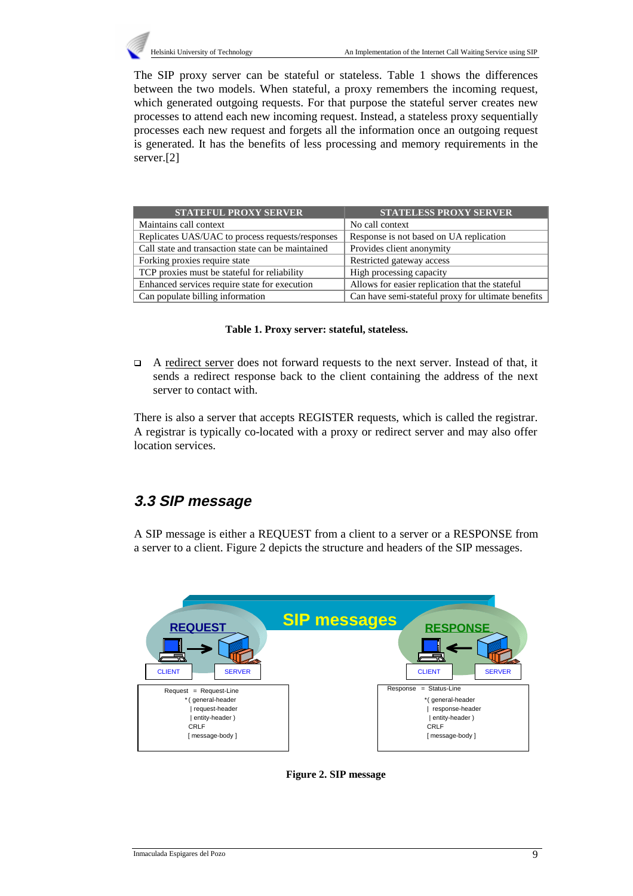The SIP proxy server can be stateful or stateless. Table 1 shows the differences between the two models. When stateful, a proxy remembers the incoming request, which generated outgoing requests. For that purpose the stateful server creates new processes to attend each new incoming request. Instead, a stateless proxy sequentially processes each new request and forgets all the information once an outgoing request is generated. It has the benefits of less processing and memory requirements in the server.[2]

| STATEFUL PROXY SERVER | STATELESS PROXY SERVER |
| --- | --- |
| Maintains call context | No call context |
| Replicates UAS/UAC to process requests/responses | Response is not based on UA replication |
| Call state and transaction state can be maintained | Provides client anonymity |
| Forking proxies require state | Restricted gateway access |
| TCP proxies must be stateful for reliability | High processing capacity |
| Enhanced services require state for execution | Allows for easier replication that the stateful |
| Can populate billing information | Can have semi-stateful proxy for ultimate benefits |

**Table 1. Proxy server: stateful, stateless.**

- A <u>redirect server</u> does not forward requests to the next server. Instead of that, it sends a redirect response back to the client containing the address of the next server to contact with.

There is also a server that accepts REGISTER requests, which is called the registrar. A registrar is typically co-located with a proxy or redirect server and may also offer location services.

## *3.3 SIP message*

A SIP message is either a REQUEST from a client to a server or a RESPONSE from a server to a client. Figure 2 depicts the structure and headers of the SIP messages.

SIP messages

REQUEST

CLIENT

SERVER

Request = Request-Line
*( general-header
| request-header
| entity-header )
CRLF
[ message-body ]

RESPONSE

CLIENT

SERVER

Response = Status-Line
*( general-header
| response-header
| entity-header )
CRLF
[ message-body ]

**Figure 2. SIP message**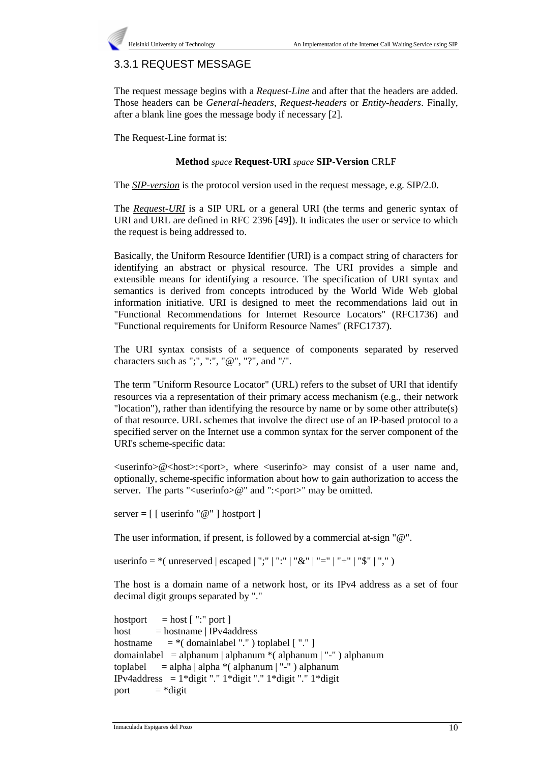### 3.3.1 REQUEST MESSAGE

The request message begins with a *Request-Line* and after that the headers are added. Those headers can be *General-headers*, *Request-headers* or *Entity-headers*. Finally, after a blank line goes the message body if necessary [2].

The Request-Line format is:

**Method** *space* **Request-URI** *space* **SIP-Version** CRLF

The ***SIP-version*** is the protocol version used in the request message, e.g. SIP/2.0.

The ***Request-URI*** is a SIP URL or a general URI (the terms and generic syntax of URI and URL are defined in RFC 2396 [49]). It indicates the user or service to which the request is being addressed to.

Basically, the Uniform Resource Identifier (URI) is a compact string of characters for identifying an abstract or physical resource. The URI provides a simple and extensible means for identifying a resource. The specification of URI syntax and semantics is derived from concepts introduced by the World Wide Web global information initiative. URI is designed to meet the recommendations laid out in "Functional Recommendations for Internet Resource Locators" (RFC1736) and "Functional requirements for Uniform Resource Names" (RFC1737).

The URI syntax consists of a sequence of components separated by reserved characters such as ";", ":", "@", "?", and "/".

The term "Uniform Resource Locator" (URL) refers to the subset of URI that identify resources via a representation of their primary access mechanism (e.g., their network "location"), rather than identifying the resource by name or by some other attribute(s) of that resource. URL schemes that involve the direct use of an IP-based protocol to a specified server on the Internet use a common syntax for the server component of the URI's scheme-specific data:

<userinfo>@<host>:<port>, where <userinfo> may consist of a user name and, optionally, scheme-specific information about how to gain authorization to access the server. The parts "<userinfo>@" and ":<port>" may be omitted.

server = [ [ userinfo "@" ] hostport ]

The user information, if present, is followed by a commercial at-sign "@".

userinfo = *( unreserved | escaped | ";" | ":" | "&" | "=" | "+" | "$" | "," )

The host is a domain name of a network host, or its IPv4 address as a set of four decimal digit groups separated by "."

```
hostport     = host [ ":" port ]
host         = hostname | IPv4address
hostname     = *( domainlabel "." ) toplabel [ "." ]
domainlabel  = alphanum | alphanum *( alphanum | "-" ) alphanum
toplabel     = alpha | alpha *( alphanum | "-" ) alphanum
IPv4address  = 1*digit "." 1*digit "." 1*digit "." 1*digit
port         = *digit
```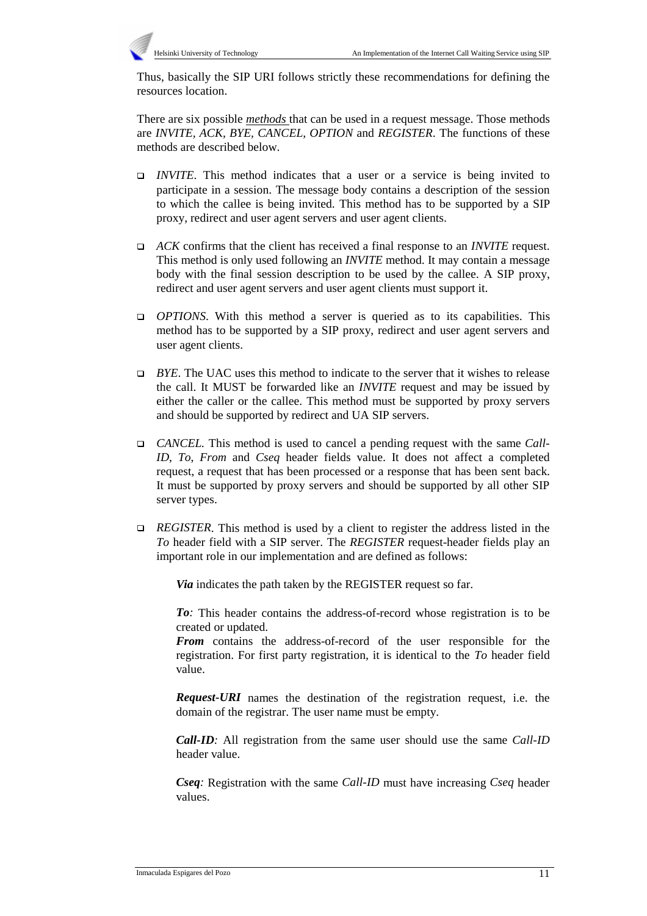Thus, basically the SIP URI follows strictly these recommendations for defining the resources location.

There are six possible *methods* that can be used in a request message. Those methods are *INVITE, ACK, BYE, CANCEL, OPTION* and *REGISTER*. The functions of these methods are described below.

- *INVITE*. This method indicates that a user or a service is being invited to participate in a session. The message body contains a description of the session to which the callee is being invited. This method has to be supported by a SIP proxy, redirect and user agent servers and user agent clients.

- *ACK* confirms that the client has received a final response to an *INVITE* request. This method is only used following an *INVITE* method. It may contain a message body with the final session description to be used by the callee. A SIP proxy, redirect and user agent servers and user agent clients must support it.

- *OPTIONS*. With this method a server is queried as to its capabilities. This method has to be supported by a SIP proxy, redirect and user agent servers and user agent clients.

- *BYE*. The UAC uses this method to indicate to the server that it wishes to release the call. It MUST be forwarded like an *INVITE* request and may be issued by either the caller or the callee. This method must be supported by proxy servers and should be supported by redirect and UA SIP servers.

- *CANCEL.* This method is used to cancel a pending request with the same *Call-ID, To, From* and *Cseq* header fields value. It does not affect a completed request, a request that has been processed or a response that has been sent back. It must be supported by proxy servers and should be supported by all other SIP server types.

- *REGISTER*. This method is used by a client to register the address listed in the *To* header field with a SIP server. The *REGISTER* request-header fields play an important role in our implementation and are defined as follows:

  ***Via*** indicates the path taken by the REGISTER request so far.

  ***To****:* This header contains the address-of-record whose registration is to be created or updated.
  ***From*** contains the address-of-record of the user responsible for the registration. For first party registration, it is identical to the *To* header field value.

  ***Request-URI*** names the destination of the registration request, i.e. the domain of the registrar. The user name must be empty.

  ***Call-ID****:* All registration from the same user should use the same *Call-ID* header value.

  ***Cseq****:* Registration with the same *Call-ID* must have increasing *Cseq* header values.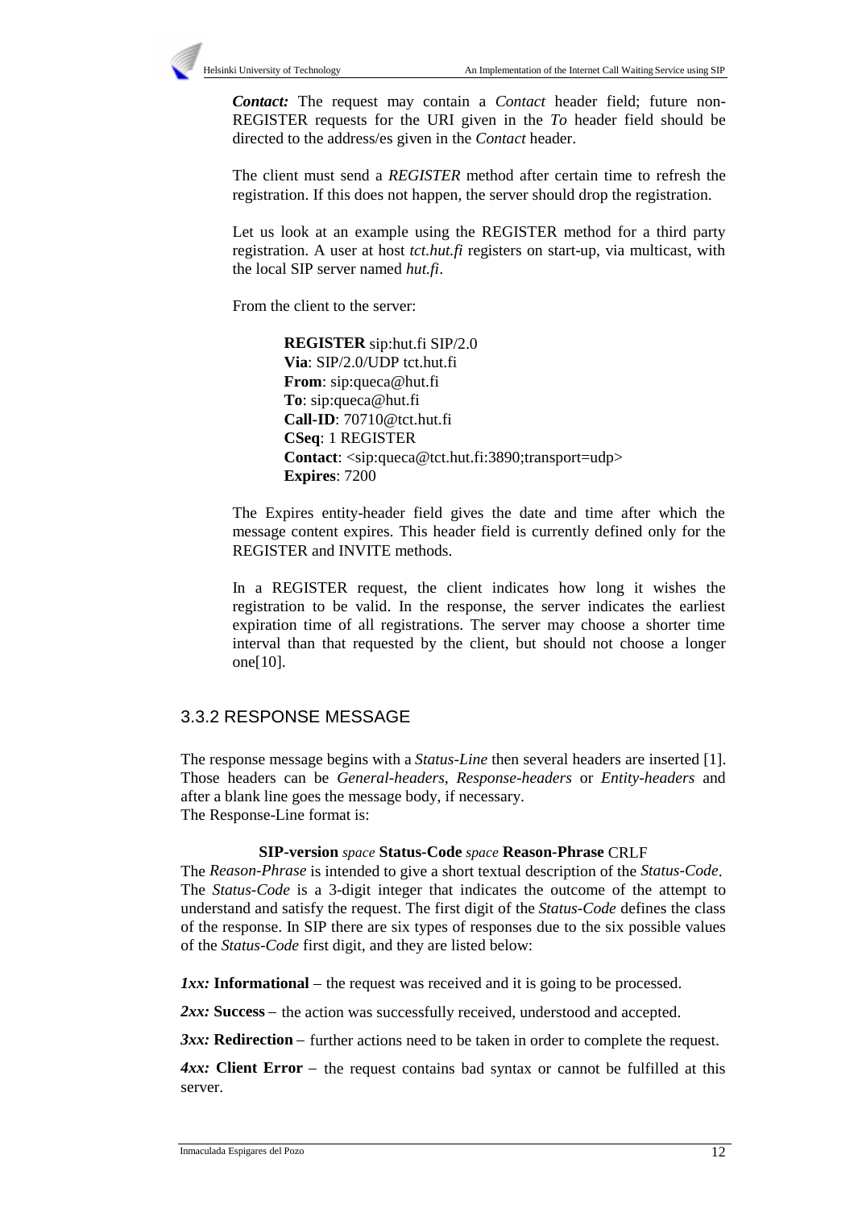*Contact:* The request may contain a *Contact* header field; future non-REGISTER requests for the URI given in the *To* header field should be directed to the address/es given in the *Contact* header.

The client must send a *REGISTER* method after certain time to refresh the registration. If this does not happen, the server should drop the registration.

Let us look at an example using the REGISTER method for a third party registration. A user at host *tct.hut.fi* registers on start-up, via multicast, with the local SIP server named *hut.fi*.

From the client to the server:

> **REGISTER** sip:hut.fi SIP/2.0
> **Via**: SIP/2.0/UDP tct.hut.fi
> **From**: sip:queca@hut.fi
> **To**: sip:queca@hut.fi
> **Call-ID**: 70710@tct.hut.fi
> **CSeq**: 1 REGISTER
> **Contact**: <sip:queca@tct.hut.fi:3890;transport=udp>
> **Expires**: 7200

The Expires entity-header field gives the date and time after which the message content expires. This header field is currently defined only for the REGISTER and INVITE methods.

In a REGISTER request, the client indicates how long it wishes the registration to be valid. In the response, the server indicates the earliest expiration time of all registrations. The server may choose a shorter time interval than that requested by the client, but should not choose a longer one[10].

### 3.3.2 RESPONSE MESSAGE

The response message begins with a *Status-Line* then several headers are inserted [1]. Those headers can be *General-headers*, *Response-headers* or *Entity-headers* and after a blank line goes the message body, if necessary.
The Response-Line format is:

**SIP-version** *space* **Status-Code** *space* **Reason-Phrase** CRLF

The *Reason-Phrase* is intended to give a short textual description of the *Status-Code*. The *Status-Code* is a 3-digit integer that indicates the outcome of the attempt to understand and satisfy the request. The first digit of the *Status-Code* defines the class of the response. In SIP there are six types of responses due to the six possible values of the *Status-Code* first digit, and they are listed below:

*1xx:* **Informational** – the request was received and it is going to be processed.

*2xx:* **Success** – the action was successfully received, understood and accepted.

*3xx:* **Redirection** – further actions need to be taken in order to complete the request.

*4xx:* **Client Error** – the request contains bad syntax or cannot be fulfilled at this server.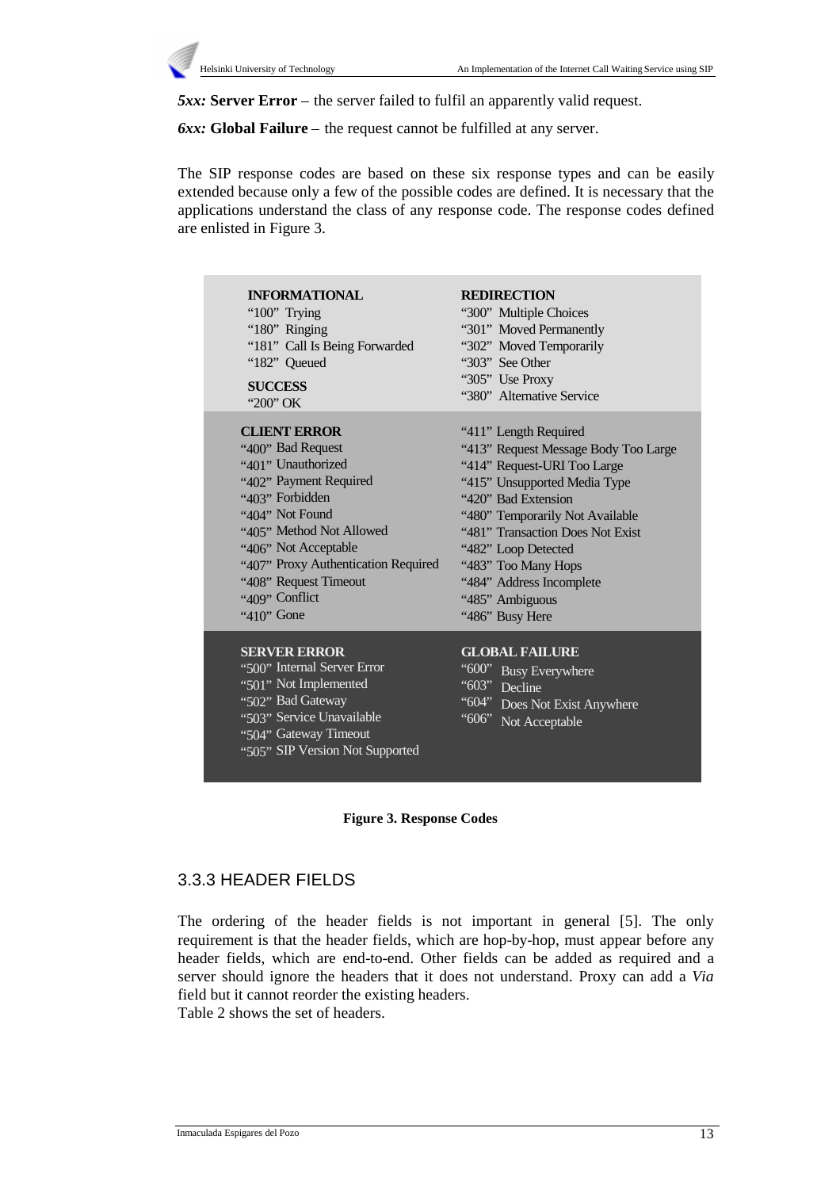*5xx:* **Server Error** – the server failed to fulfil an apparently valid request.

*6xx:* **Global Failure** – the request cannot be fulfilled at any server.

The SIP response codes are based on these six response types and can be easily extended because only a few of the possible codes are defined. It is necessary that the applications understand the class of any response code. The response codes defined are enlisted in Figure 3.

**INFORMATIONAL**
"100" Trying
"180" Ringing
"181" Call Is Being Forwarded
"182" Queued

**SUCCESS**
"200" OK

**REDIRECTION**
"300" Multiple Choices
"301" Moved Permanently
"302" Moved Temporarily
"303" See Other
"305" Use Proxy
"380" Alternative Service

**CLIENT ERROR**
"400" Bad Request
"401" Unauthorized
"402" Payment Required
"403" Forbidden
"404" Not Found
"405" Method Not Allowed
"406" Not Acceptable
"407" Proxy Authentication Required
"408" Request Timeout
"409" Conflict
"410" Gone
"411" Length Required
"413" Request Message Body Too Large
"414" Request-URI Too Large
"415" Unsupported Media Type
"420" Bad Extension
"480" Temporarily Not Available
"481" Transaction Does Not Exist
"482" Loop Detected
"483" Too Many Hops
"484" Address Incomplete
"485" Ambiguous
"486" Busy Here

**SERVER ERROR**
"500" Internal Server Error
"501" Not Implemented
"502" Bad Gateway
"503" Service Unavailable
"504" Gateway Timeout
"505" SIP Version Not Supported

**GLOBAL FAILURE**
"600" Busy Everywhere
"603" Decline
"604" Does Not Exist Anywhere
"606" Not Acceptable

**Figure 3. Response Codes**

### 3.3.3 HEADER FIELDS

The ordering of the header fields is not important in general [5]. The only requirement is that the header fields, which are hop-by-hop, must appear before any header fields, which are end-to-end. Other fields can be added as required and a server should ignore the headers that it does not understand. Proxy can add a *Via* field but it cannot reorder the existing headers.
Table 2 shows the set of headers.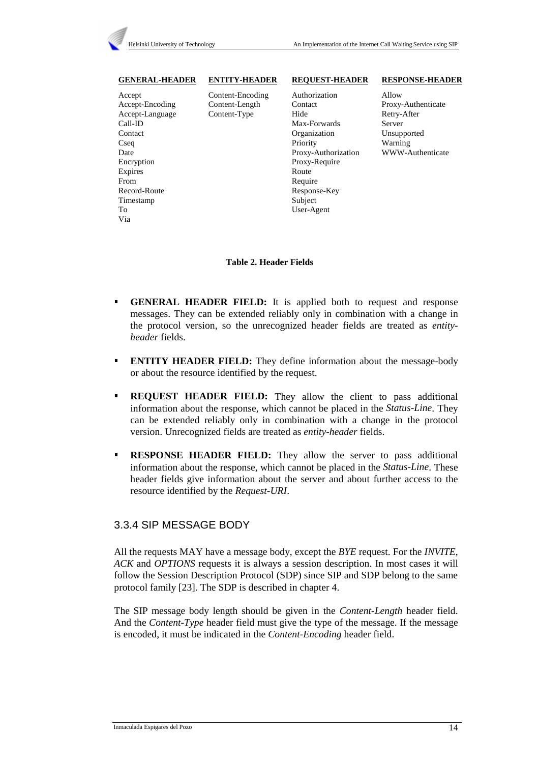| GENERAL-HEADER | ENTITY-HEADER | REQUEST-HEADER | RESPONSE-HEADER |
|---|---|---|---|
| Accept | Content-Encoding | Authorization | Allow |
| Accept-Encoding | Content-Length | Contact | Proxy-Authenticate |
| Accept-Language | Content-Type | Hide | Retry-After |
| Call-ID | | Max-Forwards | Server |
| Contact | | Organization | Unsupported |
| Cseq | | Priority | Warning |
| Date | | Proxy-Authorization | WWW-Authenticate |
| Encryption | | Proxy-Require | |
| Expires | | Route | |
| From | | Require | |
| Record-Route | | Response-Key | |
| Timestamp | | Subject | |
| To | | User-Agent | |
| Via | | | |

**Table 2. Header Fields**

- **GENERAL HEADER FIELD:** It is applied both to request and response messages. They can be extended reliably only in combination with a change in the protocol version, so the unrecognized header fields are treated as *entity-header* fields.
- **ENTITY HEADER FIELD:** They define information about the message-body or about the resource identified by the request.
- **REQUEST HEADER FIELD:** They allow the client to pass additional information about the response, which cannot be placed in the *Status-Line*. They can be extended reliably only in combination with a change in the protocol version. Unrecognized fields are treated as *entity-header* fields.
- **RESPONSE HEADER FIELD:** They allow the server to pass additional information about the response, which cannot be placed in the *Status-Line*. These header fields give information about the server and about further access to the resource identified by the *Request-URI*.

### 3.3.4 SIP MESSAGE BODY

All the requests MAY have a message body, except the *BYE* request. For the *INVITE*, *ACK* and *OPTIONS* requests it is always a session description. In most cases it will follow the Session Description Protocol (SDP) since SIP and SDP belong to the same protocol family [23]. The SDP is described in chapter 4.

The SIP message body length should be given in the *Content-Length* header field. And the *Content-Type* header field must give the type of the message. If the message is encoded, it must be indicated in the *Content-Encoding* header field.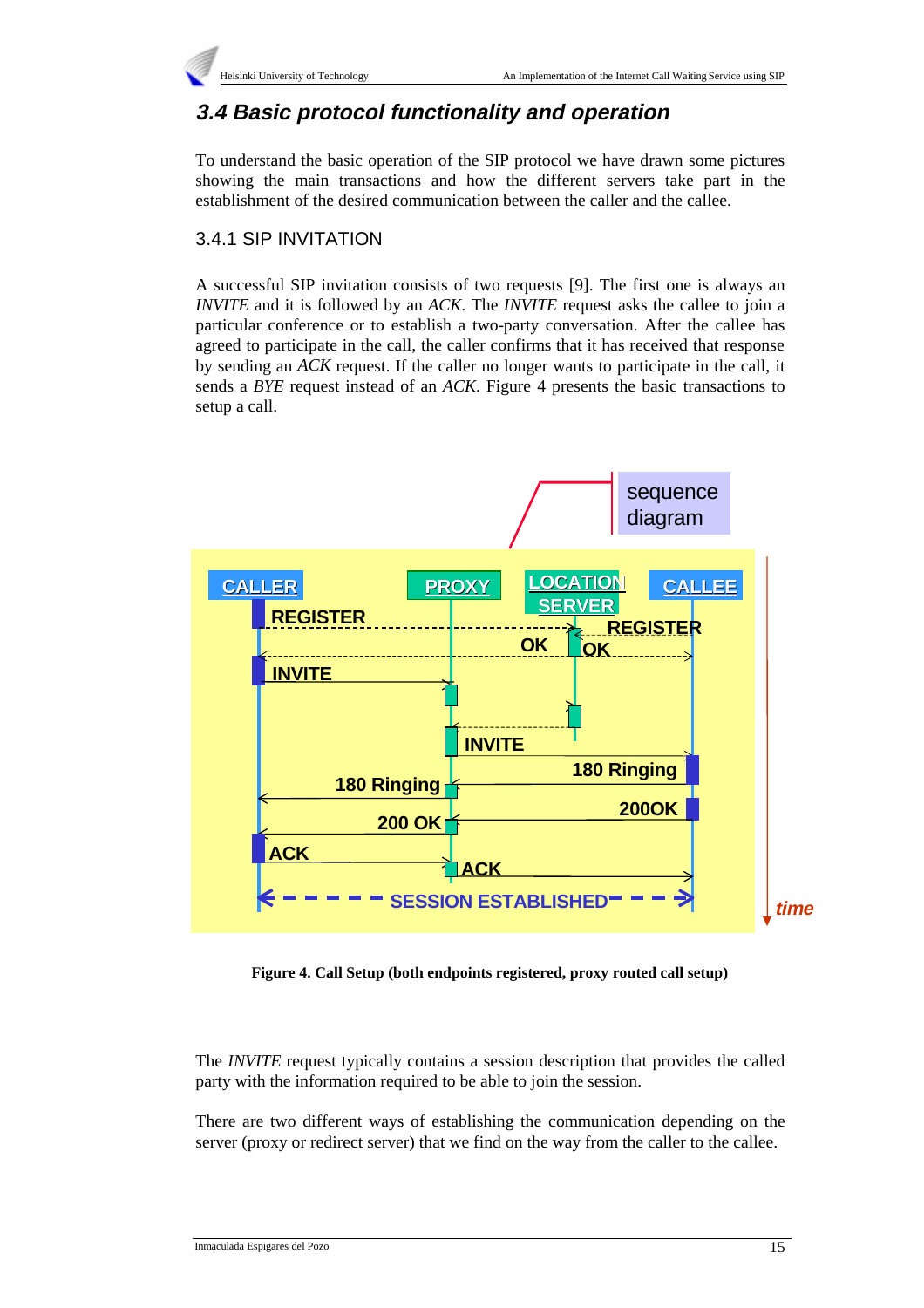## 3.4 Basic protocol functionality and operation

To understand the basic operation of the SIP protocol we have drawn some pictures showing the main transactions and how the different servers take part in the establishment of the desired communication between the caller and the callee.

### 3.4.1 SIP INVITATION

A successful SIP invitation consists of two requests [9]. The first one is always an *INVITE* and it is followed by an *ACK*. The *INVITE* request asks the callee to join a particular conference or to establish a two-party conversation. After the callee has agreed to participate in the call, the caller confirms that it has received that response by sending an *ACK* request. If the caller no longer wants to participate in the call, it sends a *BYE* request instead of an *ACK*. Figure 4 presents the basic transactions to setup a call.

sequence diagram

CALLER
PROXY
LOCATION SERVER
CALLEE
REGISTER
REGISTER
OK
OK
INVITE
INVITE
180 Ringing
180 Ringing
200 OK
200OK
ACK
ACK
SESSION ESTABLISHED
time

**Figure 4. Call Setup (both endpoints registered, proxy routed call setup)**

The *INVITE* request typically contains a session description that provides the called party with the information required to be able to join the session.

There are two different ways of establishing the communication depending on the server (proxy or redirect server) that we find on the way from the caller to the callee.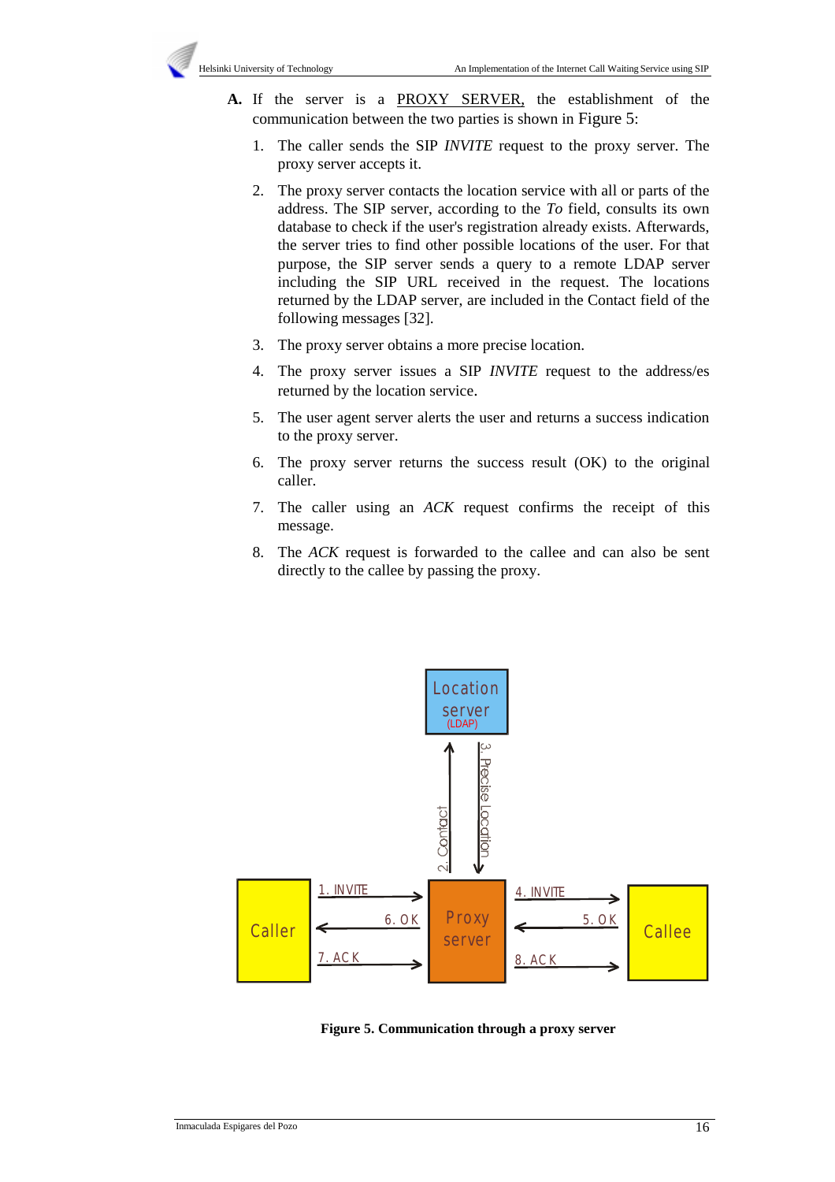**A.** If the server is a <u>PROXY SERVER,</u> the establishment of the communication between the two parties is shown in Figure 5:

1. The caller sends the SIP *INVITE* request to the proxy server. The proxy server accepts it.
2. The proxy server contacts the location service with all or parts of the address. The SIP server, according to the *To* field, consults its own database to check if the user's registration already exists. Afterwards, the server tries to find other possible locations of the user. For that purpose, the SIP server sends a query to a remote LDAP server including the SIP URL received in the request. The locations returned by the LDAP server, are included in the Contact field of the following messages [32].
3. The proxy server obtains a more precise location.
4. The proxy server issues a SIP *INVITE* request to the address/es returned by the location service.
5. The user agent server alerts the user and returns a success indication to the proxy server.
6. The proxy server returns the success result (OK) to the original caller.
7. The caller using an *ACK* request confirms the receipt of this message.
8. The *ACK* request is forwarded to the callee and can also be sent directly to the callee by passing the proxy.

Location server (LDAP)

2. Contact

3. Precise Location

Caller

1. INVITE

6. OK

7. ACK

Proxy server

4. INVITE

5. OK

8. ACK

Callee

**Figure 5. Communication through a proxy server**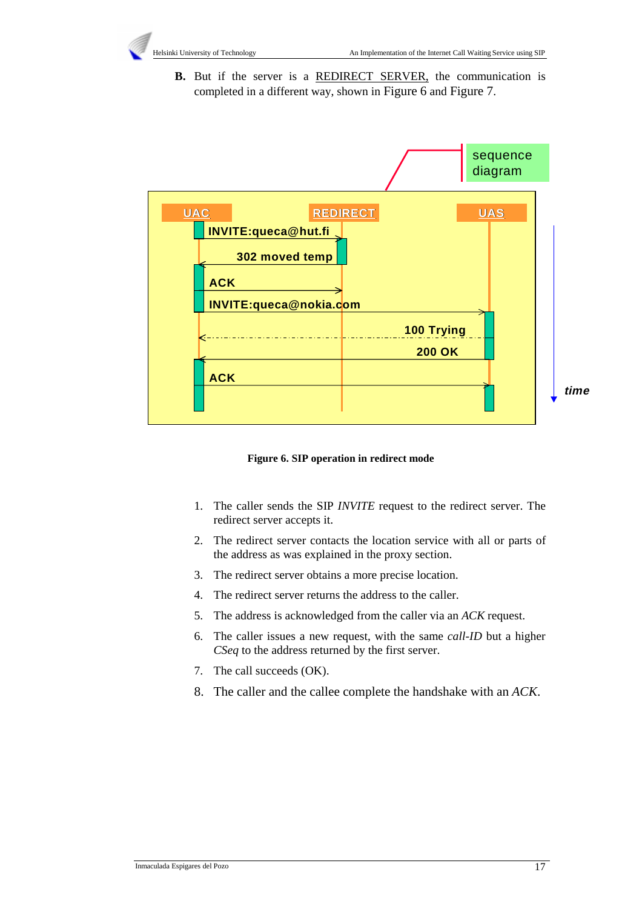**B.** But if the server is a REDIRECT SERVER, the communication is completed in a different way, shown in Figure 6 and Figure 7.

**Figure 6. SIP operation in redirect mode**

1. The caller sends the SIP *INVITE* request to the redirect server. The redirect server accepts it.
2. The redirect server contacts the location service with all or parts of the address as was explained in the proxy section.
3. The redirect server obtains a more precise location.
4. The redirect server returns the address to the caller.
5. The address is acknowledged from the caller via an *ACK* request.
6. The caller issues a new request, with the same *call-ID* but a higher *CSeq* to the address returned by the first server.
7. The call succeeds (OK).
8. The caller and the callee complete the handshake with an *ACK*.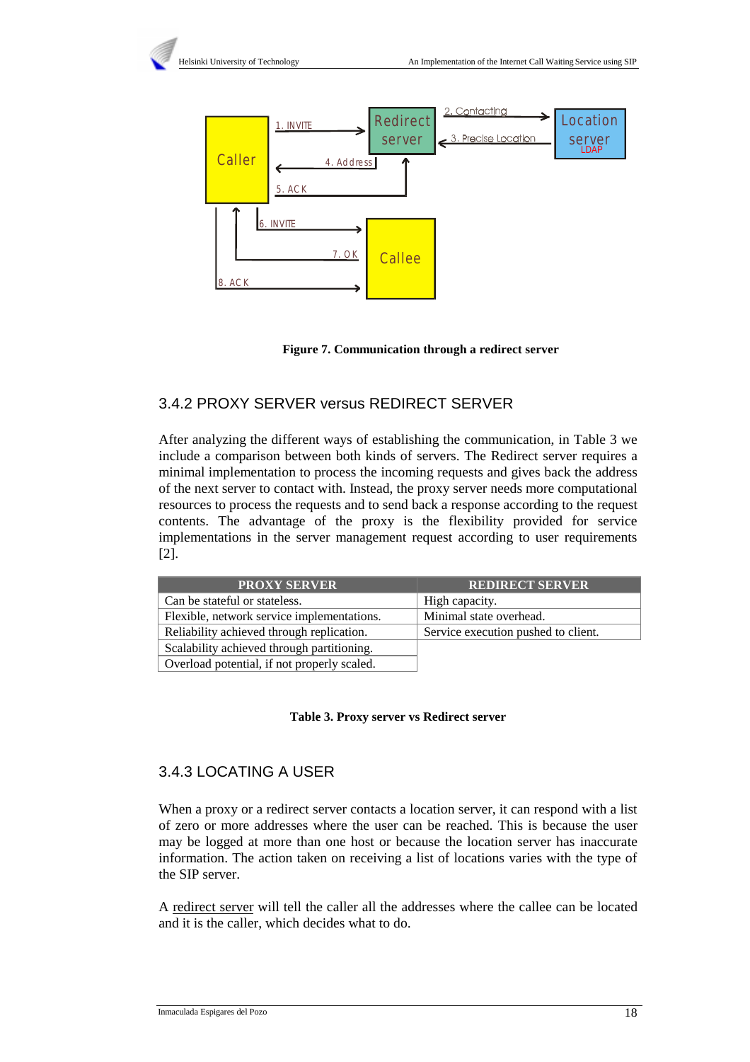Caller

1. INVITE

Redirect server

2. Contacting

3. Precise Location

Location server
LDAP

4. Address

5. ACK

6. INVITE

7. OK

Callee

8. ACK

**Figure 7. Communication through a redirect server**

### 3.4.2 PROXY SERVER versus REDIRECT SERVER

After analyzing the different ways of establishing the communication, in Table 3 we include a comparison between both kinds of servers. The Redirect server requires a minimal implementation to process the incoming requests and gives back the address of the next server to contact with. Instead, the proxy server needs more computational resources to process the requests and to send back a response according to the request contents. The advantage of the proxy is the flexibility provided for service implementations in the server management request according to user requirements [2].

| PROXY SERVER | REDIRECT SERVER |
|---|---|
| Can be stateful or stateless. | High capacity. |
| Flexible, network service implementations. | Minimal state overhead. |
| Reliability achieved through replication. | Service execution pushed to client. |
| Scalability achieved through partitioning. | |
| Overload potential, if not properly scaled. | |

**Table 3. Proxy server vs Redirect server**

### 3.4.3 LOCATING A USER

When a proxy or a redirect server contacts a location server, it can respond with a list of zero or more addresses where the user can be reached. This is because the user may be logged at more than one host or because the location server has inaccurate information. The action taken on receiving a list of locations varies with the type of the SIP server.

A redirect server will tell the caller all the addresses where the callee can be located and it is the caller, which decides what to do.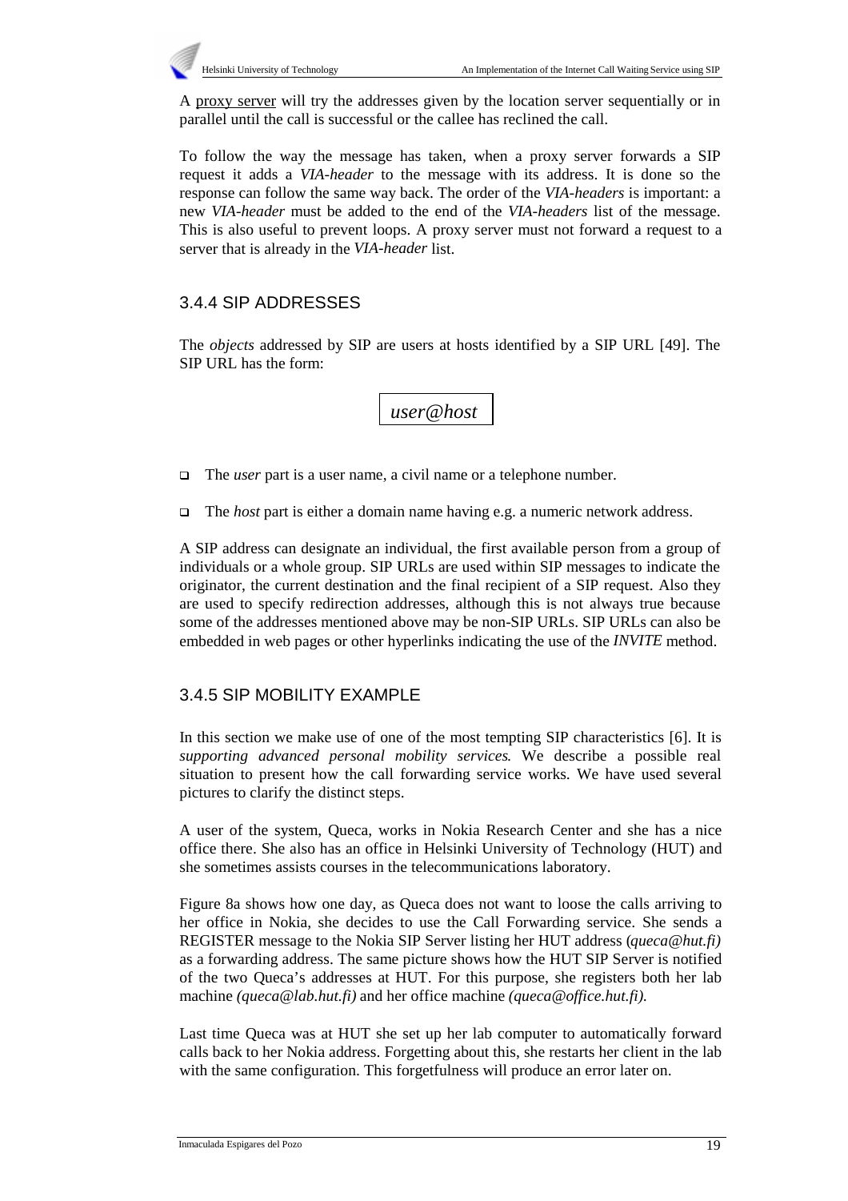A proxy server will try the addresses given by the location server sequentially or in parallel until the call is successful or the callee has reclined the call.

To follow the way the message has taken, when a proxy server forwards a SIP request it adds a *VIA-header* to the message with its address. It is done so the response can follow the same way back. The order of the *VIA-headers* is important: a new *VIA-header* must be added to the end of the *VIA-headers* list of the message. This is also useful to prevent loops. A proxy server must not forward a request to a server that is already in the *VIA-header* list.

### 3.4.4 SIP ADDRESSES

The *objects* addressed by SIP are users at hosts identified by a SIP URL [49]. The SIP URL has the form:

*user@host*

- The *user* part is a user name, a civil name or a telephone number.
- The *host* part is either a domain name having e.g. a numeric network address.

A SIP address can designate an individual, the first available person from a group of individuals or a whole group. SIP URLs are used within SIP messages to indicate the originator, the current destination and the final recipient of a SIP request. Also they are used to specify redirection addresses, although this is not always true because some of the addresses mentioned above may be non-SIP URLs. SIP URLs can also be embedded in web pages or other hyperlinks indicating the use of the *INVITE* method.

### 3.4.5 SIP MOBILITY EXAMPLE

In this section we make use of one of the most tempting SIP characteristics [6]. It is *supporting advanced personal mobility services*. We describe a possible real situation to present how the call forwarding service works. We have used several pictures to clarify the distinct steps.

A user of the system, Queca, works in Nokia Research Center and she has a nice office there. She also has an office in Helsinki University of Technology (HUT) and she sometimes assists courses in the telecommunications laboratory.

Figure 8a shows how one day, as Queca does not want to loose the calls arriving to her office in Nokia, she decides to use the Call Forwarding service. She sends a REGISTER message to the Nokia SIP Server listing her HUT address (*queca@hut.fi)* as a forwarding address. The same picture shows how the HUT SIP Server is notified of the two Queca's addresses at HUT. For this purpose, she registers both her lab machine *(queca@lab.hut.fi)* and her office machine *(queca@office.hut.fi)*.

Last time Queca was at HUT she set up her lab computer to automatically forward calls back to her Nokia address. Forgetting about this, she restarts her client in the lab with the same configuration. This forgetfulness will produce an error later on.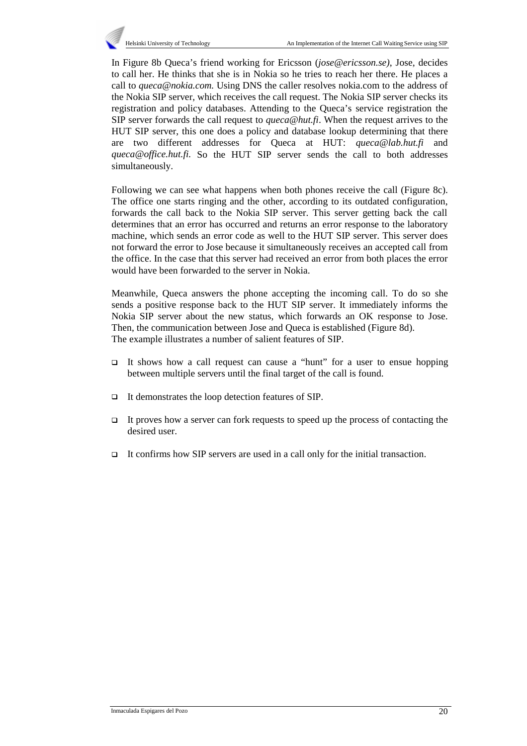In Figure 8b Queca's friend working for Ericsson (*jose@ericsson.se)*, Jose, decides to call her. He thinks that she is in Nokia so he tries to reach her there. He places a call to *queca@nokia.com.* Using DNS the caller resolves nokia.com to the address of the Nokia SIP server, which receives the call request. The Nokia SIP server checks its registration and policy databases. Attending to the Queca's service registration the SIP server forwards the call request to *queca@hut.fi*. When the request arrives to the HUT SIP server, this one does a policy and database lookup determining that there are two different addresses for Queca at HUT: *queca@lab.hut.fi* and *queca@office.hut.fi.* So the HUT SIP server sends the call to both addresses simultaneously.

Following we can see what happens when both phones receive the call (Figure 8c). The office one starts ringing and the other, according to its outdated configuration, forwards the call back to the Nokia SIP server. This server getting back the call determines that an error has occurred and returns an error response to the laboratory machine, which sends an error code as well to the HUT SIP server. This server does not forward the error to Jose because it simultaneously receives an accepted call from the office. In the case that this server had received an error from both places the error would have been forwarded to the server in Nokia.

Meanwhile, Queca answers the phone accepting the incoming call. To do so she sends a positive response back to the HUT SIP server. It immediately informs the Nokia SIP server about the new status, which forwards an OK response to Jose. Then, the communication between Jose and Queca is established (Figure 8d).
The example illustrates a number of salient features of SIP.

- It shows how a call request can cause a "hunt" for a user to ensue hopping between multiple servers until the final target of the call is found.
- It demonstrates the loop detection features of SIP.
- It proves how a server can fork requests to speed up the process of contacting the desired user.
- It confirms how SIP servers are used in a call only for the initial transaction.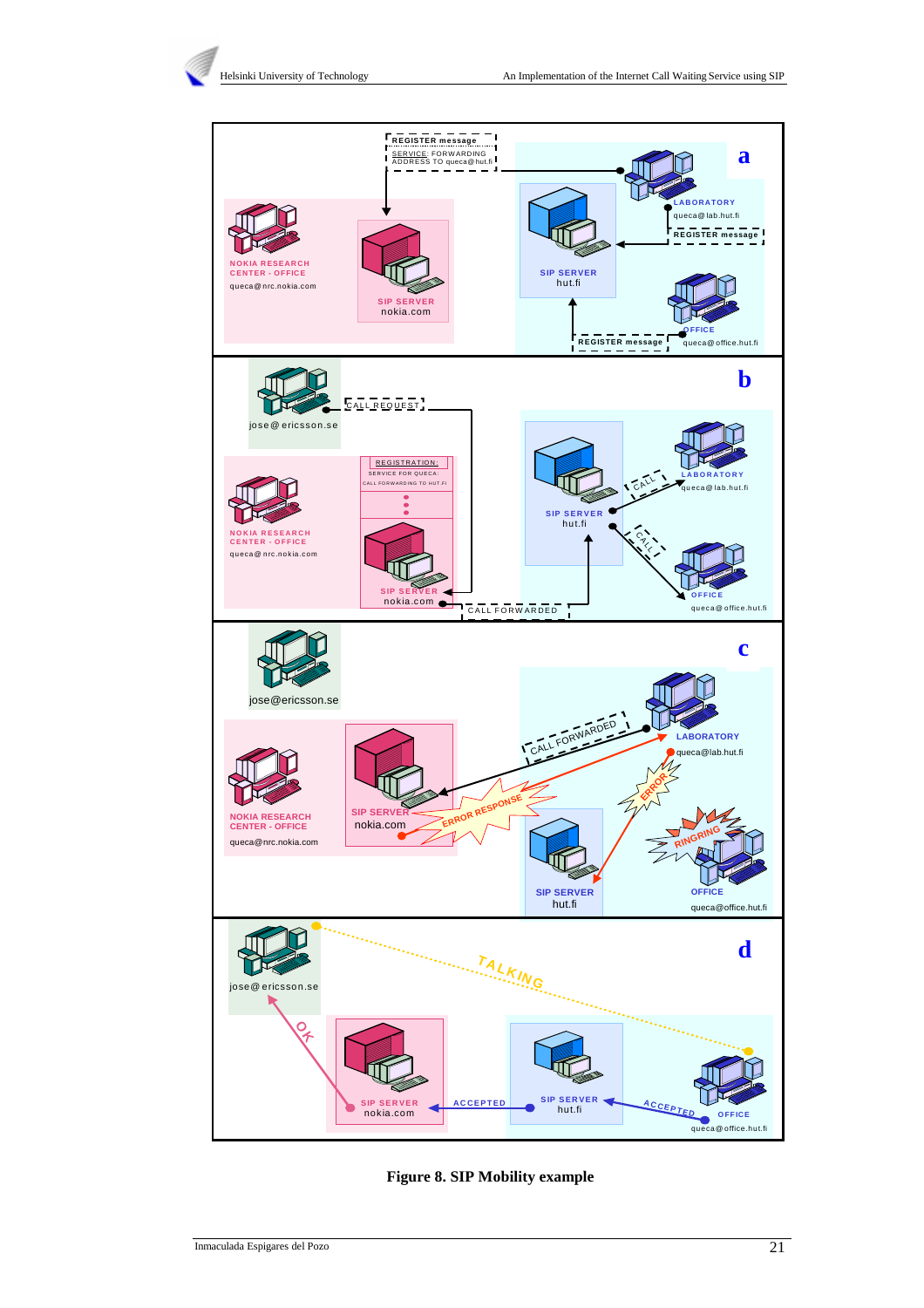REGISTER message
SERVICE: FORWARDING ADDRESS TO queca@hut.fi

a

LABORATORY
queca@lab.hut.fi

REGISTER message

NOKIA RESEARCH CENTER - OFFICE
queca@nrc.nokia.com

SIP SERVER
nokia.com

SIP SERVER
hut.fi

OFFICE
queca@office.hut.fi

REGISTER message

b

jose@ericsson.se

CALL REQUEST

REGISTRATION:
SERVICE FOR QUECA:
CALL FORWARDING TO HUT.FI

NOKIA RESEARCH CENTER - OFFICE
queca@nrc.nokia.com

SIP SERVER
nokia.com

SIP SERVER
hut.fi

CALL

LABORATORY
queca@lab.hut.fi

CALL

OFFICE
queca@office.hut.fi

CALL FORWARDED

c

jose@ericsson.se

NOKIA RESEARCH CENTER - OFFICE
queca@nrc.nokia.com

SIP SERVER
nokia.com

CALL FORWARDED

LABORATORY
queca@lab.hut.fi

ERROR RESPONSE

ERROR

RINGING

SIP SERVER
hut.fi

OFFICE
queca@office.hut.fi

d

jose@ericsson.se

TALKING

OK

SIP SERVER
nokia.com

ACCEPTED

SIP SERVER
hut.fi

ACCEPTED

OFFICE
queca@office.hut.fi

**Figure 8. SIP Mobility example**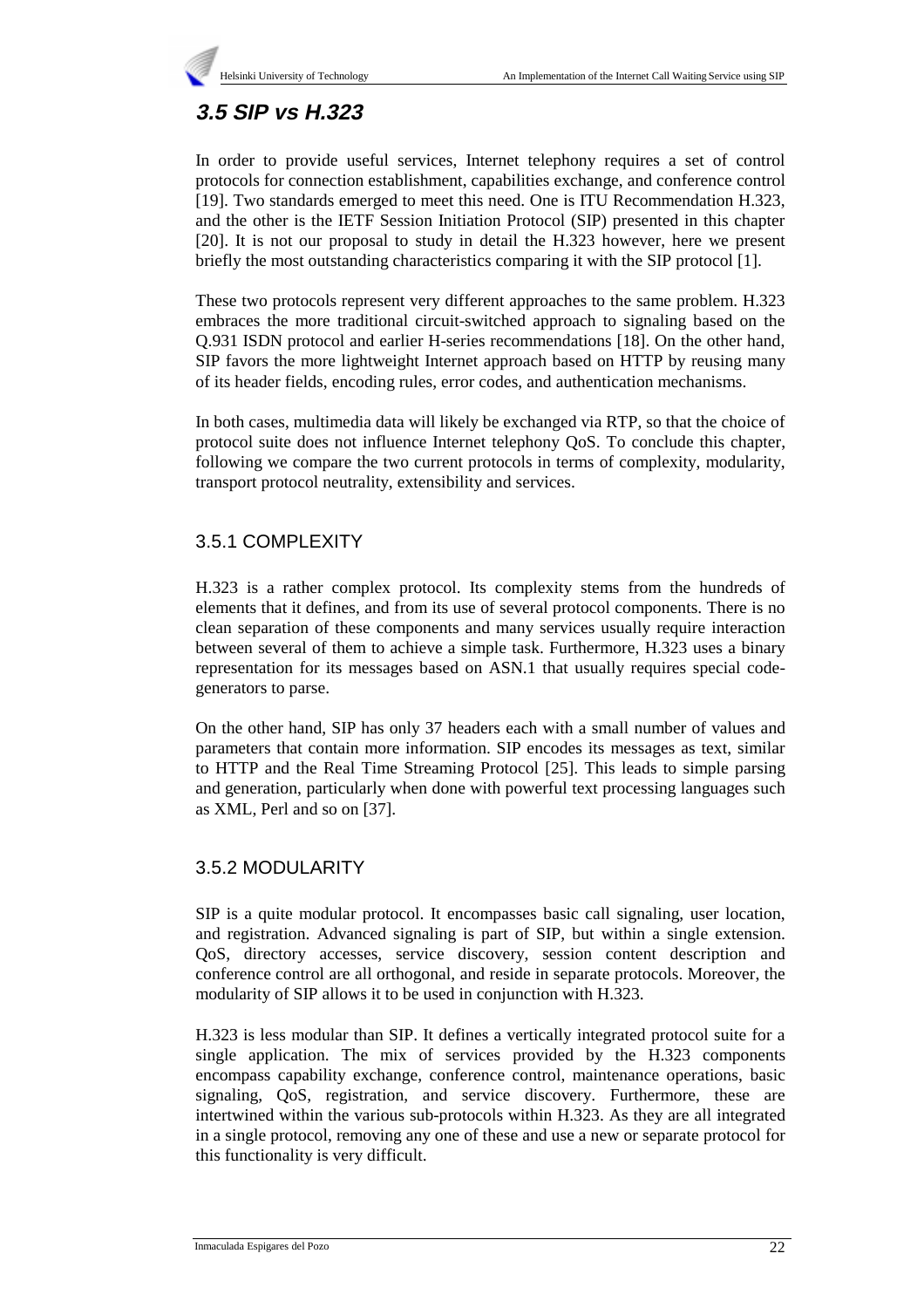## 3.5 SIP vs H.323

In order to provide useful services, Internet telephony requires a set of control protocols for connection establishment, capabilities exchange, and conference control [19]. Two standards emerged to meet this need. One is ITU Recommendation H.323, and the other is the IETF Session Initiation Protocol (SIP) presented in this chapter [20]. It is not our proposal to study in detail the H.323 however, here we present briefly the most outstanding characteristics comparing it with the SIP protocol [1].

These two protocols represent very different approaches to the same problem. H.323 embraces the more traditional circuit-switched approach to signaling based on the Q.931 ISDN protocol and earlier H-series recommendations [18]. On the other hand, SIP favors the more lightweight Internet approach based on HTTP by reusing many of its header fields, encoding rules, error codes, and authentication mechanisms.

In both cases, multimedia data will likely be exchanged via RTP, so that the choice of protocol suite does not influence Internet telephony QoS. To conclude this chapter, following we compare the two current protocols in terms of complexity, modularity, transport protocol neutrality, extensibility and services.

### 3.5.1 COMPLEXITY

H.323 is a rather complex protocol. Its complexity stems from the hundreds of elements that it defines, and from its use of several protocol components. There is no clean separation of these components and many services usually require interaction between several of them to achieve a simple task. Furthermore, H.323 uses a binary representation for its messages based on ASN.1 that usually requires special code-generators to parse.

On the other hand, SIP has only 37 headers each with a small number of values and parameters that contain more information. SIP encodes its messages as text, similar to HTTP and the Real Time Streaming Protocol [25]. This leads to simple parsing and generation, particularly when done with powerful text processing languages such as XML, Perl and so on [37].

### 3.5.2 MODULARITY

SIP is a quite modular protocol. It encompasses basic call signaling, user location, and registration. Advanced signaling is part of SIP, but within a single extension. QoS, directory accesses, service discovery, session content description and conference control are all orthogonal, and reside in separate protocols. Moreover, the modularity of SIP allows it to be used in conjunction with H.323.

H.323 is less modular than SIP. It defines a vertically integrated protocol suite for a single application. The mix of services provided by the H.323 components encompass capability exchange, conference control, maintenance operations, basic signaling, QoS, registration, and service discovery. Furthermore, these are intertwined within the various sub-protocols within H.323. As they are all integrated in a single protocol, removing any one of these and use a new or separate protocol for this functionality is very difficult.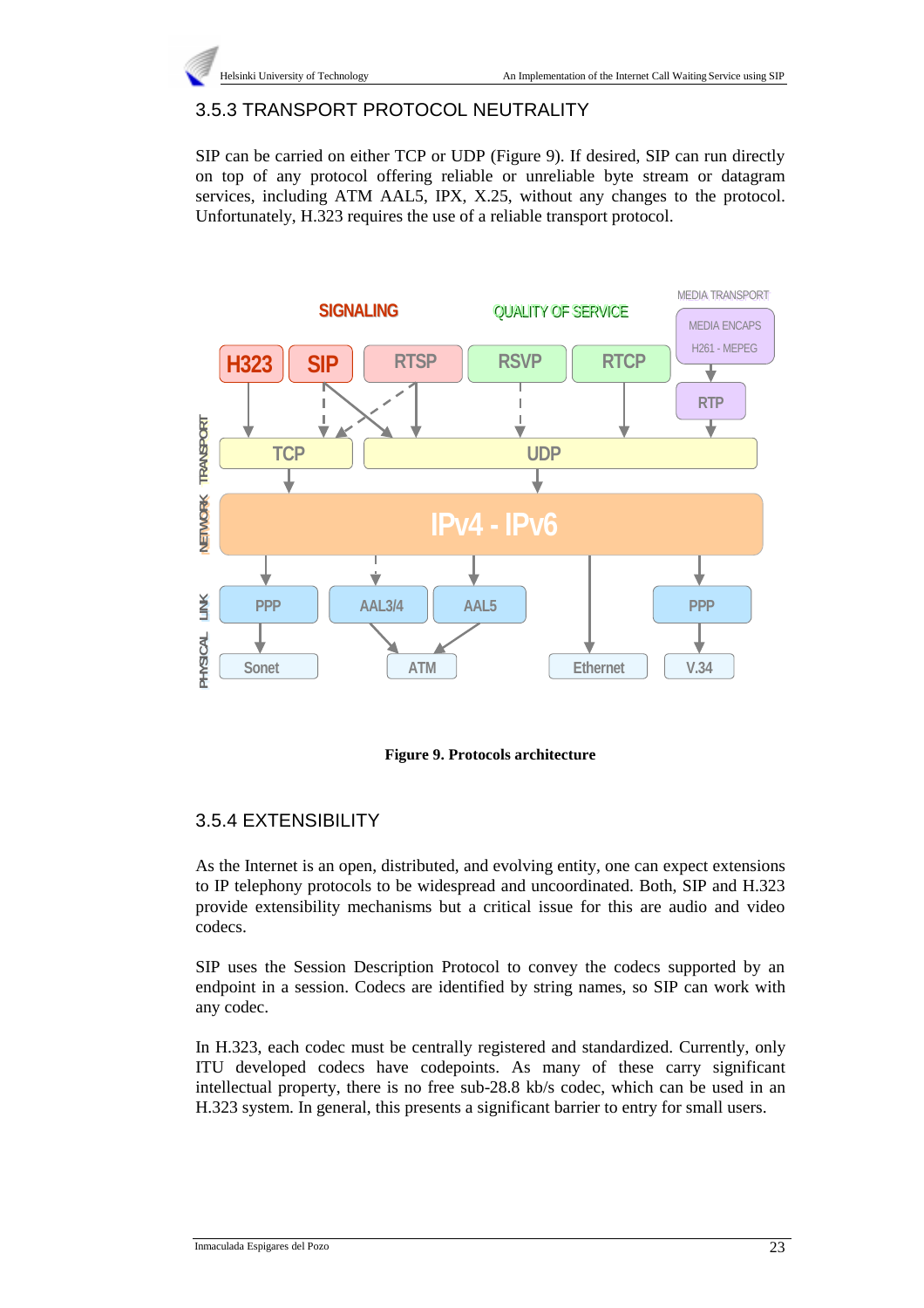### 3.5.3 TRANSPORT PROTOCOL NEUTRALITY

SIP can be carried on either TCP or UDP (Figure 9). If desired, SIP can run directly on top of any protocol offering reliable or unreliable byte stream or datagram services, including ATM AAL5, IPX, X.25, without any changes to the protocol. Unfortunately, H.323 requires the use of a reliable transport protocol.

SIGNALING

QUALITY OF SERVICE

MEDIA TRANSPORT

MEDIA ENCAPS

H261 - MEPEG

H323

SIP

RTSP

RSVP

RTCP

RTP

TRANSPORT

TCP

UDP

NETWORK

IPv4 - IPv6

LINK

PPP

AAL3/4

AAL5

PPP

PHYSICAL

Sonet

ATM

Ethernet

V.34

**Figure 9. Protocols architecture**

### 3.5.4 EXTENSIBILITY

As the Internet is an open, distributed, and evolving entity, one can expect extensions to IP telephony protocols to be widespread and uncoordinated. Both, SIP and H.323 provide extensibility mechanisms but a critical issue for this are audio and video codecs.

SIP uses the Session Description Protocol to convey the codecs supported by an endpoint in a session. Codecs are identified by string names, so SIP can work with any codec.

In H.323, each codec must be centrally registered and standardized. Currently, only ITU developed codecs have codepoints. As many of these carry significant intellectual property, there is no free sub-28.8 kb/s codec, which can be used in an H.323 system. In general, this presents a significant barrier to entry for small users.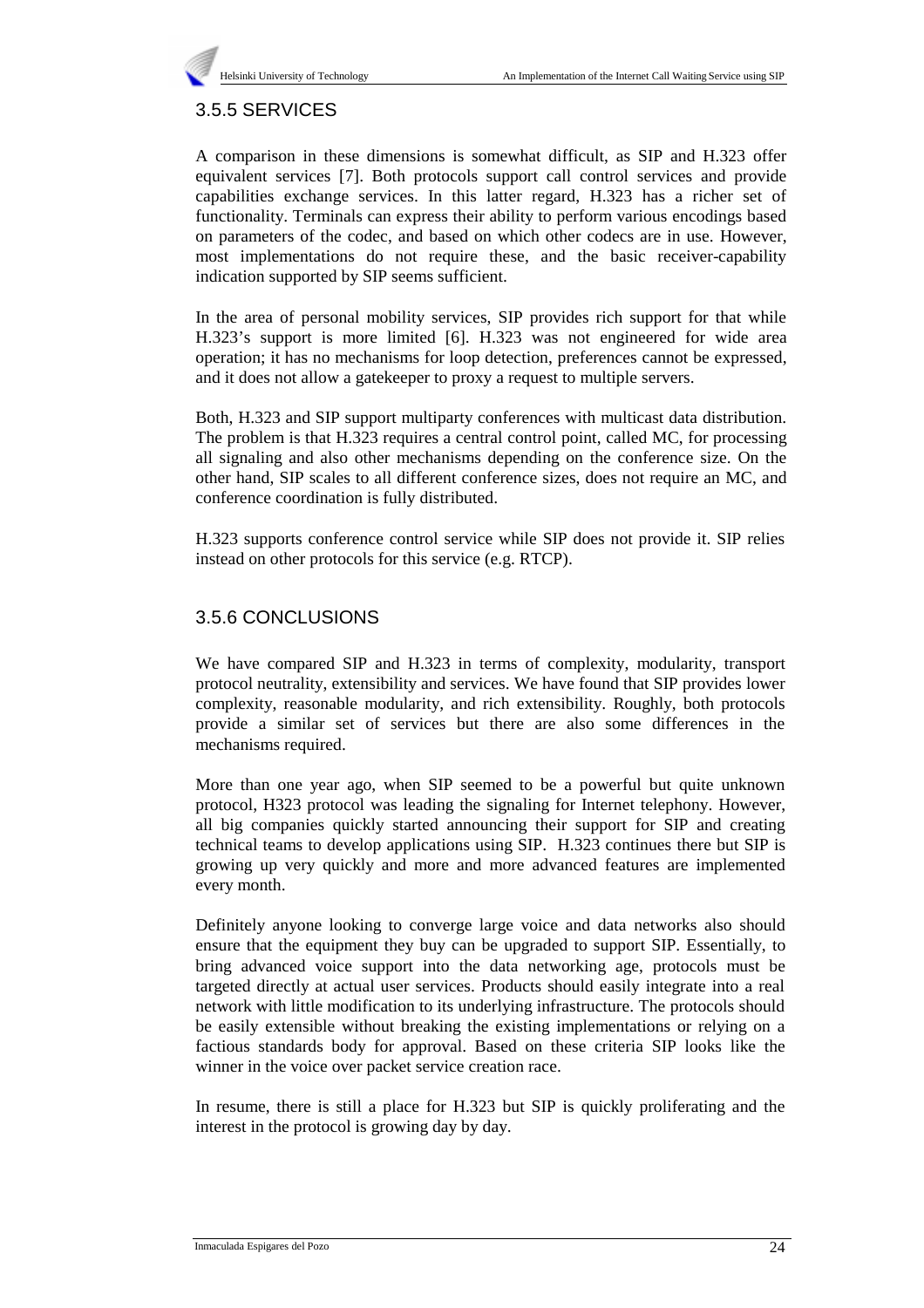### 3.5.5 SERVICES

A comparison in these dimensions is somewhat difficult, as SIP and H.323 offer equivalent services [7]. Both protocols support call control services and provide capabilities exchange services. In this latter regard, H.323 has a richer set of functionality. Terminals can express their ability to perform various encodings based on parameters of the codec, and based on which other codecs are in use. However, most implementations do not require these, and the basic receiver-capability indication supported by SIP seems sufficient.

In the area of personal mobility services, SIP provides rich support for that while H.323's support is more limited [6]. H.323 was not engineered for wide area operation; it has no mechanisms for loop detection, preferences cannot be expressed, and it does not allow a gatekeeper to proxy a request to multiple servers.

Both, H.323 and SIP support multiparty conferences with multicast data distribution. The problem is that H.323 requires a central control point, called MC, for processing all signaling and also other mechanisms depending on the conference size. On the other hand, SIP scales to all different conference sizes, does not require an MC, and conference coordination is fully distributed.

H.323 supports conference control service while SIP does not provide it. SIP relies instead on other protocols for this service (e.g. RTCP).

### 3.5.6 CONCLUSIONS

We have compared SIP and H.323 in terms of complexity, modularity, transport protocol neutrality, extensibility and services. We have found that SIP provides lower complexity, reasonable modularity, and rich extensibility. Roughly, both protocols provide a similar set of services but there are also some differences in the mechanisms required.

More than one year ago, when SIP seemed to be a powerful but quite unknown protocol, H323 protocol was leading the signaling for Internet telephony. However, all big companies quickly started announcing their support for SIP and creating technical teams to develop applications using SIP. H.323 continues there but SIP is growing up very quickly and more and more advanced features are implemented every month.

Definitely anyone looking to converge large voice and data networks also should ensure that the equipment they buy can be upgraded to support SIP. Essentially, to bring advanced voice support into the data networking age, protocols must be targeted directly at actual user services. Products should easily integrate into a real network with little modification to its underlying infrastructure. The protocols should be easily extensible without breaking the existing implementations or relying on a factious standards body for approval. Based on these criteria SIP looks like the winner in the voice over packet service creation race.

In resume, there is still a place for H.323 but SIP is quickly proliferating and the interest in the protocol is growing day by day.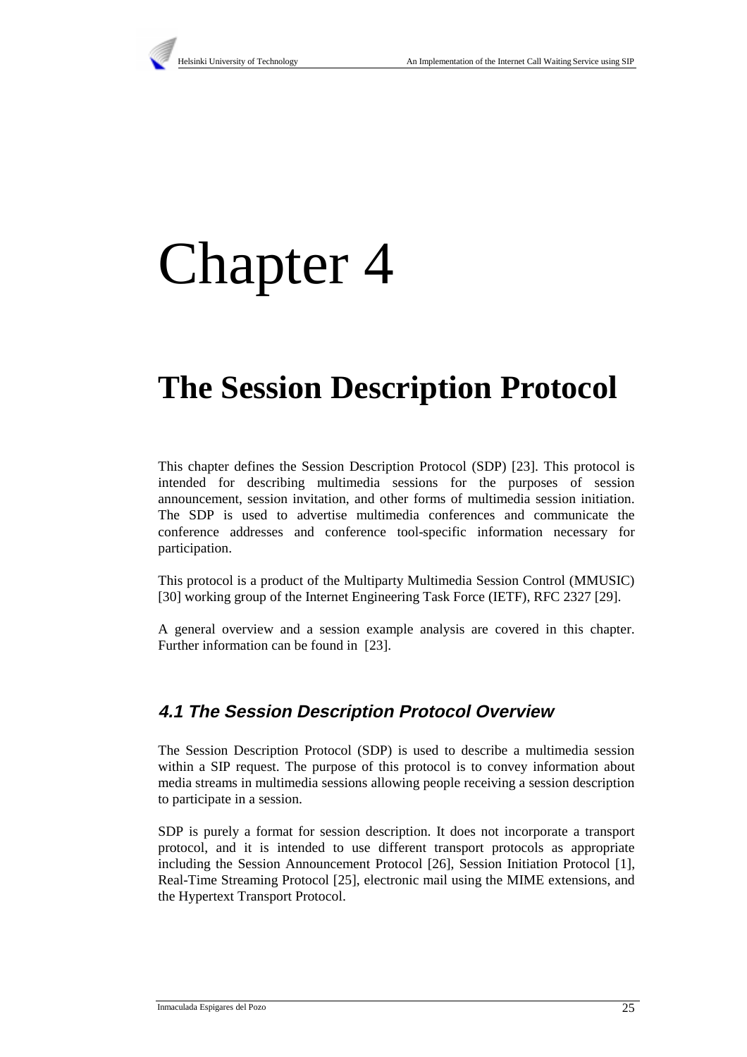# Chapter 4

# The Session Description Protocol

This chapter defines the Session Description Protocol (SDP) [23]. This protocol is intended for describing multimedia sessions for the purposes of session announcement, session invitation, and other forms of multimedia session initiation. The SDP is used to advertise multimedia conferences and communicate the conference addresses and conference tool-specific information necessary for participation.

This protocol is a product of the Multiparty Multimedia Session Control (MMUSIC) [30] working group of the Internet Engineering Task Force (IETF), RFC 2327 [29].

A general overview and a session example analysis are covered in this chapter. Further information can be found in [23].

## *4.1 The Session Description Protocol Overview*

The Session Description Protocol (SDP) is used to describe a multimedia session within a SIP request. The purpose of this protocol is to convey information about media streams in multimedia sessions allowing people receiving a session description to participate in a session.

SDP is purely a format for session description. It does not incorporate a transport protocol, and it is intended to use different transport protocols as appropriate including the Session Announcement Protocol [26], Session Initiation Protocol [1], Real-Time Streaming Protocol [25], electronic mail using the MIME extensions, and the Hypertext Transport Protocol.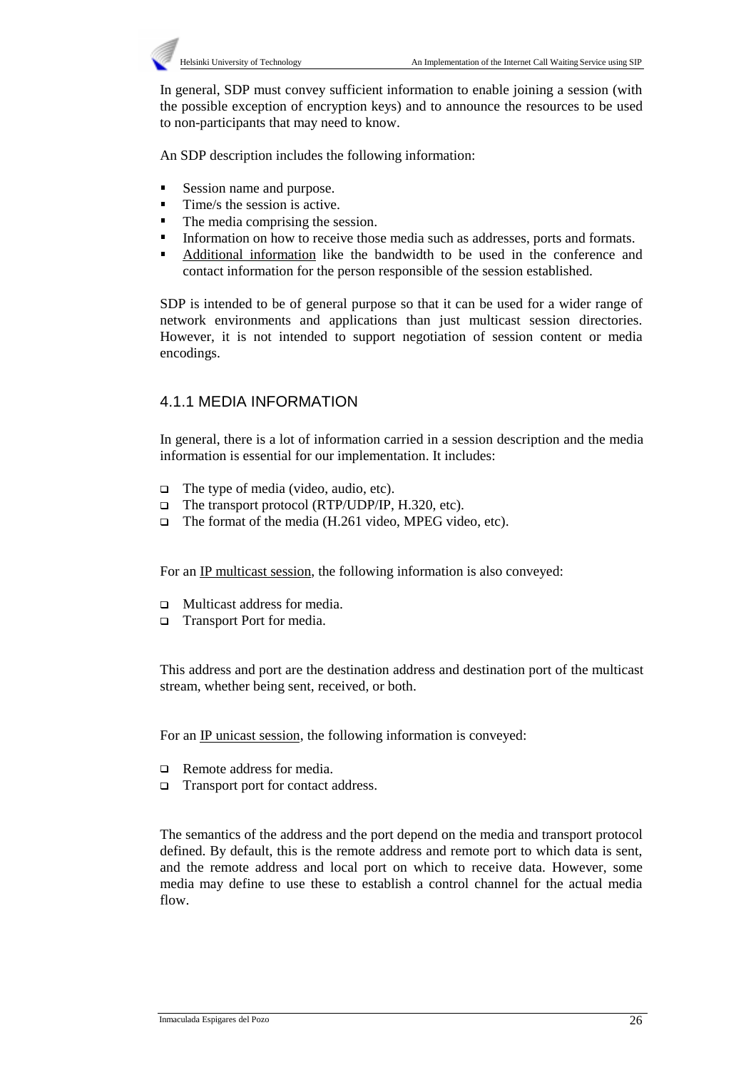In general, SDP must convey sufficient information to enable joining a session (with the possible exception of encryption keys) and to announce the resources to be used to non-participants that may need to know.

An SDP description includes the following information:

- Session name and purpose.
- Time/s the session is active.
- The media comprising the session.
- Information on how to receive those media such as addresses, ports and formats.
- Additional information like the bandwidth to be used in the conference and contact information for the person responsible of the session established.

SDP is intended to be of general purpose so that it can be used for a wider range of network environments and applications than just multicast session directories. However, it is not intended to support negotiation of session content or media encodings.

### 4.1.1 MEDIA INFORMATION

In general, there is a lot of information carried in a session description and the media information is essential for our implementation. It includes:

- The type of media (video, audio, etc).
- The transport protocol (RTP/UDP/IP, H.320, etc).
- The format of the media (H.261 video, MPEG video, etc).

For an IP multicast session, the following information is also conveyed:

- Multicast address for media.
- Transport Port for media.

This address and port are the destination address and destination port of the multicast stream, whether being sent, received, or both.

For an IP unicast session, the following information is conveyed:

- Remote address for media.
- Transport port for contact address.

The semantics of the address and the port depend on the media and transport protocol defined. By default, this is the remote address and remote port to which data is sent, and the remote address and local port on which to receive data. However, some media may define to use these to establish a control channel for the actual media flow.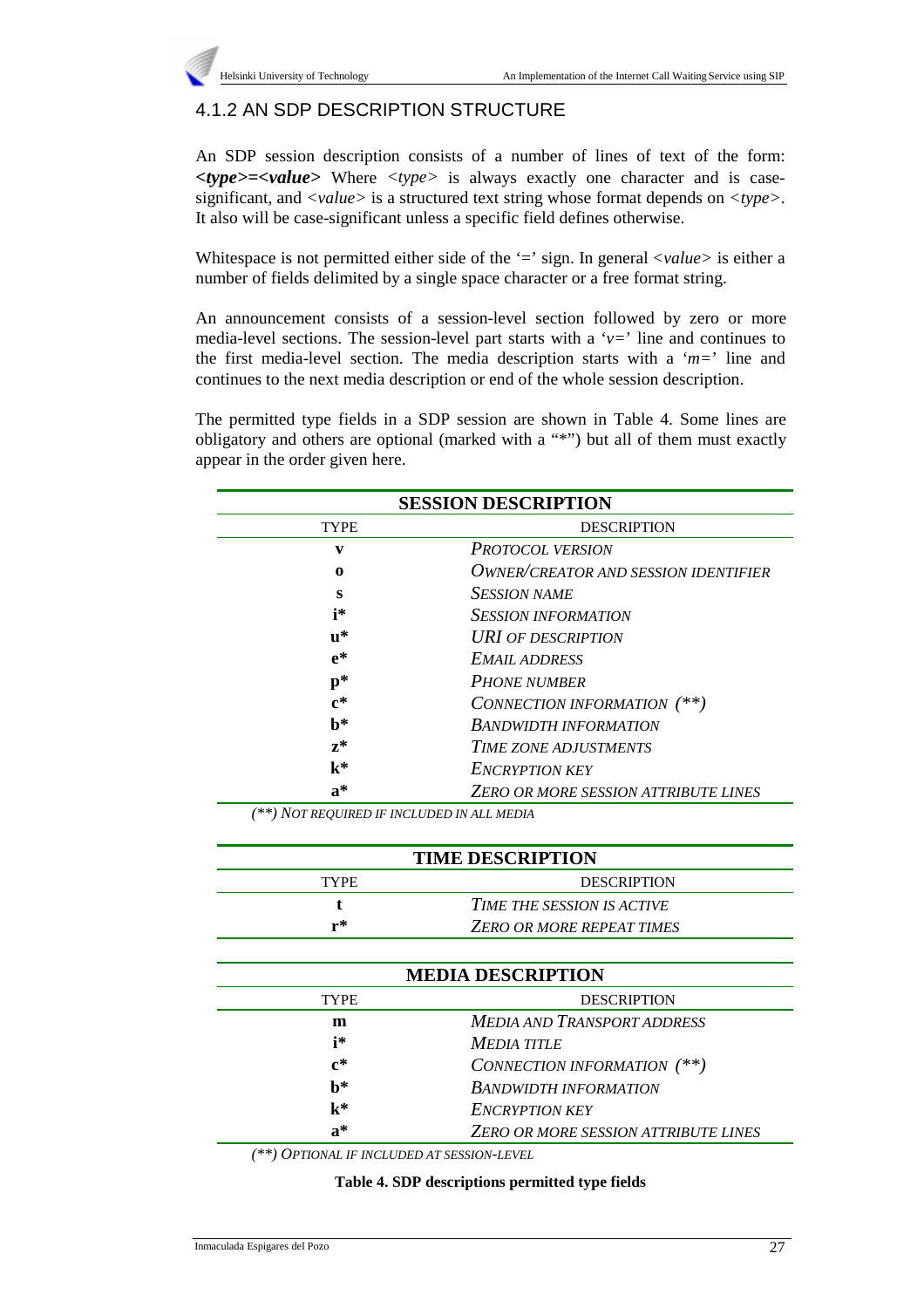### 4.1.2 AN SDP DESCRIPTION STRUCTURE

An SDP session description consists of a number of lines of text of the form: ***<type>=<value>*** Where *<type>* is always exactly one character and is case-significant, and *<value>* is a structured text string whose format depends on *<type>*. It also will be case-significant unless a specific field defines otherwise.

Whitespace is not permitted either side of the '=' sign. In general *<value>* is either a number of fields delimited by a single space character or a free format string.

An announcement consists of a session-level section followed by zero or more media-level sections. The session-level part starts with a '*v=*' line and continues to the first media-level section. The media description starts with a '*m=*' line and continues to the next media description or end of the whole session description.

The permitted type fields in a SDP session are shown in Table 4. Some lines are obligatory and others are optional (marked with a "*") but all of them must exactly appear in the order given here.

| SESSION DESCRIPTION | |
|---|---|
| TYPE | DESCRIPTION |
| **v** | *PROTOCOL VERSION* |
| **o** | *OWNER/CREATOR AND SESSION IDENTIFIER* |
| **s** | *SESSION NAME* |
| **i*** | *SESSION INFORMATION* |
| **u*** | *URI OF DESCRIPTION* |
| **e*** | *EMAIL ADDRESS* |
| **p*** | *PHONE NUMBER* |
| **c*** | *CONNECTION INFORMATION (**)* |
| **b*** | *BANDWIDTH INFORMATION* |
| **z*** | *TIME ZONE ADJUSTMENTS* |
| **k*** | *ENCRYPTION KEY* |
| **a*** | *ZERO OR MORE SESSION ATTRIBUTE LINES* |

*(**) NOT REQUIRED IF INCLUDED IN ALL MEDIA*

| TIME DESCRIPTION | |
|---|---|
| TYPE | DESCRIPTION |
| **t** | *TIME THE SESSION IS ACTIVE* |
| **r*** | *ZERO OR MORE REPEAT TIMES* |

| MEDIA DESCRIPTION | |
|---|---|
| TYPE | DESCRIPTION |
| **m** | *MEDIA AND TRANSPORT ADDRESS* |
| **i*** | *MEDIA TITLE* |
| **c*** | *CONNECTION INFORMATION (**)* |
| **b*** | *BANDWIDTH INFORMATION* |
| **k*** | *ENCRYPTION KEY* |
| **a*** | *ZERO OR MORE SESSION ATTRIBUTE LINES* |

*(**) OPTIONAL IF INCLUDED AT SESSION-LEVEL*

**Table 4. SDP descriptions permitted type fields**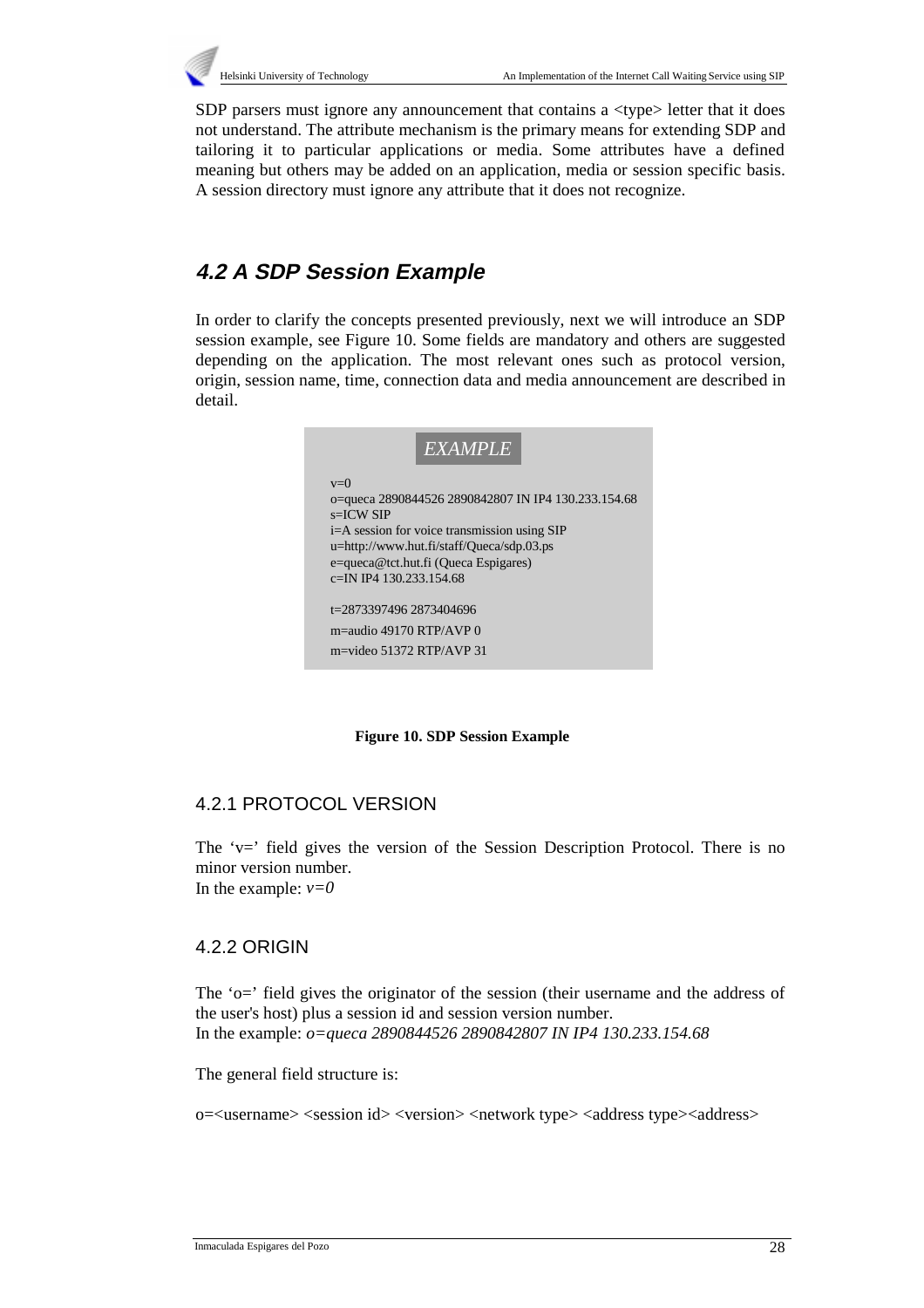SDP parsers must ignore any announcement that contains a <type> letter that it does not understand. The attribute mechanism is the primary means for extending SDP and tailoring it to particular applications or media. Some attributes have a defined meaning but others may be added on an application, media or session specific basis. A session directory must ignore any attribute that it does not recognize.

## 4.2 A SDP Session Example

In order to clarify the concepts presented previously, next we will introduce an SDP session example, see Figure 10. Some fields are mandatory and others are suggested depending on the application. The most relevant ones such as protocol version, origin, session name, time, connection data and media announcement are described in detail.

*EXAMPLE*

```
v=0
o=queca 2890844526 2890842807 IN IP4 130.233.154.68
s=ICW SIP
i=A session for voice transmission using SIP
u=http://www.hut.fi/staff/Queca/sdp.03.ps
e=queca@tct.hut.fi (Queca Espigares)
c=IN IP4 130.233.154.68

t=2873397496 2873404696
m=audio 49170 RTP/AVP 0
m=video 51372 RTP/AVP 31
```

**Figure 10. SDP Session Example**

### 4.2.1 PROTOCOL VERSION

The ‘v=’ field gives the version of the Session Description Protocol. There is no minor version number.
In the example: *v=0*

### 4.2.2 ORIGIN

The ‘o=’ field gives the originator of the session (their username and the address of the user's host) plus a session id and session version number.
In the example: *o=queca 2890844526 2890842807 IN IP4 130.233.154.68*

The general field structure is:

o=<username> <session id> <version> <network type> <address type><address>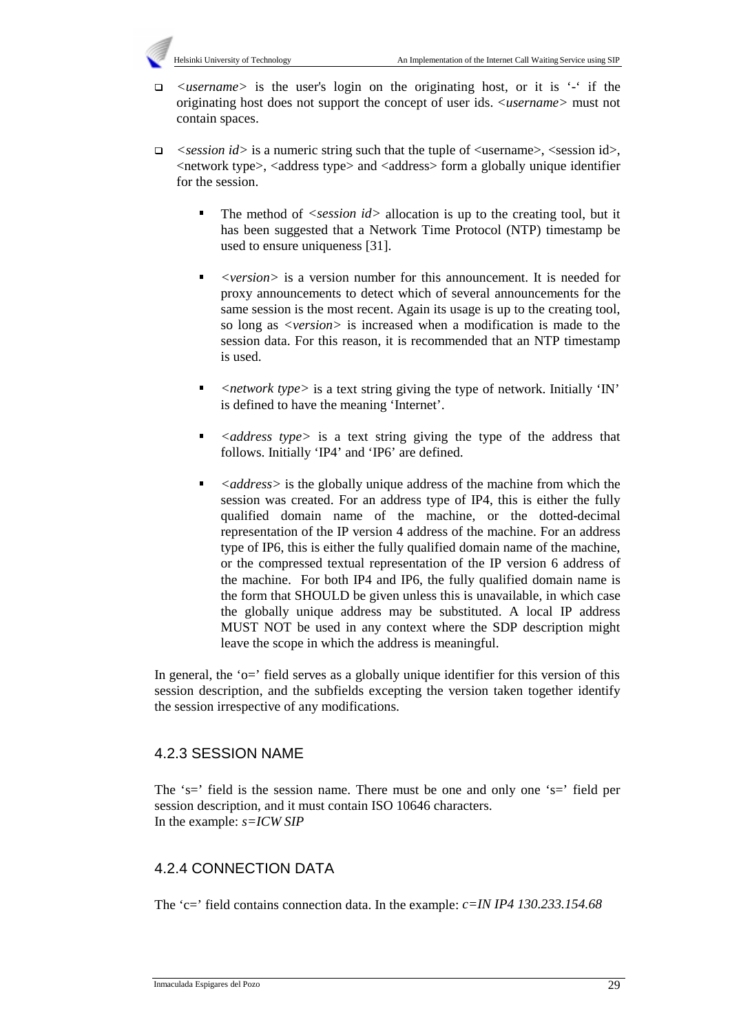- *<username>* is the user's login on the originating host, or it is '-' if the originating host does not support the concept of user ids. *<username>* must not contain spaces.

- *<session id>* is a numeric string such that the tuple of <username>, <session id>, <network type>, <address type> and <address> form a globally unique identifier for the session.

  - The method of *<session id>* allocation is up to the creating tool, but it has been suggested that a Network Time Protocol (NTP) timestamp be used to ensure uniqueness [31].

  - *<version>* is a version number for this announcement. It is needed for proxy announcements to detect which of several announcements for the same session is the most recent. Again its usage is up to the creating tool, so long as *<version>* is increased when a modification is made to the session data. For this reason, it is recommended that an NTP timestamp is used.

  - *<network type>* is a text string giving the type of network. Initially 'IN' is defined to have the meaning 'Internet'.

  - *<address type>* is a text string giving the type of the address that follows. Initially 'IP4' and 'IP6' are defined.

  - *<address>* is the globally unique address of the machine from which the session was created. For an address type of IP4, this is either the fully qualified domain name of the machine, or the dotted-decimal representation of the IP version 4 address of the machine. For an address type of IP6, this is either the fully qualified domain name of the machine, or the compressed textual representation of the IP version 6 address of the machine. For both IP4 and IP6, the fully qualified domain name is the form that SHOULD be given unless this is unavailable, in which case the globally unique address may be substituted. A local IP address MUST NOT be used in any context where the SDP description might leave the scope in which the address is meaningful.

In general, the 'o=' field serves as a globally unique identifier for this version of this session description, and the subfields excepting the version taken together identify the session irrespective of any modifications.

### 4.2.3 SESSION NAME

The 's=' field is the session name. There must be one and only one 's=' field per session description, and it must contain ISO 10646 characters.
In the example: *s=ICW SIP*

### 4.2.4 CONNECTION DATA

The 'c=' field contains connection data. In the example: *c=IN IP4 130.233.154.68*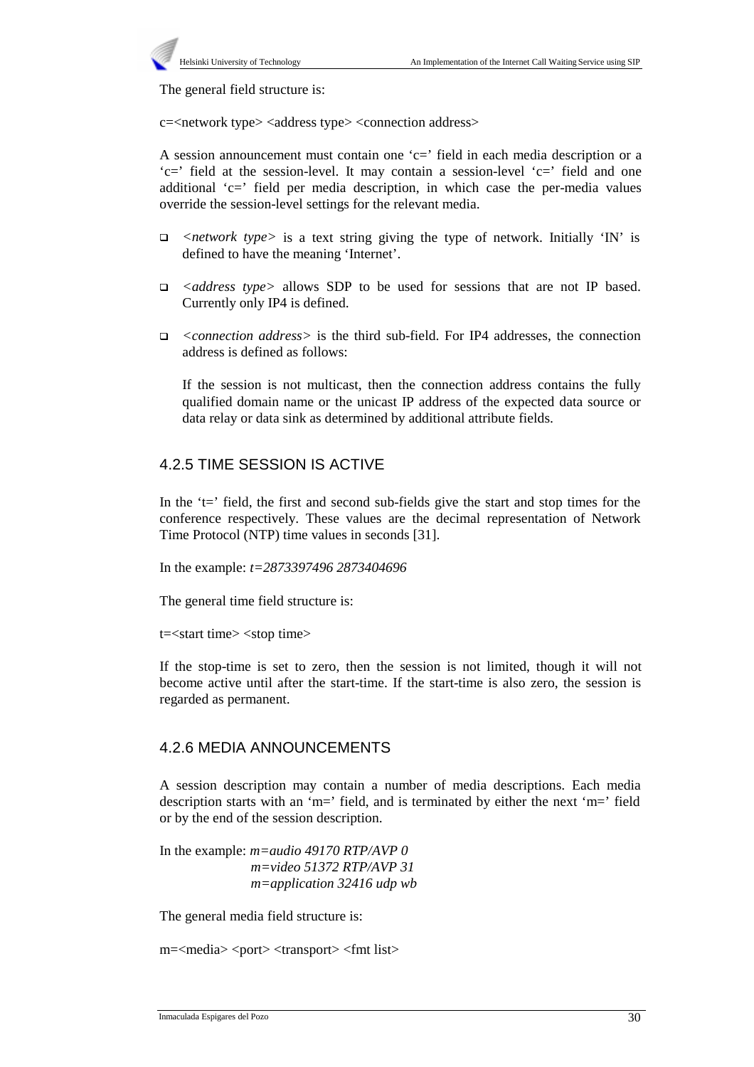The general field structure is:

c=<network type> <address type> <connection address>

A session announcement must contain one 'c=' field in each media description or a 'c=' field at the session-level. It may contain a session-level 'c=' field and one additional 'c=' field per media description, in which case the per-media values override the session-level settings for the relevant media.

- *<network type>* is a text string giving the type of network. Initially 'IN' is defined to have the meaning 'Internet'.
- *<address type>* allows SDP to be used for sessions that are not IP based. Currently only IP4 is defined.
- *<connection address>* is the third sub-field. For IP4 addresses, the connection address is defined as follows:

  If the session is not multicast, then the connection address contains the fully qualified domain name or the unicast IP address of the expected data source or data relay or data sink as determined by additional attribute fields.

### 4.2.5 TIME SESSION IS ACTIVE

In the 't=' field, the first and second sub-fields give the start and stop times for the conference respectively. These values are the decimal representation of Network Time Protocol (NTP) time values in seconds [31].

In the example: *t=2873397496 2873404696*

The general time field structure is:

t=<start time> <stop time>

If the stop-time is set to zero, then the session is not limited, though it will not become active until after the start-time. If the start-time is also zero, the session is regarded as permanent.

### 4.2.6 MEDIA ANNOUNCEMENTS

A session description may contain a number of media descriptions. Each media description starts with an 'm=' field, and is terminated by either the next 'm=' field or by the end of the session description.

In the example: *m=audio 49170 RTP/AVP 0*
*m=video 51372 RTP/AVP 31*
*m=application 32416 udp wb*

The general media field structure is:

m=<media> <port> <transport> <fmt list>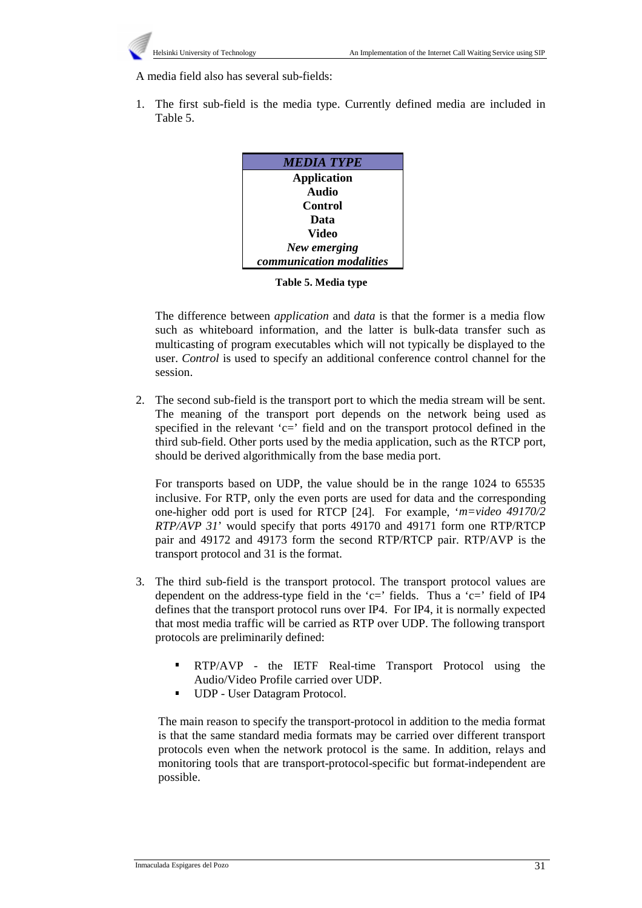A media field also has several sub-fields:

1. The first sub-field is the media type. Currently defined media are included in Table 5.

| *MEDIA TYPE* |
|---|
| **Application** |
| **Audio** |
| **Control** |
| **Data** |
| **Video** |
| ***New emerging communication modalities*** |

**Table 5. Media type**

   The difference between *application* and *data* is that the former is a media flow such as whiteboard information, and the latter is bulk-data transfer such as multicasting of program executables which will not typically be displayed to the user. *Control* is used to specify an additional conference control channel for the session.

2. The second sub-field is the transport port to which the media stream will be sent. The meaning of the transport port depends on the network being used as specified in the relevant 'c=' field and on the transport protocol defined in the third sub-field. Other ports used by the media application, such as the RTCP port, should be derived algorithmically from the base media port.

   For transports based on UDP, the value should be in the range 1024 to 65535 inclusive. For RTP, only the even ports are used for data and the corresponding one-higher odd port is used for RTCP [24]. For example, '*m=video 49170/2 RTP/AVP 31*' would specify that ports 49170 and 49171 form one RTP/RTCP pair and 49172 and 49173 form the second RTP/RTCP pair. RTP/AVP is the transport protocol and 31 is the format.

3. The third sub-field is the transport protocol. The transport protocol values are dependent on the address-type field in the 'c=' fields. Thus a 'c=' field of IP4 defines that the transport protocol runs over IP4. For IP4, it is normally expected that most media traffic will be carried as RTP over UDP. The following transport protocols are preliminarily defined:

   - RTP/AVP - the IETF Real-time Transport Protocol using the Audio/Video Profile carried over UDP.
   - UDP - User Datagram Protocol.

   The main reason to specify the transport-protocol in addition to the media format is that the same standard media formats may be carried over different transport protocols even when the network protocol is the same. In addition, relays and monitoring tools that are transport-protocol-specific but format-independent are possible.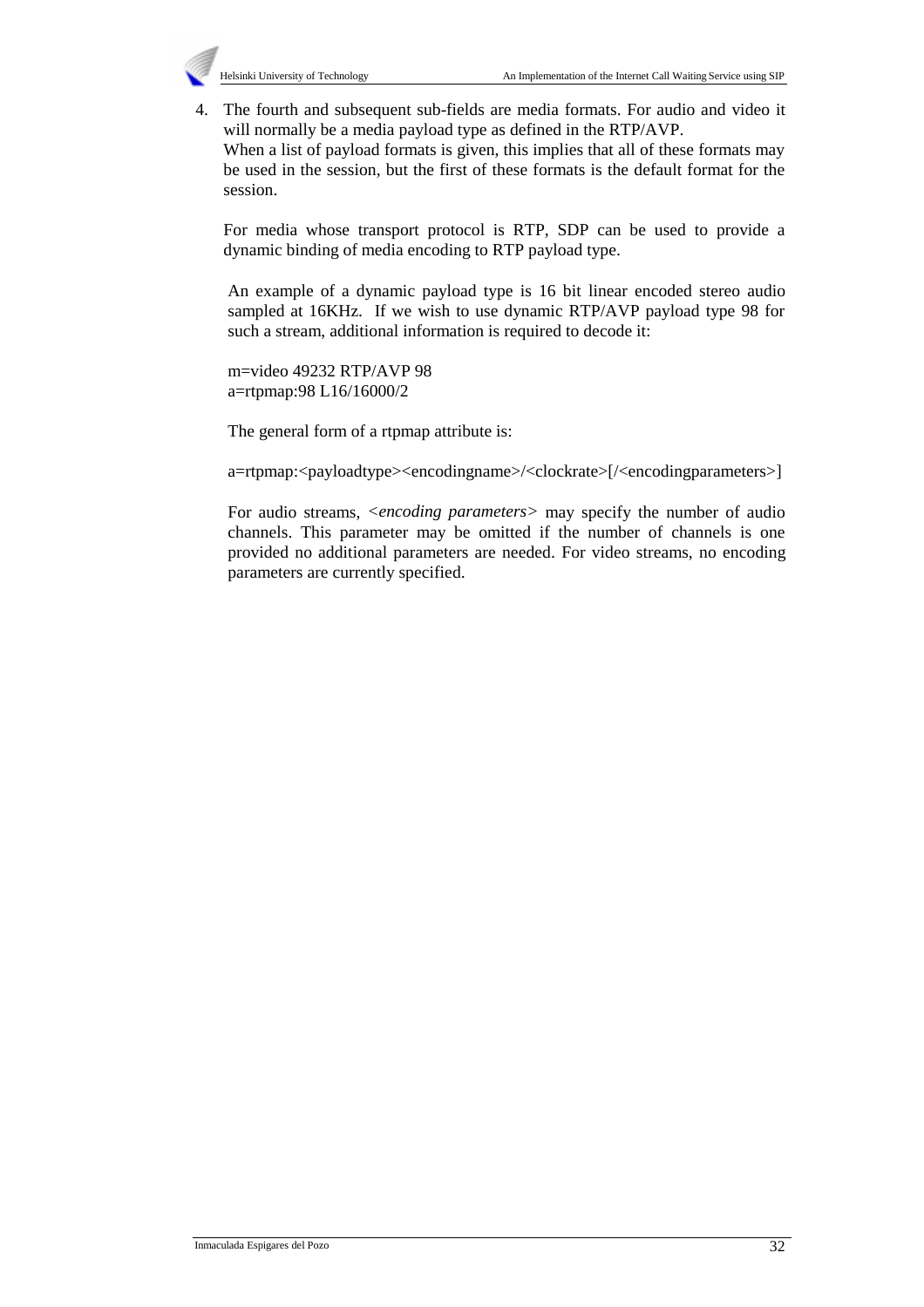4. The fourth and subsequent sub-fields are media formats. For audio and video it will normally be a media payload type as defined in the RTP/AVP.
   When a list of payload formats is given, this implies that all of these formats may be used in the session, but the first of these formats is the default format for the session.

   For media whose transport protocol is RTP, SDP can be used to provide a dynamic binding of media encoding to RTP payload type.

   An example of a dynamic payload type is 16 bit linear encoded stereo audio sampled at 16KHz. If we wish to use dynamic RTP/AVP payload type 98 for such a stream, additional information is required to decode it:

   m=video 49232 RTP/AVP 98
   a=rtpmap:98 L16/16000/2

   The general form of a rtpmap attribute is:

   a=rtpmap:<payloadtype><encodingname>/<clockrate>[/<encodingparameters>]

   For audio streams, *<encoding parameters>* may specify the number of audio channels. This parameter may be omitted if the number of channels is one provided no additional parameters are needed. For video streams, no encoding parameters are currently specified.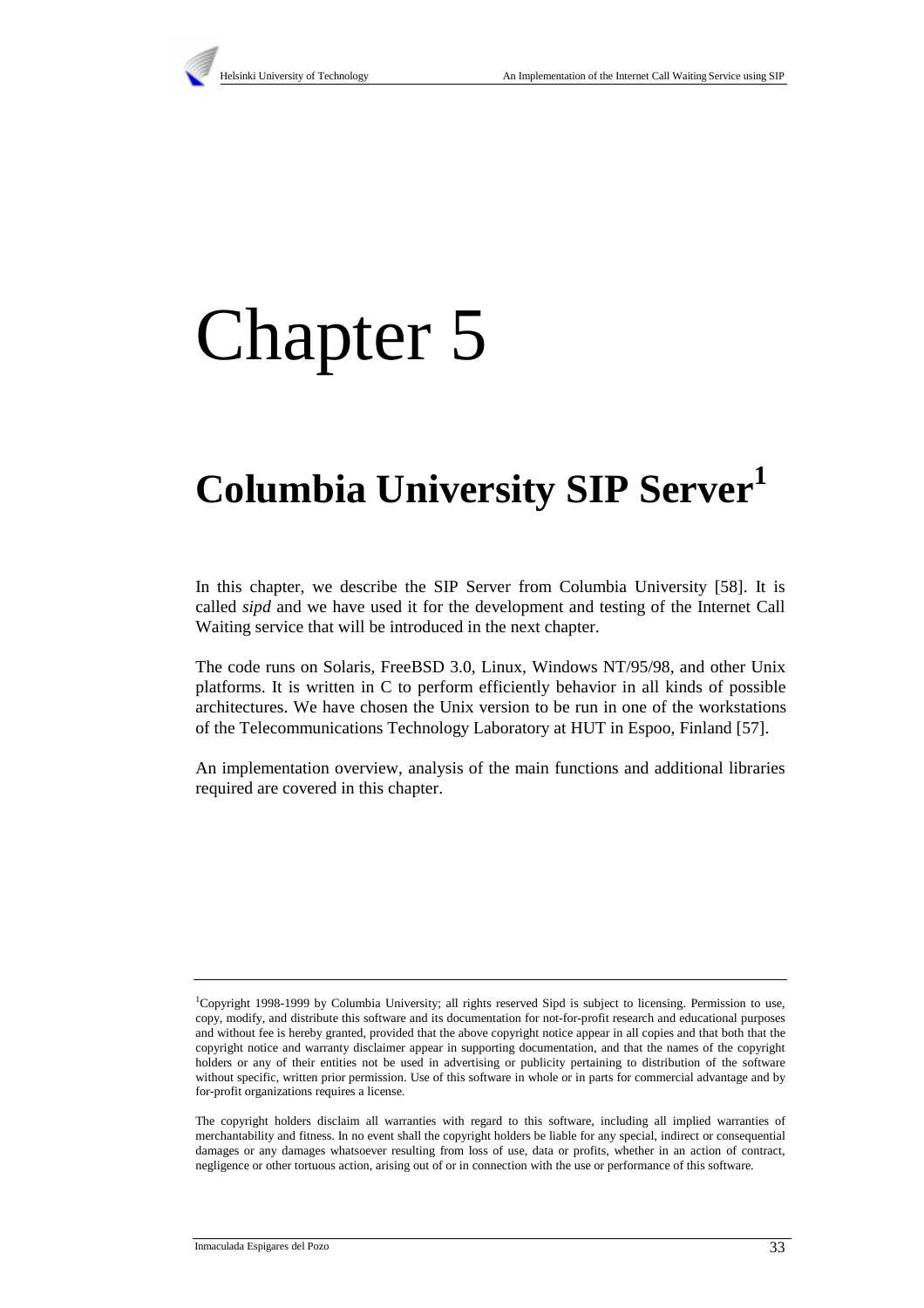# Chapter 5

## Columbia University SIP Server[1]

In this chapter, we describe the SIP Server from Columbia University [58]. It is called *sipd* and we have used it for the development and testing of the Internet Call Waiting service that will be introduced in the next chapter.

The code runs on Solaris, FreeBSD 3.0, Linux, Windows NT/95/98, and other Unix platforms. It is written in C to perform efficiently behavior in all kinds of possible architectures. We have chosen the Unix version to be run in one of the workstations of the Telecommunications Technology Laboratory at HUT in Espoo, Finland [57].

An implementation overview, analysis of the main functions and additional libraries required are covered in this chapter.

---

[1]Copyright 1998-1999 by Columbia University; all rights reserved Sipd is subject to licensing. Permission to use, copy, modify, and distribute this software and its documentation for not-for-profit research and educational purposes and without fee is hereby granted, provided that the above copyright notice appear in all copies and that both that the copyright notice and warranty disclaimer appear in supporting documentation, and that the names of the copyright holders or any of their entities not be used in advertising or publicity pertaining to distribution of the software without specific, written prior permission. Use of this software in whole or in parts for commercial advantage and by for-profit organizations requires a license.

The copyright holders disclaim all warranties with regard to this software, including all implied warranties of merchantability and fitness. In no event shall the copyright holders be liable for any special, indirect or consequential damages or any damages whatsoever resulting from loss of use, data or profits, whether in an action of contract, negligence or other tortuous action, arising out of or in connection with the use or performance of this software.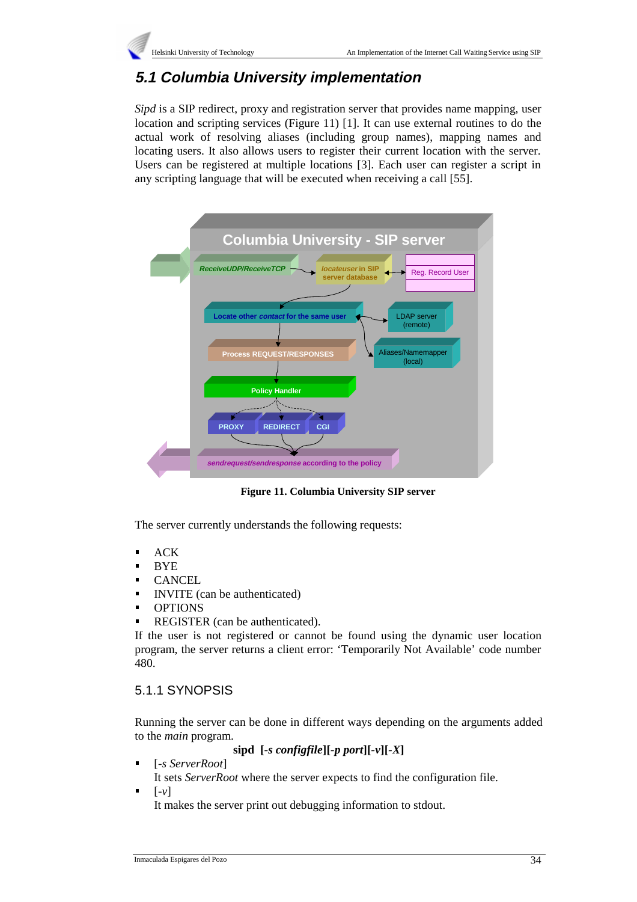## *5.1 Columbia University implementation*

*Sipd* is a SIP redirect, proxy and registration server that provides name mapping, user location and scripting services (Figure 11) [1]. It can use external routines to do the actual work of resolving aliases (including group names), mapping names and locating users. It also allows users to register their current location with the server. Users can be registered at multiple locations [3]. Each user can register a script in any scripting language that will be executed when receiving a call [55].

**Figure 11. Columbia University SIP server**

The server currently understands the following requests:

- ACK
- BYE
- CANCEL
- INVITE (can be authenticated)
- OPTIONS
- REGISTER (can be authenticated).

If the user is not registered or cannot be found using the dynamic user location program, the server returns a client error: 'Temporarily Not Available' code number 480.

### 5.1.1 SYNOPSIS

Running the server can be done in different ways depending on the arguments added to the *main* program.

**sipd [*-s configfile*][*-p port*][*-v*][*-X*]**

- [*-s ServerRoot*]
  It sets *ServerRoot* where the server expects to find the configuration file.
- [*-v*]
  It makes the server print out debugging information to stdout.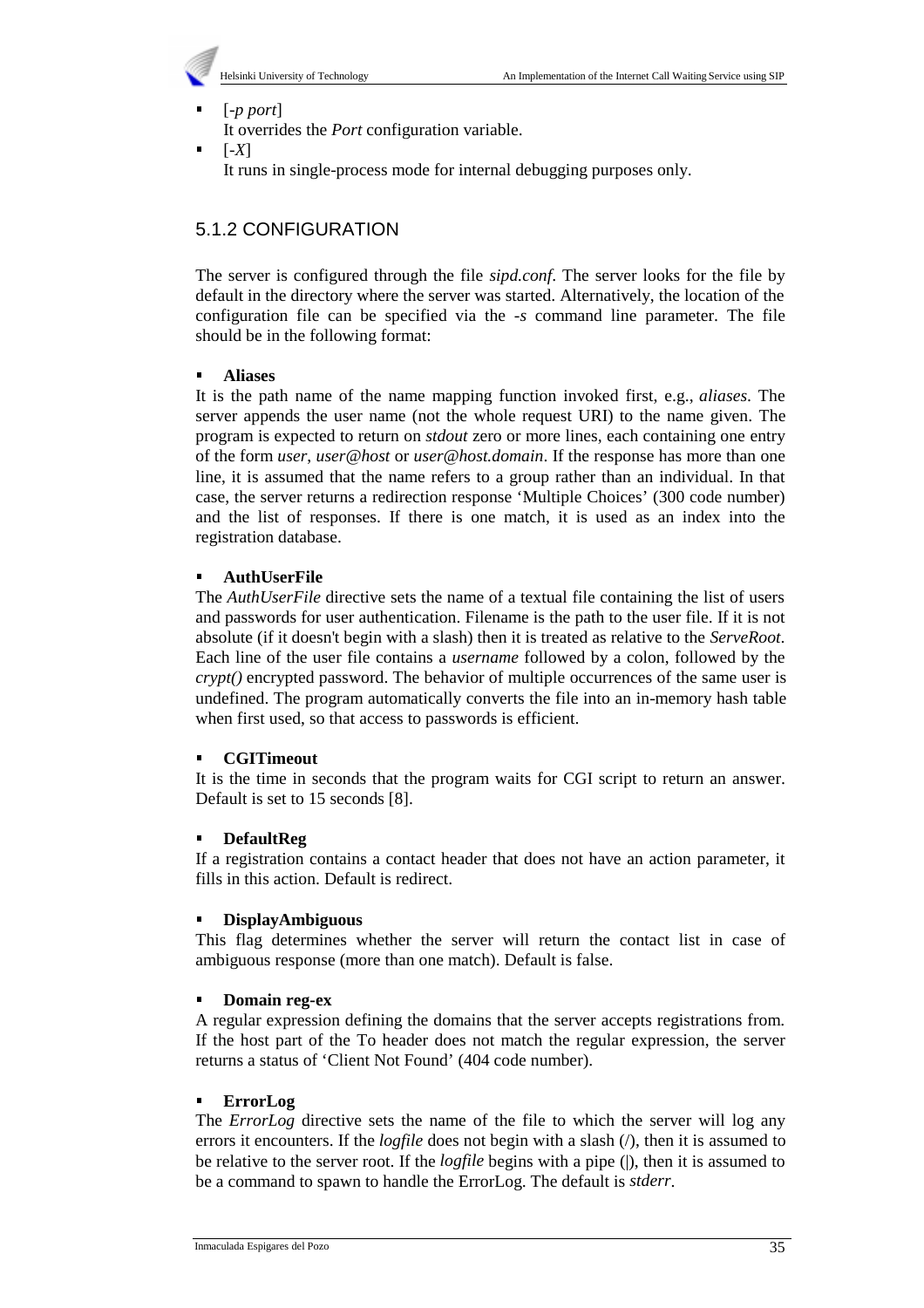- [*-p port*]
  It overrides the *Port* configuration variable.
- [*-X*]
  It runs in single-process mode for internal debugging purposes only.

### 5.1.2 CONFIGURATION

The server is configured through the file *sipd.conf*. The server looks for the file by default in the directory where the server was started. Alternatively, the location of the configuration file can be specified via the *-s* command line parameter. The file should be in the following format:

- **Aliases**

It is the path name of the name mapping function invoked first, e.g., *aliases*. The server appends the user name (not the whole request URI) to the name given. The program is expected to return on *stdout* zero or more lines, each containing one entry of the form *user*, *user@host* or *user@host.domain*. If the response has more than one line, it is assumed that the name refers to a group rather than an individual. In that case, the server returns a redirection response 'Multiple Choices' (300 code number) and the list of responses. If there is one match, it is used as an index into the registration database.

- **AuthUserFile**

The *AuthUserFile* directive sets the name of a textual file containing the list of users and passwords for user authentication. Filename is the path to the user file. If it is not absolute (if it doesn't begin with a slash) then it is treated as relative to the *ServeRoot*. Each line of the user file contains a *username* followed by a colon, followed by the *crypt()* encrypted password. The behavior of multiple occurrences of the same user is undefined. The program automatically converts the file into an in-memory hash table when first used, so that access to passwords is efficient.

- **CGITimeout**

It is the time in seconds that the program waits for CGI script to return an answer. Default is set to 15 seconds [8].

- **DefaultReg**

If a registration contains a contact header that does not have an action parameter, it fills in this action. Default is redirect.

- **DisplayAmbiguous**

This flag determines whether the server will return the contact list in case of ambiguous response (more than one match). Default is false.

- **Domain reg-ex**

A regular expression defining the domains that the server accepts registrations from. If the host part of the To header does not match the regular expression, the server returns a status of 'Client Not Found' (404 code number).

- **ErrorLog**

The *ErrorLog* directive sets the name of the file to which the server will log any errors it encounters. If the *logfile* does not begin with a slash (/), then it is assumed to be relative to the server root. If the *logfile* begins with a pipe (|), then it is assumed to be a command to spawn to handle the ErrorLog. The default is *stderr*.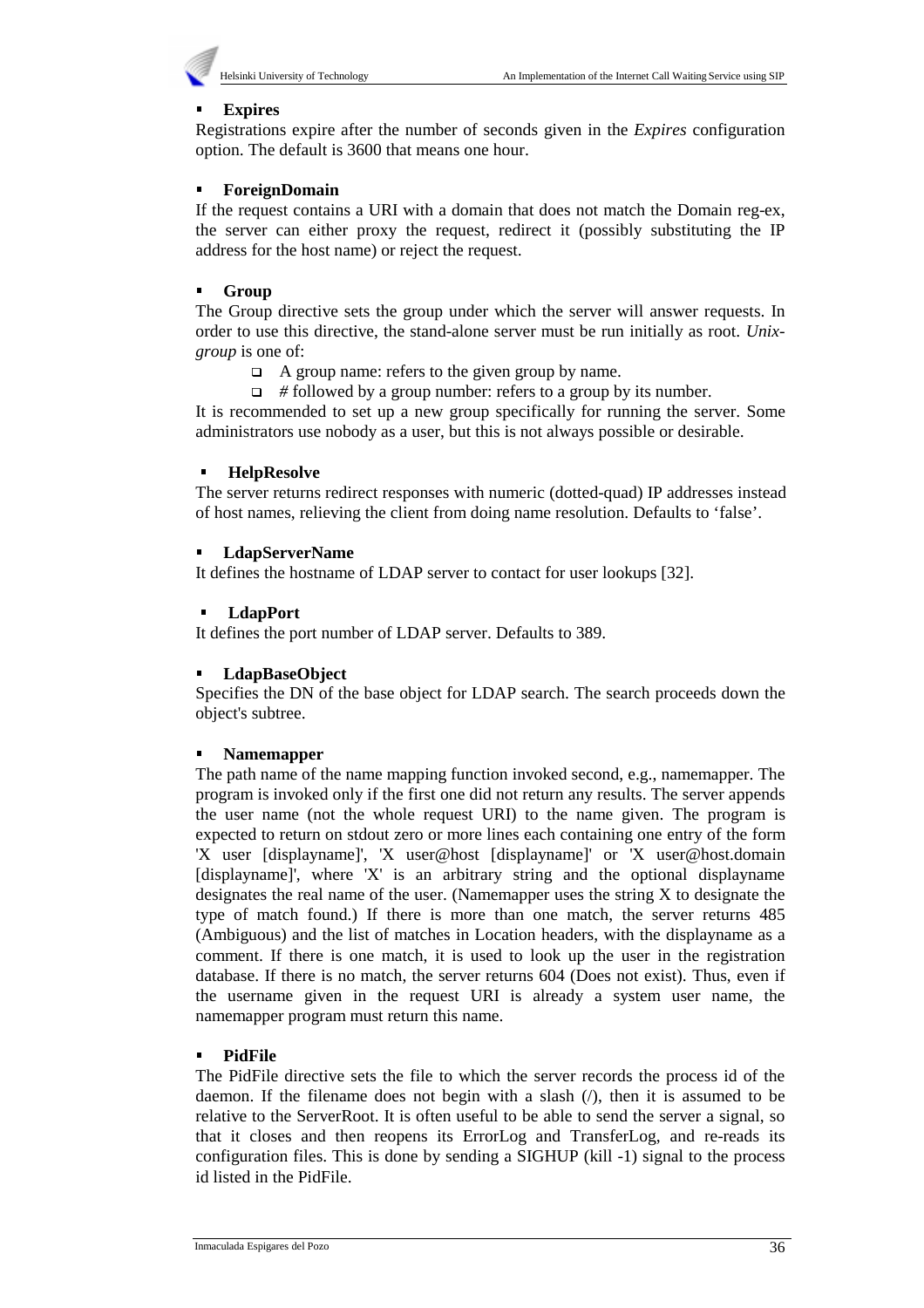- **Expires**

Registrations expire after the number of seconds given in the *Expires* configuration option. The default is 3600 that means one hour.

- **ForeignDomain**

If the request contains a URI with a domain that does not match the Domain reg-ex, the server can either proxy the request, redirect it (possibly substituting the IP address for the host name) or reject the request.

- **Group**

The Group directive sets the group under which the server will answer requests. In order to use this directive, the stand-alone server must be run initially as root. *Unix-group* is one of:

  - A group name: refers to the given group by name.
  - # followed by a group number: refers to a group by its number.

It is recommended to set up a new group specifically for running the server. Some administrators use nobody as a user, but this is not always possible or desirable.

- **HelpResolve**

The server returns redirect responses with numeric (dotted-quad) IP addresses instead of host names, relieving the client from doing name resolution. Defaults to 'false'.

- **LdapServerName**

It defines the hostname of LDAP server to contact for user lookups [32].

- **LdapPort**

It defines the port number of LDAP server. Defaults to 389.

- **LdapBaseObject**

Specifies the DN of the base object for LDAP search. The search proceeds down the object's subtree.

- **Namemapper**

The path name of the name mapping function invoked second, e.g., namemapper. The program is invoked only if the first one did not return any results. The server appends the user name (not the whole request URI) to the name given. The program is expected to return on stdout zero or more lines each containing one entry of the form 'X user [displayname]', 'X user@host [displayname]' or 'X user@host.domain [displayname]', where 'X' is an arbitrary string and the optional displayname designates the real name of the user. (Namemapper uses the string X to designate the type of match found.) If there is more than one match, the server returns 485 (Ambiguous) and the list of matches in Location headers, with the displayname as a comment. If there is one match, it is used to look up the user in the registration database. If there is no match, the server returns 604 (Does not exist). Thus, even if the username given in the request URI is already a system user name, the namemapper program must return this name.

- **PidFile**

The PidFile directive sets the file to which the server records the process id of the daemon. If the filename does not begin with a slash (/), then it is assumed to be relative to the ServerRoot. It is often useful to be able to send the server a signal, so that it closes and then reopens its ErrorLog and TransferLog, and re-reads its configuration files. This is done by sending a SIGHUP (kill -1) signal to the process id listed in the PidFile.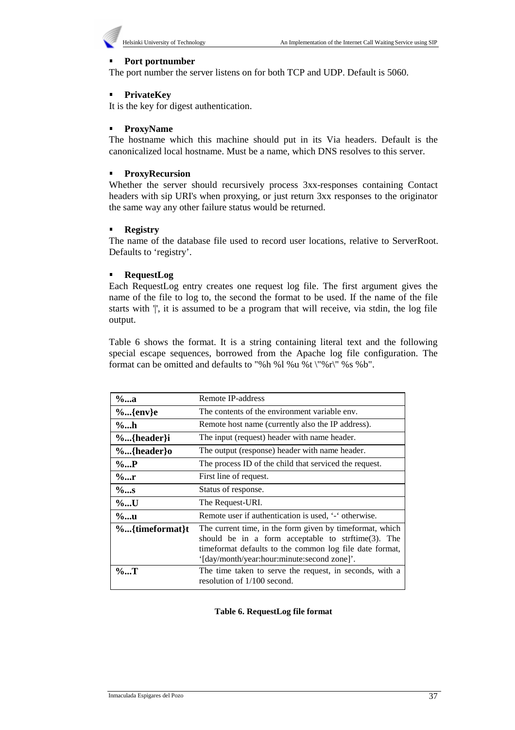- **Port portnumber**

The port number the server listens on for both TCP and UDP. Default is 5060.

- **PrivateKey**

It is the key for digest authentication.

- **ProxyName**

The hostname which this machine should put in its Via headers. Default is the canonicalized local hostname. Must be a name, which DNS resolves to this server.

- **ProxyRecursion**

Whether the server should recursively process 3xx-responses containing Contact headers with sip URI's when proxying, or just return 3xx responses to the originator the same way any other failure status would be returned.

- **Registry**

The name of the database file used to record user locations, relative to ServerRoot. Defaults to 'registry'.

- **RequestLog**

Each RequestLog entry creates one request log file. The first argument gives the name of the file to log to, the second the format to be used. If the name of the file starts with '|', it is assumed to be a program that will receive, via stdin, the log file output.

Table 6 shows the format. It is a string containing literal text and the following special escape sequences, borrowed from the Apache log file configuration. The format can be omitted and defaults to "%h %l %u %t \"%r\" %s %b".

| | |
|---|---|
| **%...a** | Remote IP-address |
| **%...{env}e** | The contents of the environment variable env. |
| **%...h** | Remote host name (currently also the IP address). |
| **%...{header}i** | The input (request) header with name header. |
| **%...{header}o** | The output (response) header with name header. |
| **%...P** | The process ID of the child that serviced the request. |
| **%...r** | First line of request. |
| **%...s** | Status of response. |
| **%...U** | The Request-URI. |
| **%...u** | Remote user if authentication is used, '-' otherwise. |
| **%...{timeformat}t** | The current time, in the form given by timeformat, which should be in a form acceptable to strftime(3). The timeformat defaults to the common log file date format, '[day/month/year:hour:minute:second zone]'. |
| **%...T** | The time taken to serve the request, in seconds, with a resolution of 1/100 second. |

**Table 6. RequestLog file format**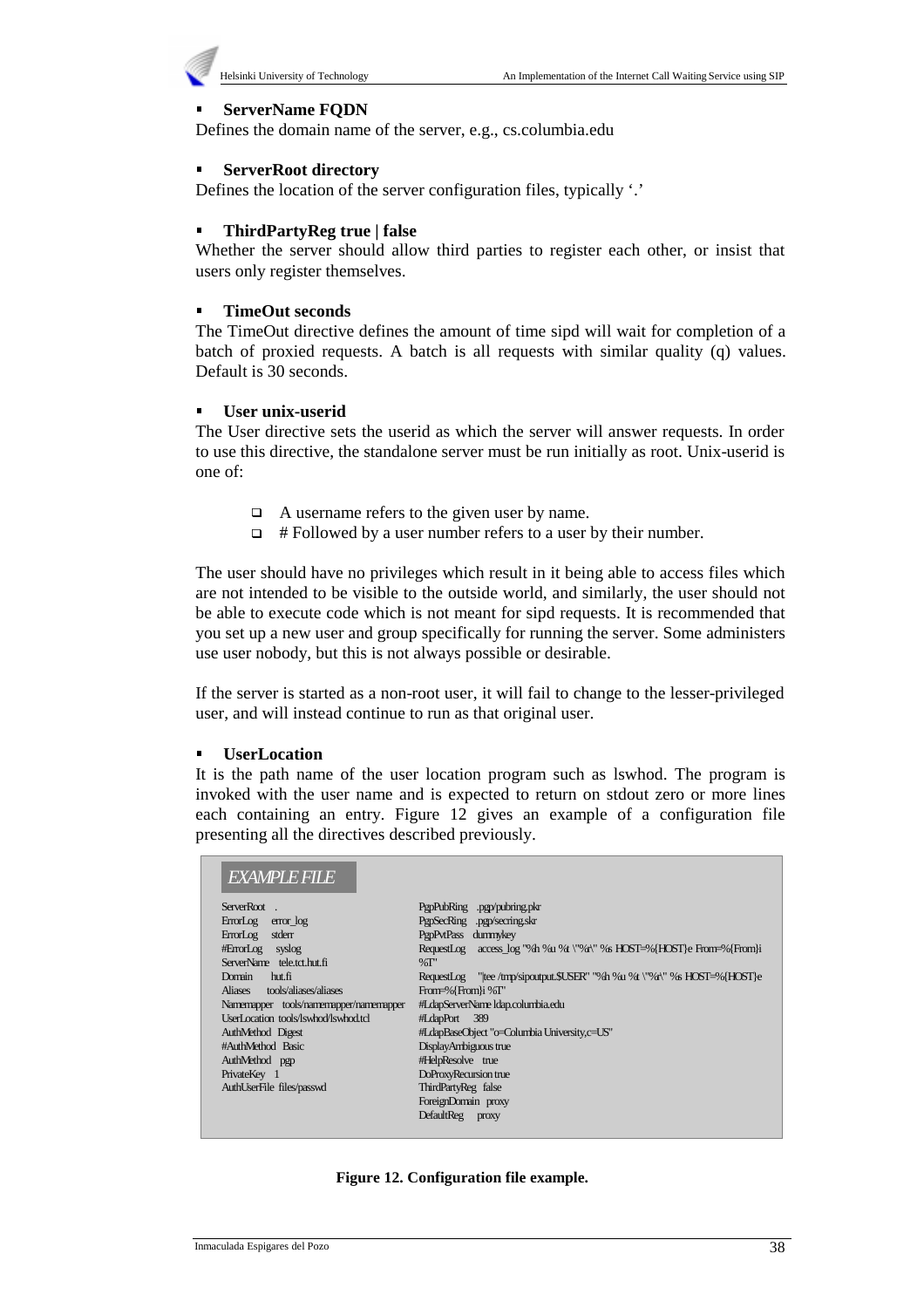- **ServerName FQDN**

Defines the domain name of the server, e.g., cs.columbia.edu

- **ServerRoot directory**

Defines the location of the server configuration files, typically '.'

- **ThirdPartyReg true | false**

Whether the server should allow third parties to register each other, or insist that users only register themselves.

- **TimeOut seconds**

The TimeOut directive defines the amount of time sipd will wait for completion of a batch of proxied requests. A batch is all requests with similar quality (q) values. Default is 30 seconds.

- **User unix-userid**

The User directive sets the userid as which the server will answer requests. In order to use this directive, the standalone server must be run initially as root. Unix-userid is one of:

- A username refers to the given user by name.
- # Followed by a user number refers to a user by their number.

The user should have no privileges which result in it being able to access files which are not intended to be visible to the outside world, and similarly, the user should not be able to execute code which is not meant for sipd requests. It is recommended that you set up a new user and group specifically for running the server. Some administers use user nobody, but this is not always possible or desirable.

If the server is started as a non-root user, it will fail to change to the lesser-privileged user, and will instead continue to run as that original user.

- **UserLocation**

It is the path name of the user location program such as lswhod. The program is invoked with the user name and is expected to return on stdout zero or more lines each containing an entry. Figure 12 gives an example of a configuration file presenting all the directives described previously.

*EXAMPLE FILE*

```
ServerRoot   .
ErrorLog    error_log
ErrorLog    stderr
#ErrorLog    syslog
ServerName   tele.tct.hut.fi
Domain    hut.fi
Aliases    tools/aliases/aliases
Namemapper   tools/namemapper/namemapper
UserLocation  tools/lswhod/lswhod.tcl
AuthMethod  Digest
#AuthMethod  Basic
AuthMethod   pgp
PrivateKey   1
AuthUserFile  files/passwd

PgpPubRing   .pgp/pubring.pkr
PgpSecRing   .pgp/secring.skr
PgpPvtPass   dummykey
RequestLog    access_log "%h %u %t \"%r\" %s HOST=%{HOST}e From=%{From}i %T"
RequestLog    "|tee /tmp/sipoutput.$USER" "%h %u %t \"%r\" %s HOST=%{HOST}e From=%{From}i %T"
#LdapServerName ldap.columbia.edu
#LdapPort    389
#LdapBaseObject "o=Columbia University,c=US"
DisplayAmbiguous true
#HelpResolve   true
DoProxyRecursion true
ThirdPartyReg  false
ForeignDomain  proxy
DefaultReg    proxy
```

**Figure 12. Configuration file example.**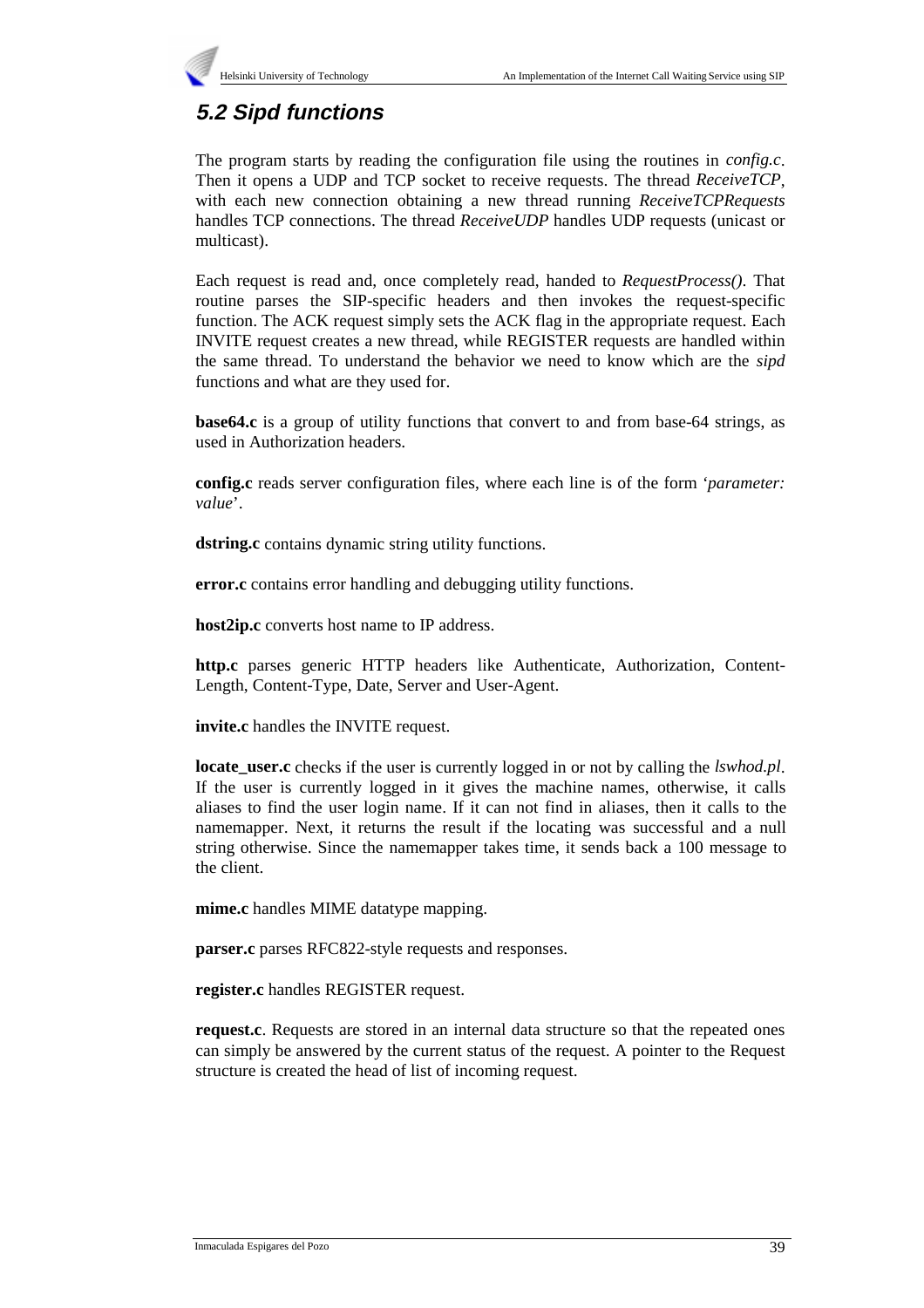## *5.2 Sipd functions*

The program starts by reading the configuration file using the routines in *config.c*. Then it opens a UDP and TCP socket to receive requests. The thread *ReceiveTCP*, with each new connection obtaining a new thread running *ReceiveTCPRequests* handles TCP connections. The thread *ReceiveUDP* handles UDP requests (unicast or multicast).

Each request is read and, once completely read, handed to *RequestProcess()*. That routine parses the SIP-specific headers and then invokes the request-specific function. The ACK request simply sets the ACK flag in the appropriate request. Each INVITE request creates a new thread, while REGISTER requests are handled within the same thread. To understand the behavior we need to know which are the *sipd* functions and what are they used for.

**base64.c** is a group of utility functions that convert to and from base-64 strings, as used in Authorization headers.

**config.c** reads server configuration files, where each line is of the form '*parameter: value*'.

**dstring.c** contains dynamic string utility functions.

**error.c** contains error handling and debugging utility functions.

**host2ip.c** converts host name to IP address.

**http.c** parses generic HTTP headers like Authenticate, Authorization, Content-Length, Content-Type, Date, Server and User-Agent.

**invite.c** handles the INVITE request.

**locate_user.c** checks if the user is currently logged in or not by calling the *lswhod.pl*. If the user is currently logged in it gives the machine names, otherwise, it calls aliases to find the user login name. If it can not find in aliases, then it calls to the namemapper. Next, it returns the result if the locating was successful and a null string otherwise. Since the namemapper takes time, it sends back a 100 message to the client.

**mime.c** handles MIME datatype mapping.

**parser.c** parses RFC822-style requests and responses.

**register.c** handles REGISTER request.

**request.c**. Requests are stored in an internal data structure so that the repeated ones can simply be answered by the current status of the request. A pointer to the Request structure is created the head of list of incoming request.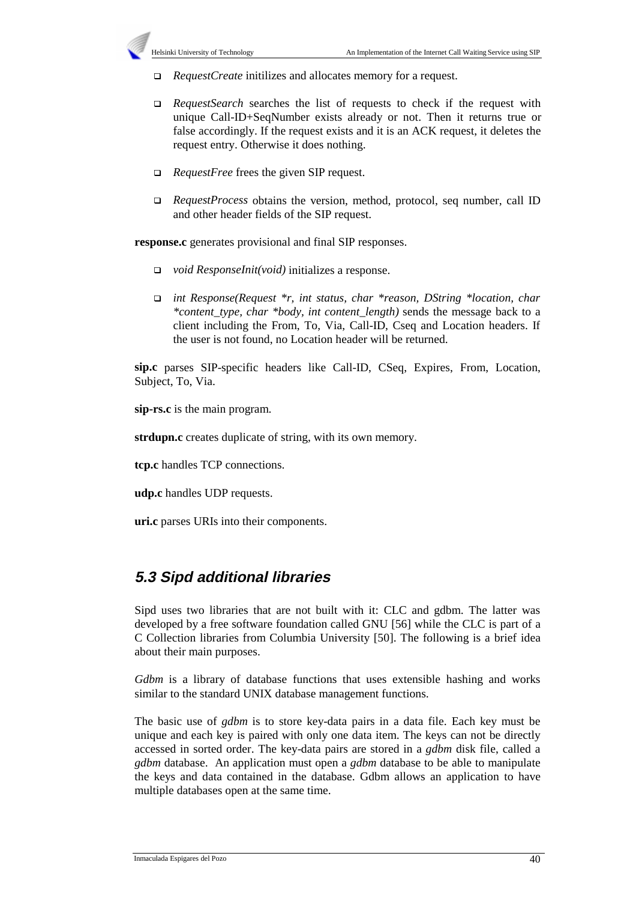- *RequestCreate* initilizes and allocates memory for a request.

- *RequestSearch* searches the list of requests to check if the request with unique Call-ID+SeqNumber exists already or not. Then it returns true or false accordingly. If the request exists and it is an ACK request, it deletes the request entry. Otherwise it does nothing.

- *RequestFree* frees the given SIP request.

- *RequestProcess* obtains the version, method, protocol, seq number, call ID and other header fields of the SIP request.

**response.c** generates provisional and final SIP responses.

- *void ResponseInit(void)* initializes a response.

- *int Response(Request *r, int status, char *reason, DString *location, char *content_type, char *body, int content_length)* sends the message back to a client including the From, To, Via, Call-ID, Cseq and Location headers. If the user is not found, no Location header will be returned.

**sip.c** parses SIP-specific headers like Call-ID, CSeq, Expires, From, Location, Subject, To, Via.

**sip-rs.c** is the main program.

**strdupn.c** creates duplicate of string, with its own memory.

**tcp.c** handles TCP connections.

**udp.c** handles UDP requests.

**uri.c** parses URIs into their components.

## 5.3 Sipd additional libraries

Sipd uses two libraries that are not built with it: CLC and gdbm. The latter was developed by a free software foundation called GNU [56] while the CLC is part of a C Collection libraries from Columbia University [50]. The following is a brief idea about their main purposes.

*Gdbm* is a library of database functions that uses extensible hashing and works similar to the standard UNIX database management functions.

The basic use of *gdbm* is to store key-data pairs in a data file. Each key must be unique and each key is paired with only one data item. The keys can not be directly accessed in sorted order. The key-data pairs are stored in a *gdbm* disk file, called a *gdbm* database. An application must open a *gdbm* database to be able to manipulate the keys and data contained in the database. Gdbm allows an application to have multiple databases open at the same time.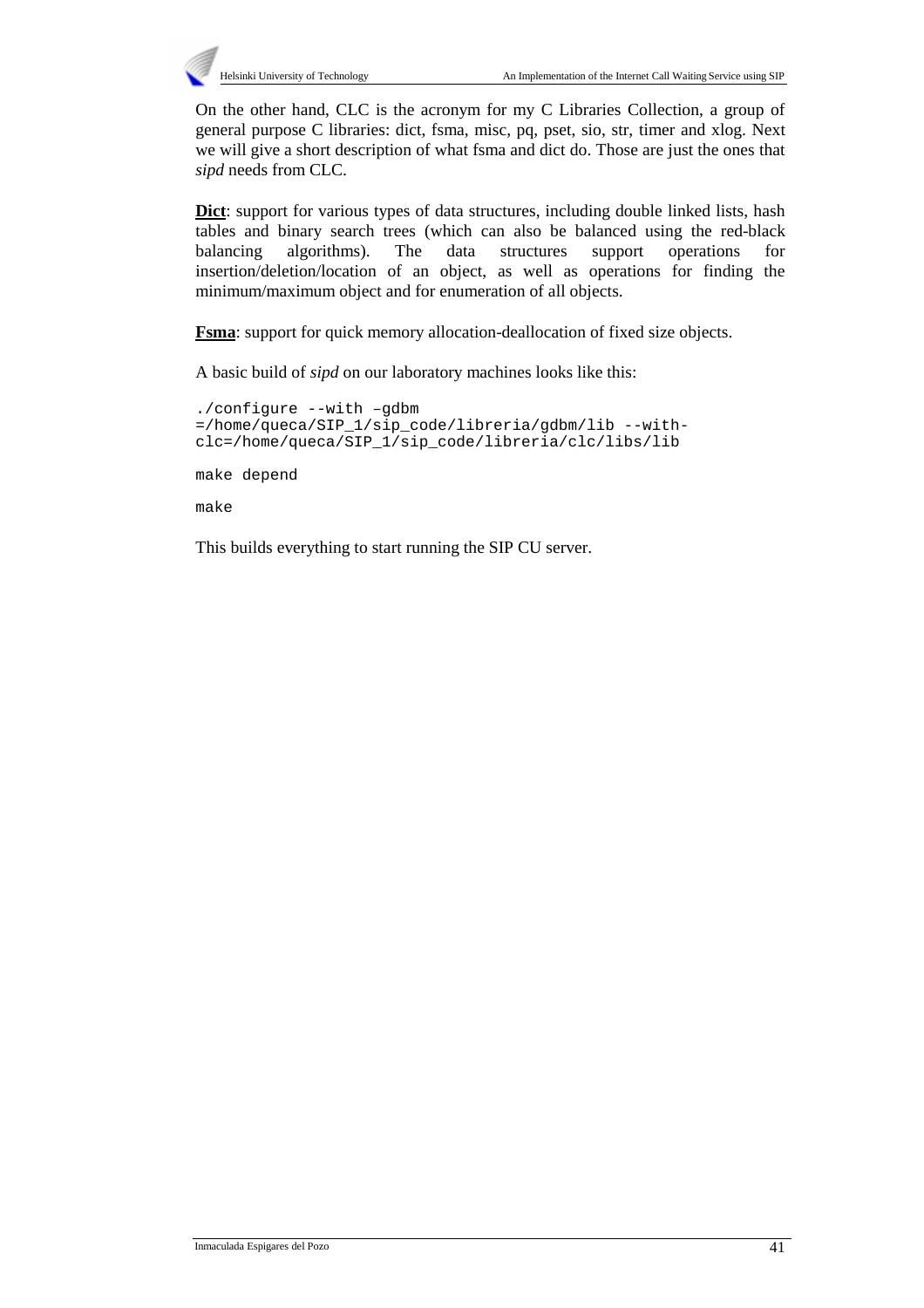On the other hand, CLC is the acronym for my C Libraries Collection, a group of general purpose C libraries: dict, fsma, misc, pq, pset, sio, str, timer and xlog. Next we will give a short description of what fsma and dict do. Those are just the ones that *sipd* needs from CLC.

**Dict**: support for various types of data structures, including double linked lists, hash tables and binary search trees (which can also be balanced using the red-black balancing algorithms). The data structures support operations for insertion/deletion/location of an object, as well as operations for finding the minimum/maximum object and for enumeration of all objects.

**Fsma**: support for quick memory allocation-deallocation of fixed size objects.

A basic build of *sipd* on our laboratory machines looks like this:

```
./configure --with –gdbm
=/home/queca/SIP_1/sip_code/libreria/gdbm/lib --with-
clc=/home/queca/SIP_1/sip_code/libreria/clc/libs/lib

make depend

make
```

This builds everything to start running the SIP CU server.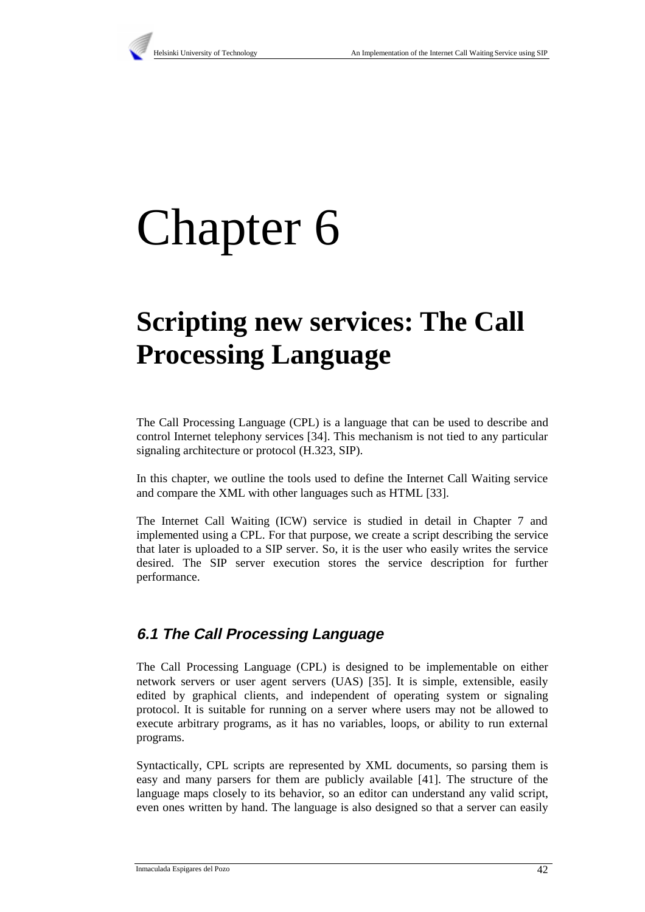# Chapter 6

# Scripting new services: The Call Processing Language

The Call Processing Language (CPL) is a language that can be used to describe and control Internet telephony services [34]. This mechanism is not tied to any particular signaling architecture or protocol (H.323, SIP).

In this chapter, we outline the tools used to define the Internet Call Waiting service and compare the XML with other languages such as HTML [33].

The Internet Call Waiting (ICW) service is studied in detail in Chapter 7 and implemented using a CPL. For that purpose, we create a script describing the service that later is uploaded to a SIP server. So, it is the user who easily writes the service desired. The SIP server execution stores the service description for further performance.

## *6.1 The Call Processing Language*

The Call Processing Language (CPL) is designed to be implementable on either network servers or user agent servers (UAS) [35]. It is simple, extensible, easily edited by graphical clients, and independent of operating system or signaling protocol. It is suitable for running on a server where users may not be allowed to execute arbitrary programs, as it has no variables, loops, or ability to run external programs.

Syntactically, CPL scripts are represented by XML documents, so parsing them is easy and many parsers for them are publicly available [41]. The structure of the language maps closely to its behavior, so an editor can understand any valid script, even ones written by hand. The language is also designed so that a server can easily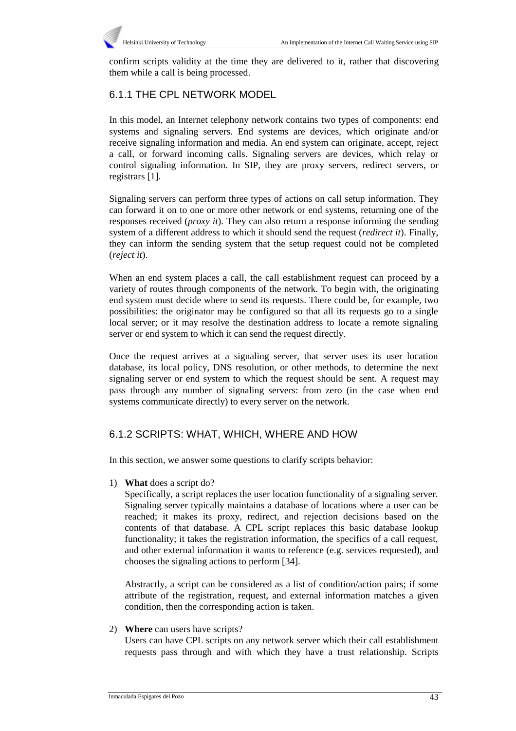confirm scripts validity at the time they are delivered to it, rather that discovering them while a call is being processed.

### 6.1.1 THE CPL NETWORK MODEL

In this model, an Internet telephony network contains two types of components: end systems and signaling servers. End systems are devices, which originate and/or receive signaling information and media. An end system can originate, accept, reject a call, or forward incoming calls. Signaling servers are devices, which relay or control signaling information. In SIP, they are proxy servers, redirect servers, or registrars [1].

Signaling servers can perform three types of actions on call setup information. They can forward it on to one or more other network or end systems, returning one of the responses received (*proxy it*). They can also return a response informing the sending system of a different address to which it should send the request (*redirect it*). Finally, they can inform the sending system that the setup request could not be completed (*reject it*).

When an end system places a call, the call establishment request can proceed by a variety of routes through components of the network. To begin with, the originating end system must decide where to send its requests. There could be, for example, two possibilities: the originator may be configured so that all its requests go to a single local server; or it may resolve the destination address to locate a remote signaling server or end system to which it can send the request directly.

Once the request arrives at a signaling server, that server uses its user location database, its local policy, DNS resolution, or other methods, to determine the next signaling server or end system to which the request should be sent. A request may pass through any number of signaling servers: from zero (in the case when end systems communicate directly) to every server on the network.

### 6.1.2 SCRIPTS: WHAT, WHICH, WHERE AND HOW

In this section, we answer some questions to clarify scripts behavior:

1) **What** does a script do?

   Specifically, a script replaces the user location functionality of a signaling server. Signaling server typically maintains a database of locations where a user can be reached; it makes its proxy, redirect, and rejection decisions based on the contents of that database. A CPL script replaces this basic database lookup functionality; it takes the registration information, the specifics of a call request, and other external information it wants to reference (e.g. services requested), and chooses the signaling actions to perform [34].

   Abstractly, a script can be considered as a list of condition/action pairs; if some attribute of the registration, request, and external information matches a given condition, then the corresponding action is taken.

2) **Where** can users have scripts?

   Users can have CPL scripts on any network server which their call establishment requests pass through and with which they have a trust relationship. Scripts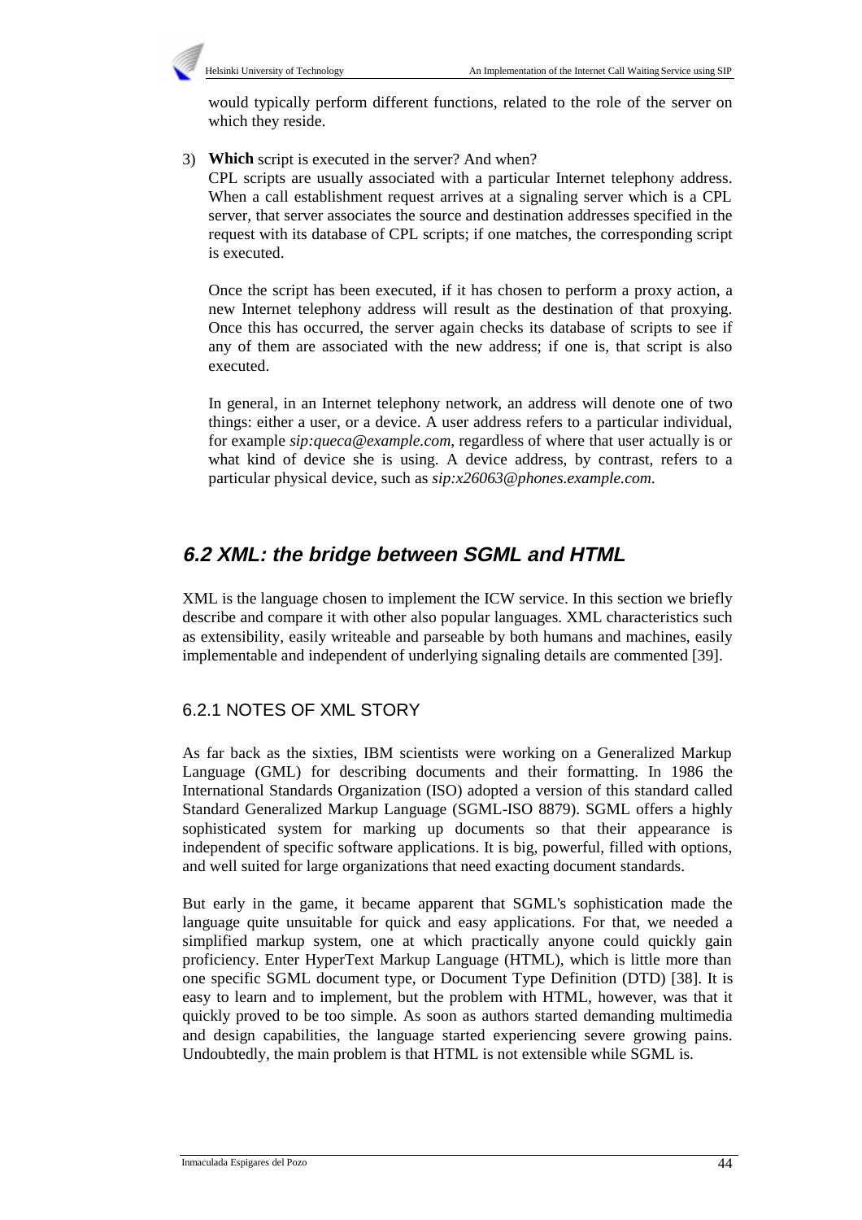would typically perform different functions, related to the role of the server on which they reside.

3) **Which** script is executed in the server? And when?
   CPL scripts are usually associated with a particular Internet telephony address. When a call establishment request arrives at a signaling server which is a CPL server, that server associates the source and destination addresses specified in the request with its database of CPL scripts; if one matches, the corresponding script is executed.

   Once the script has been executed, if it has chosen to perform a proxy action, a new Internet telephony address will result as the destination of that proxying. Once this has occurred, the server again checks its database of scripts to see if any of them are associated with the new address; if one is, that script is also executed.

   In general, in an Internet telephony network, an address will denote one of two things: either a user, or a device. A user address refers to a particular individual, for example *sip:queca@example.com*, regardless of where that user actually is or what kind of device she is using. A device address, by contrast, refers to a particular physical device, such as *sip:x26063@phones.example.com.*

## 6.2 XML: the bridge between SGML and HTML

XML is the language chosen to implement the ICW service. In this section we briefly describe and compare it with other also popular languages. XML characteristics such as extensibility, easily writeable and parseable by both humans and machines, easily implementable and independent of underlying signaling details are commented [39].

### 6.2.1 NOTES OF XML STORY

As far back as the sixties, IBM scientists were working on a Generalized Markup Language (GML) for describing documents and their formatting. In 1986 the International Standards Organization (ISO) adopted a version of this standard called Standard Generalized Markup Language (SGML-ISO 8879). SGML offers a highly sophisticated system for marking up documents so that their appearance is independent of specific software applications. It is big, powerful, filled with options, and well suited for large organizations that need exacting document standards.

But early in the game, it became apparent that SGML's sophistication made the language quite unsuitable for quick and easy applications. For that, we needed a simplified markup system, one at which practically anyone could quickly gain proficiency. Enter HyperText Markup Language (HTML), which is little more than one specific SGML document type, or Document Type Definition (DTD) [38]. It is easy to learn and to implement, but the problem with HTML, however, was that it quickly proved to be too simple. As soon as authors started demanding multimedia and design capabilities, the language started experiencing severe growing pains. Undoubtedly, the main problem is that HTML is not extensible while SGML is.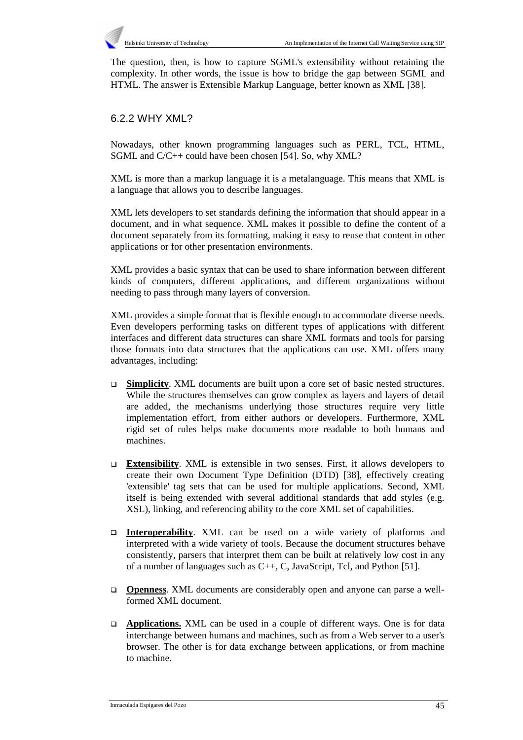The question, then, is how to capture SGML's extensibility without retaining the complexity. In other words, the issue is how to bridge the gap between SGML and HTML. The answer is Extensible Markup Language, better known as XML [38].

### 6.2.2 WHY XML?

Nowadays, other known programming languages such as PERL, TCL, HTML, SGML and C/C++ could have been chosen [54]. So, why XML?

XML is more than a markup language it is a metalanguage. This means that XML is a language that allows you to describe languages.

XML lets developers to set standards defining the information that should appear in a document, and in what sequence. XML makes it possible to define the content of a document separately from its formatting, making it easy to reuse that content in other applications or for other presentation environments.

XML provides a basic syntax that can be used to share information between different kinds of computers, different applications, and different organizations without needing to pass through many layers of conversion.

XML provides a simple format that is flexible enough to accommodate diverse needs. Even developers performing tasks on different types of applications with different interfaces and different data structures can share XML formats and tools for parsing those formats into data structures that the applications can use. XML offers many advantages, including:

- **Simplicity**. XML documents are built upon a core set of basic nested structures. While the structures themselves can grow complex as layers and layers of detail are added, the mechanisms underlying those structures require very little implementation effort, from either authors or developers. Furthermore, XML rigid set of rules helps make documents more readable to both humans and machines.

- **Extensibility**. XML is extensible in two senses. First, it allows developers to create their own Document Type Definition (DTD) [38], effectively creating 'extensible' tag sets that can be used for multiple applications. Second, XML itself is being extended with several additional standards that add styles (e.g. XSL), linking, and referencing ability to the core XML set of capabilities.

- **Interoperability**. XML can be used on a wide variety of platforms and interpreted with a wide variety of tools. Because the document structures behave consistently, parsers that interpret them can be built at relatively low cost in any of a number of languages such as C++, C, JavaScript, Tcl, and Python [51].

- **Openness**. XML documents are considerably open and anyone can parse a well-formed XML document.

- **Applications.** XML can be used in a couple of different ways. One is for data interchange between humans and machines, such as from a Web server to a user's browser. The other is for data exchange between applications, or from machine to machine.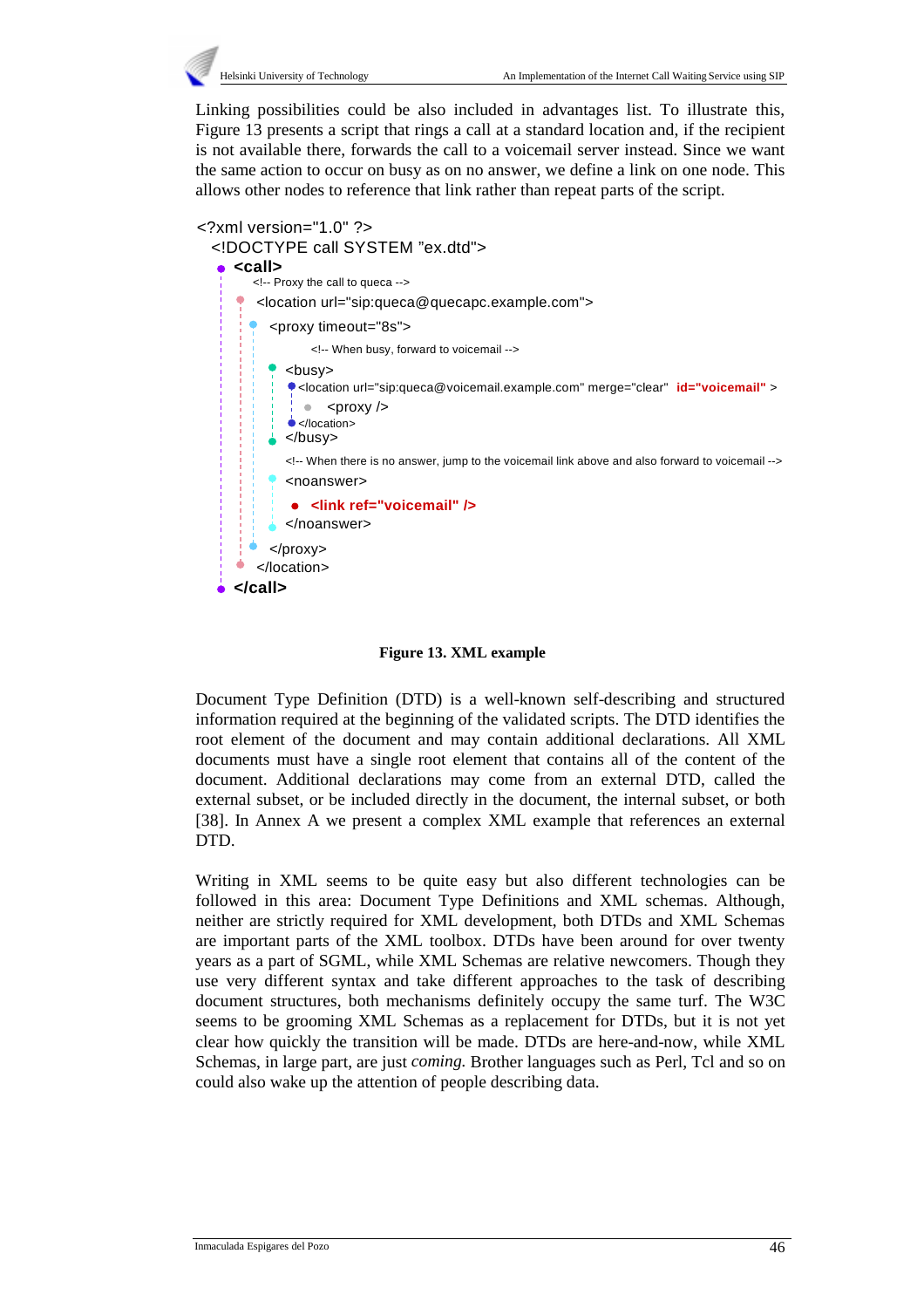Linking possibilities could be also included in advantages list. To illustrate this, Figure 13 presents a script that rings a call at a standard location and, if the recipient is not available there, forwards the call to a voicemail server instead. Since we want the same action to occur on busy as on no answer, we define a link on one node. This allows other nodes to reference that link rather than repeat parts of the script.

```
<?xml version="1.0" ?>
<!DOCTYPE call SYSTEM "ex.dtd">
<call>
  <!-- Proxy the call to queca -->
  <location url="sip:queca@quecapc.example.com">
    <proxy timeout="8s">
          <!-- When busy, forward to voicemail -->
      <busy>
        <location url="sip:queca@voicemail.example.com" merge="clear"  id="voicemail" >
          <proxy />
        </location>
      </busy>
      <!-- When there is no answer, jump to the voicemail link above and also forward to voicemail -->
      <noanswer>
        <link ref="voicemail" />
      </noanswer>
    </proxy>
  </location>
</call>
```

**Figure 13. XML example**

Document Type Definition (DTD) is a well-known self-describing and structured information required at the beginning of the validated scripts. The DTD identifies the root element of the document and may contain additional declarations. All XML documents must have a single root element that contains all of the content of the document. Additional declarations may come from an external DTD, called the external subset, or be included directly in the document, the internal subset, or both [38]. In Annex A we present a complex XML example that references an external DTD.

Writing in XML seems to be quite easy but also different technologies can be followed in this area: Document Type Definitions and XML schemas. Although, neither are strictly required for XML development, both DTDs and XML Schemas are important parts of the XML toolbox. DTDs have been around for over twenty years as a part of SGML, while XML Schemas are relative newcomers. Though they use very different syntax and take different approaches to the task of describing document structures, both mechanisms definitely occupy the same turf. The W3C seems to be grooming XML Schemas as a replacement for DTDs, but it is not yet clear how quickly the transition will be made. DTDs are here-and-now, while XML Schemas, in large part, are just *coming.* Brother languages such as Perl, Tcl and so on could also wake up the attention of people describing data.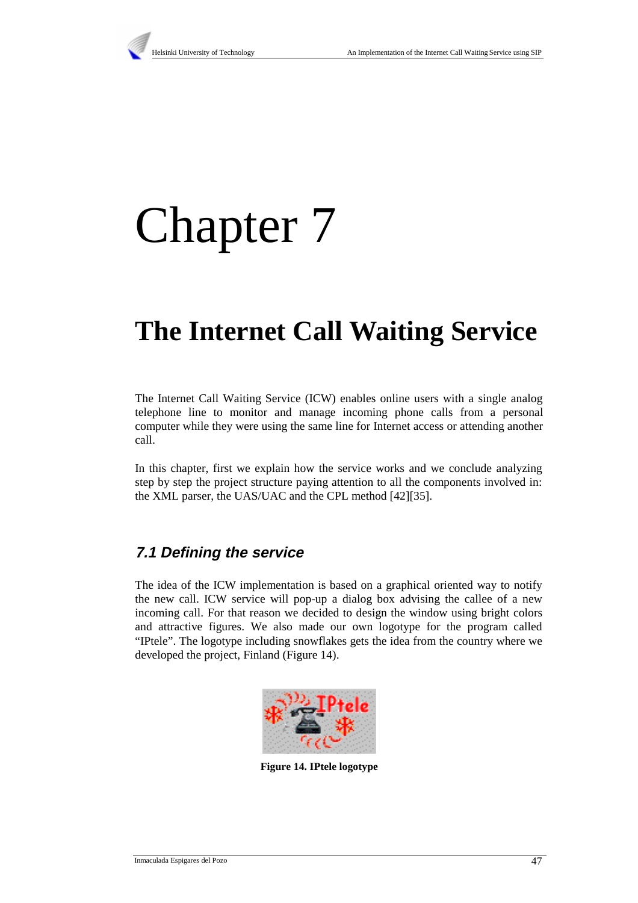# Chapter 7

# The Internet Call Waiting Service

The Internet Call Waiting Service (ICW) enables online users with a single analog telephone line to monitor and manage incoming phone calls from a personal computer while they were using the same line for Internet access or attending another call.

In this chapter, first we explain how the service works and we conclude analyzing step by step the project structure paying attention to all the components involved in: the XML parser, the UAS/UAC and the CPL method [42][35].

## *7.1 Defining the service*

The idea of the ICW implementation is based on a graphical oriented way to notify the new call. ICW service will pop-up a dialog box advising the callee of a new incoming call. For that reason we decided to design the window using bright colors and attractive figures. We also made our own logotype for the program called "IPtele". The logotype including snowflakes gets the idea from the country where we developed the project, Finland (Figure 14).

**Figure 14. IPtele logotype**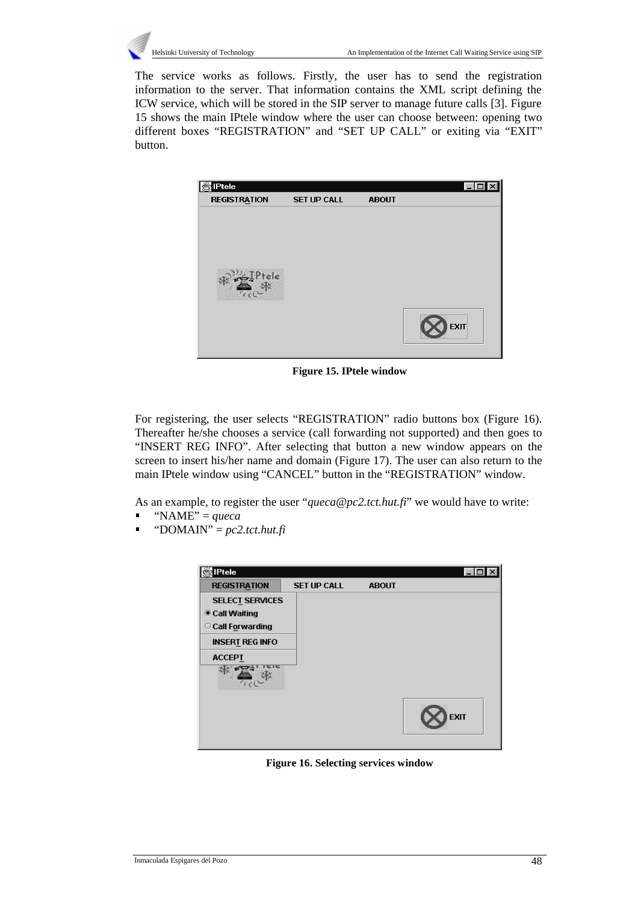The service works as follows. Firstly, the user has to send the registration information to the server. That information contains the XML script defining the ICW service, which will be stored in the SIP server to manage future calls [3]. Figure 15 shows the main IPtele window where the user can choose between: opening two different boxes "REGISTRATION" and "SET UP CALL" or exiting via "EXIT" button.

**Figure 15. IPtele window**

For registering, the user selects "REGISTRATION" radio buttons box (Figure 16). Thereafter he/she chooses a service (call forwarding not supported) and then goes to "INSERT REG INFO". After selecting that button a new window appears on the screen to insert his/her name and domain (Figure 17). The user can also return to the main IPtele window using "CANCEL" button in the "REGISTRATION" window.

As an example, to register the user "*queca@pc2.tct.hut.fi*" we would have to write:

- "NAME" = *queca*
- "DOMAIN" = *pc2.tct.hut.fi*

**Figure 16. Selecting services window**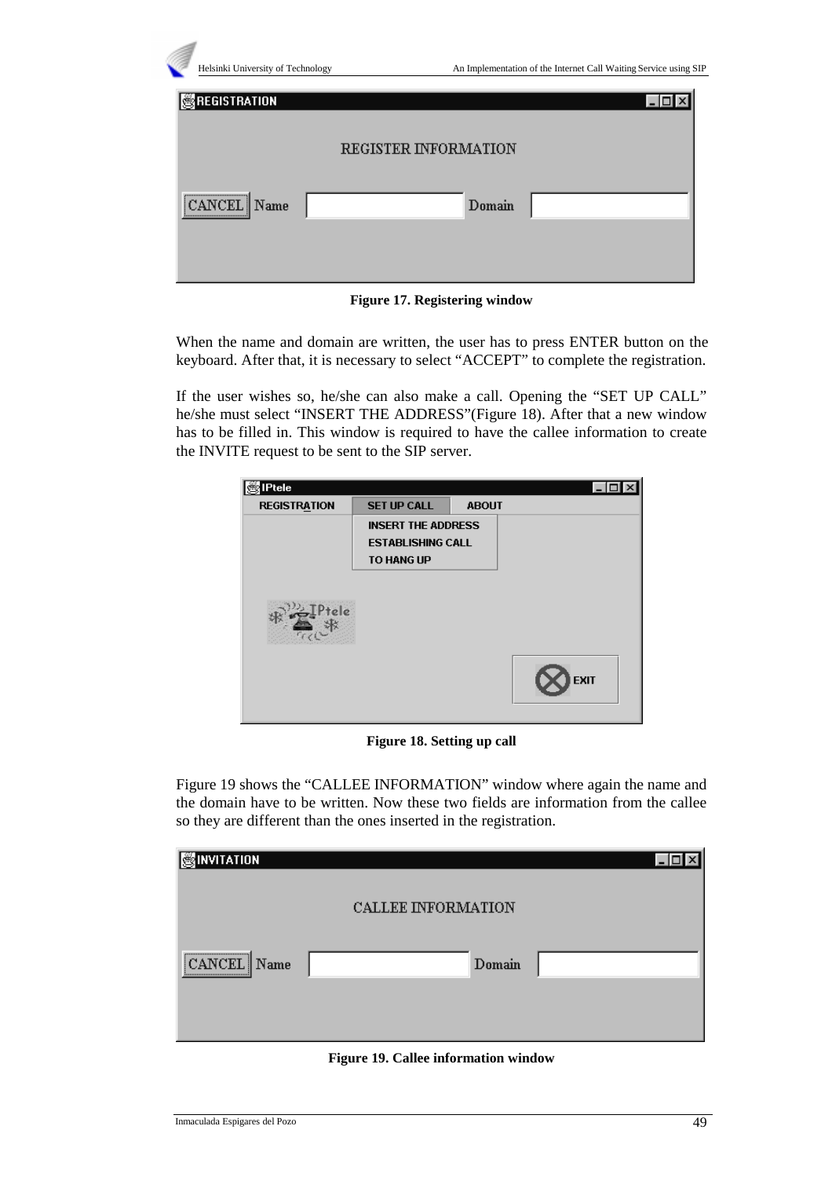Figure 17. Registering window

When the name and domain are written, the user has to press ENTER button on the keyboard. After that, it is necessary to select “ACCEPT” to complete the registration.

If the user wishes so, he/she can also make a call. Opening the “SET UP CALL” he/she must select “INSERT THE ADDRESS”(Figure 18). After that a new window has to be filled in. This window is required to have the callee information to create the INVITE request to be sent to the SIP server.

Figure 18. Setting up call

Figure 19 shows the “CALLEE INFORMATION” window where again the name and the domain have to be written. Now these two fields are information from the callee so they are different than the ones inserted in the registration.

Figure 19. Callee information window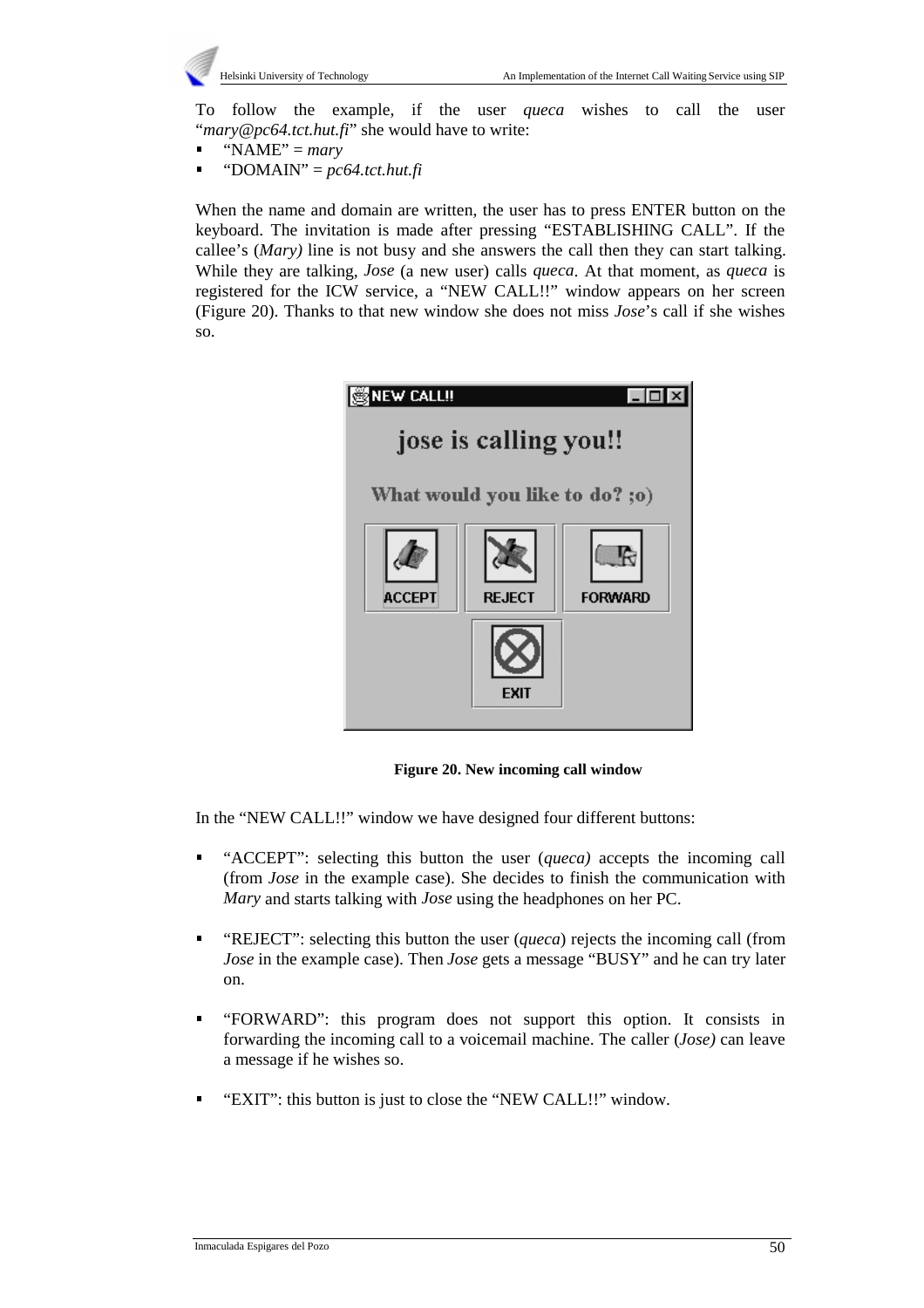To follow the example, if the user *queca* wishes to call the user "*mary@pc64.tct.hut.fi*" she would have to write:

- "NAME" = *mary*
- "DOMAIN" = *pc64.tct.hut.fi*

When the name and domain are written, the user has to press ENTER button on the keyboard. The invitation is made after pressing "ESTABLISHING CALL". If the callee's (*Mary)* line is not busy and she answers the call then they can start talking. While they are talking, *Jose* (a new user) calls *queca*. At that moment, as *queca* is registered for the ICW service, a "NEW CALL!!" window appears on her screen (Figure 20). Thanks to that new window she does not miss *Jose*'s call if she wishes so.

NEW CALL!!

jose is calling you!!

What would you like to do? ;o)

ACCEPT

REJECT

FORWARD

EXIT

**Figure 20. New incoming call window**

In the "NEW CALL!!" window we have designed four different buttons:

- "ACCEPT": selecting this button the user (*queca)* accepts the incoming call (from *Jose* in the example case). She decides to finish the communication with *Mary* and starts talking with *Jose* using the headphones on her PC.

- "REJECT": selecting this button the user (*queca*) rejects the incoming call (from *Jose* in the example case). Then *Jose* gets a message "BUSY" and he can try later on.

- "FORWARD": this program does not support this option. It consists in forwarding the incoming call to a voicemail machine. The caller (*Jose)* can leave a message if he wishes so.

- "EXIT": this button is just to close the "NEW CALL!!" window.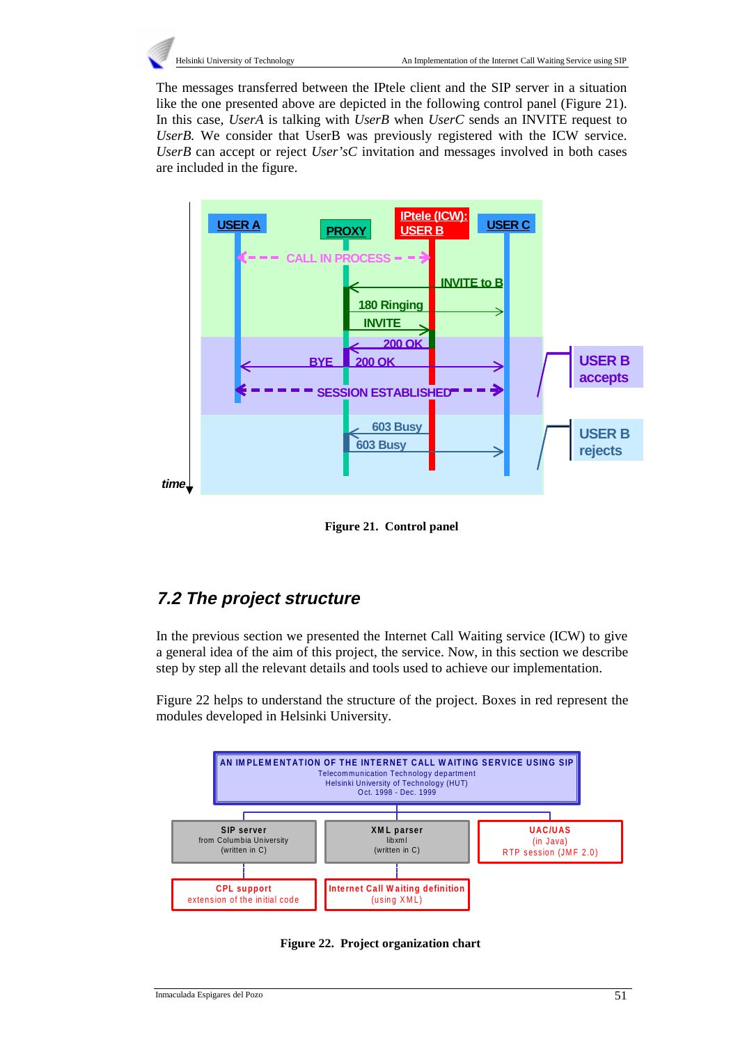The messages transferred between the IPtele client and the SIP server in a situation like the one presented above are depicted in the following control panel (Figure 21). In this case, *UserA* is talking with *UserB* when *UserC* sends an INVITE request to *UserB.* We consider that UserB was previously registered with the ICW service. *UserB* can accept or reject *User'sC* invitation and messages involved in both cases are included in the figure.

USER A
PROXY
IPtele (ICW): USER B
USER C
CALL IN PROCESS
INVITE to B
180 Ringing
INVITE
200 OK
BYE
200 OK
SESSION ESTABLISHED
603 Busy
603 Busy
USER B accepts
USER B rejects
time

**Figure 21. Control panel**

## *7.2 The project structure*

In the previous section we presented the Internet Call Waiting service (ICW) to give a general idea of the aim of this project, the service. Now, in this section we describe step by step all the relevant details and tools used to achieve our implementation.

Figure 22 helps to understand the structure of the project. Boxes in red represent the modules developed in Helsinki University.

AN IMPLEMENTATION OF THE INTERNET CALL WAITING SERVICE USING SIP
Telecommunication Technology department
Helsinki University of Technology (HUT)
Oct. 1998 - Dec. 1999

SIP server
from Columbia University
(written in C)

XML parser
libxml
(written in C)

UAC/UAS
(in Java)
RTP session (JMF 2.0)

CPL support
extension of the initial code

Internet Call Waiting definition
(using XML)

**Figure 22. Project organization chart**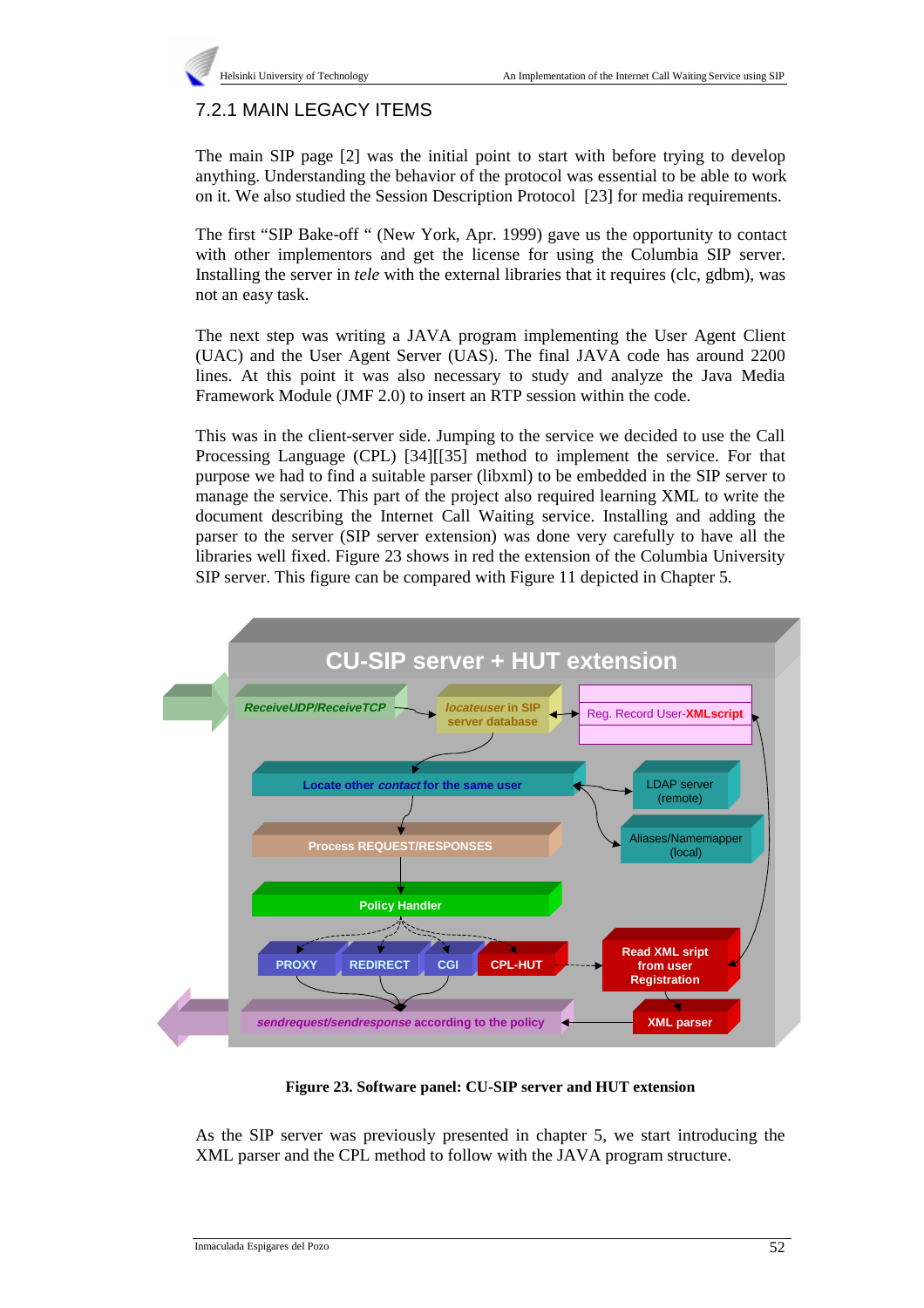### 7.2.1 MAIN LEGACY ITEMS

The main SIP page [2] was the initial point to start with before trying to develop anything. Understanding the behavior of the protocol was essential to be able to work on it. We also studied the Session Description Protocol [23] for media requirements.

The first "SIP Bake-off " (New York, Apr. 1999) gave us the opportunity to contact with other implementors and get the license for using the Columbia SIP server. Installing the server in *tele* with the external libraries that it requires (clc, gdbm), was not an easy task.

The next step was writing a JAVA program implementing the User Agent Client (UAC) and the User Agent Server (UAS). The final JAVA code has around 2200 lines. At this point it was also necessary to study and analyze the Java Media Framework Module (JMF 2.0) to insert an RTP session within the code.

This was in the client-server side. Jumping to the service we decided to use the Call Processing Language (CPL) [34][[35] method to implement the service. For that purpose we had to find a suitable parser (libxml) to be embedded in the SIP server to manage the service. This part of the project also required learning XML to write the document describing the Internet Call Waiting service. Installing and adding the parser to the server (SIP server extension) was done very carefully to have all the libraries well fixed. Figure 23 shows in red the extension of the Columbia University SIP server. This figure can be compared with Figure 11 depicted in Chapter 5.

CU-SIP server + HUT extension

ReceiveUDP/ReceiveTCP

locateuser in SIP server database

Reg. Record User-XMLscript

Locate other contact for the same user

LDAP server (remote)

Aliases/Namemapper (local)

Process REQUEST/RESPONSES

Policy Handler

PROXY

REDIRECT

CGI

CPL-HUT

Read XML sript from user Registration

XML parser

sendrequest/sendresponse according to the policy

**Figure 23. Software panel: CU-SIP server and HUT extension**

As the SIP server was previously presented in chapter 5, we start introducing the XML parser and the CPL method to follow with the JAVA program structure.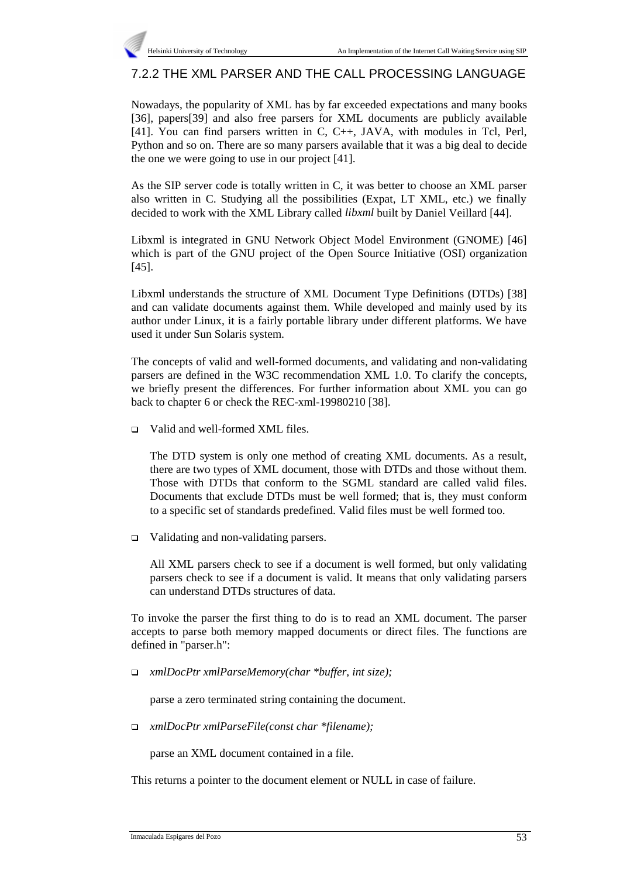### 7.2.2 THE XML PARSER AND THE CALL PROCESSING LANGUAGE

Nowadays, the popularity of XML has by far exceeded expectations and many books [36], papers[39] and also free parsers for XML documents are publicly available [41]. You can find parsers written in C, C++, JAVA, with modules in Tcl, Perl, Python and so on. There are so many parsers available that it was a big deal to decide the one we were going to use in our project [41].

As the SIP server code is totally written in C, it was better to choose an XML parser also written in C. Studying all the possibilities (Expat, LT XML, etc.) we finally decided to work with the XML Library called *libxml* built by Daniel Veillard [44].

Libxml is integrated in GNU Network Object Model Environment (GNOME) [46] which is part of the GNU project of the Open Source Initiative (OSI) organization [45].

Libxml understands the structure of XML Document Type Definitions (DTDs) [38] and can validate documents against them. While developed and mainly used by its author under Linux, it is a fairly portable library under different platforms. We have used it under Sun Solaris system.

The concepts of valid and well-formed documents, and validating and non-validating parsers are defined in the W3C recommendation XML 1.0. To clarify the concepts, we briefly present the differences. For further information about XML you can go back to chapter 6 or check the REC-xml-19980210 [38].

- Valid and well-formed XML files.

  The DTD system is only one method of creating XML documents. As a result, there are two types of XML document, those with DTDs and those without them. Those with DTDs that conform to the SGML standard are called valid files. Documents that exclude DTDs must be well formed; that is, they must conform to a specific set of standards predefined. Valid files must be well formed too.

- Validating and non-validating parsers.

  All XML parsers check to see if a document is well formed, but only validating parsers check to see if a document is valid. It means that only validating parsers can understand DTDs structures of data.

To invoke the parser the first thing to do is to read an XML document. The parser accepts to parse both memory mapped documents or direct files. The functions are defined in "parser.h":

- *xmlDocPtr xmlParseMemory(char *buffer, int size);*

  parse a zero terminated string containing the document.

- *xmlDocPtr xmlParseFile(const char *filename);*

  parse an XML document contained in a file.

This returns a pointer to the document element or NULL in case of failure.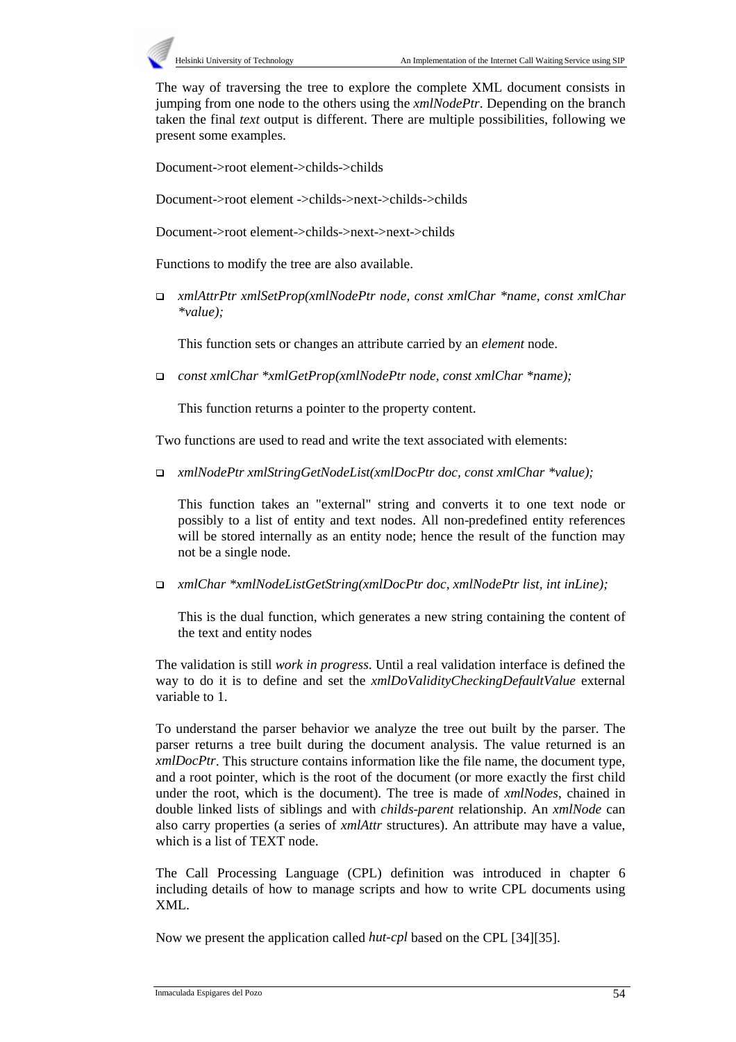The way of traversing the tree to explore the complete XML document consists in jumping from one node to the others using the *xmlNodePtr*. Depending on the branch taken the final *text* output is different. There are multiple possibilities, following we present some examples.

Document->root element->childs->childs

Document->root element ->childs->next->childs->childs

Document->root element->childs->next->next->childs

Functions to modify the tree are also available.

- *xmlAttrPtr xmlSetProp(xmlNodePtr node, const xmlChar *name, const xmlChar *value);*

  This function sets or changes an attribute carried by an *element* node.

- *const xmlChar *xmlGetProp(xmlNodePtr node, const xmlChar *name);*

  This function returns a pointer to the property content.

Two functions are used to read and write the text associated with elements:

- *xmlNodePtr xmlStringGetNodeList(xmlDocPtr doc, const xmlChar *value);*

  This function takes an "external" string and converts it to one text node or possibly to a list of entity and text nodes. All non-predefined entity references will be stored internally as an entity node; hence the result of the function may not be a single node.

- *xmlChar *xmlNodeListGetString(xmlDocPtr doc, xmlNodePtr list, int inLine);*

  This is the dual function, which generates a new string containing the content of the text and entity nodes

The validation is still *work in progress*. Until a real validation interface is defined the way to do it is to define and set the *xmlDoValidityCheckingDefaultValue* external variable to 1.

To understand the parser behavior we analyze the tree out built by the parser. The parser returns a tree built during the document analysis. The value returned is an *xmlDocPtr*. This structure contains information like the file name, the document type, and a root pointer, which is the root of the document (or more exactly the first child under the root, which is the document). The tree is made of *xmlNodes*, chained in double linked lists of siblings and with *childs-parent* relationship. An *xmlNode* can also carry properties (a series of *xmlAttr* structures). An attribute may have a value, which is a list of TEXT node.

The Call Processing Language (CPL) definition was introduced in chapter 6 including details of how to manage scripts and how to write CPL documents using XML.

Now we present the application called *hut-cpl* based on the CPL [34][35].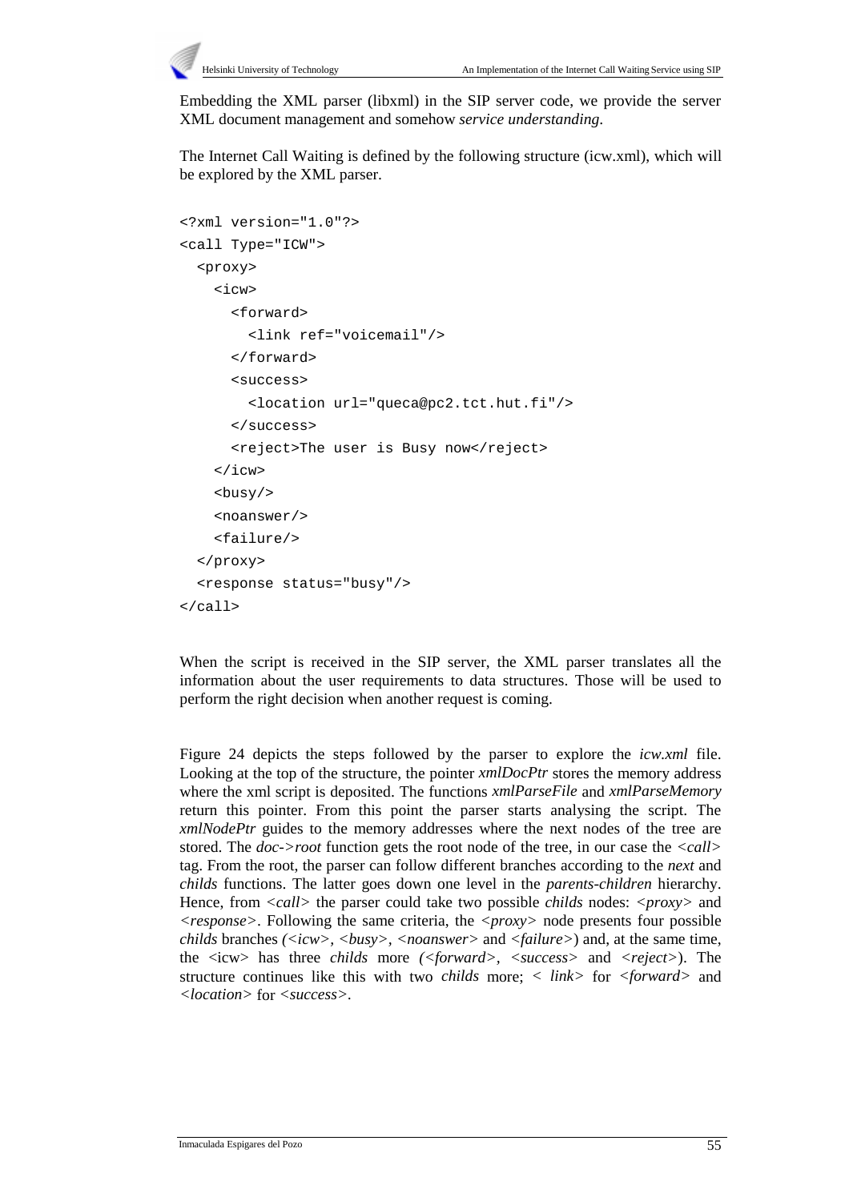Embedding the XML parser (libxml) in the SIP server code, we provide the server XML document management and somehow *service understanding*.

The Internet Call Waiting is defined by the following structure (icw.xml), which will be explored by the XML parser.

```
<?xml version="1.0"?>
<call Type="ICW">
  <proxy>
    <icw>
      <forward>
        <link ref="voicemail"/>
      </forward>
      <success>
        <location url="queca@pc2.tct.hut.fi"/>
      </success>
      <reject>The user is Busy now</reject>
    </icw>
    <busy/>
    <noanswer/>
    <failure/>
  </proxy>
  <response status="busy"/>
</call>
```

When the script is received in the SIP server, the XML parser translates all the information about the user requirements to data structures. Those will be used to perform the right decision when another request is coming.

Figure 24 depicts the steps followed by the parser to explore the *icw.xml* file. Looking at the top of the structure, the pointer *xmlDocPtr* stores the memory address where the xml script is deposited. The functions *xmlParseFile* and *xmlParseMemory* return this pointer. From this point the parser starts analysing the script. The *xmlNodePtr* guides to the memory addresses where the next nodes of the tree are stored. The *doc->root* function gets the root node of the tree, in our case the *<call>* tag. From the root, the parser can follow different branches according to the *next* and *childs* functions. The latter goes down one level in the *parents-children* hierarchy. Hence, from *<call>* the parser could take two possible *childs* nodes: *<proxy>* and *<response>*. Following the same criteria, the *<proxy>* node presents four possible *childs* branches *(<icw>*, *<busy>*, *<noanswer>* and *<failure>*) and, at the same time, the <icw> has three *childs* more *(<forward>*, *<success>* and *<reject>*). The structure continues like this with two *childs* more; *< link>* for *<forward>* and *<location>* for *<success>*.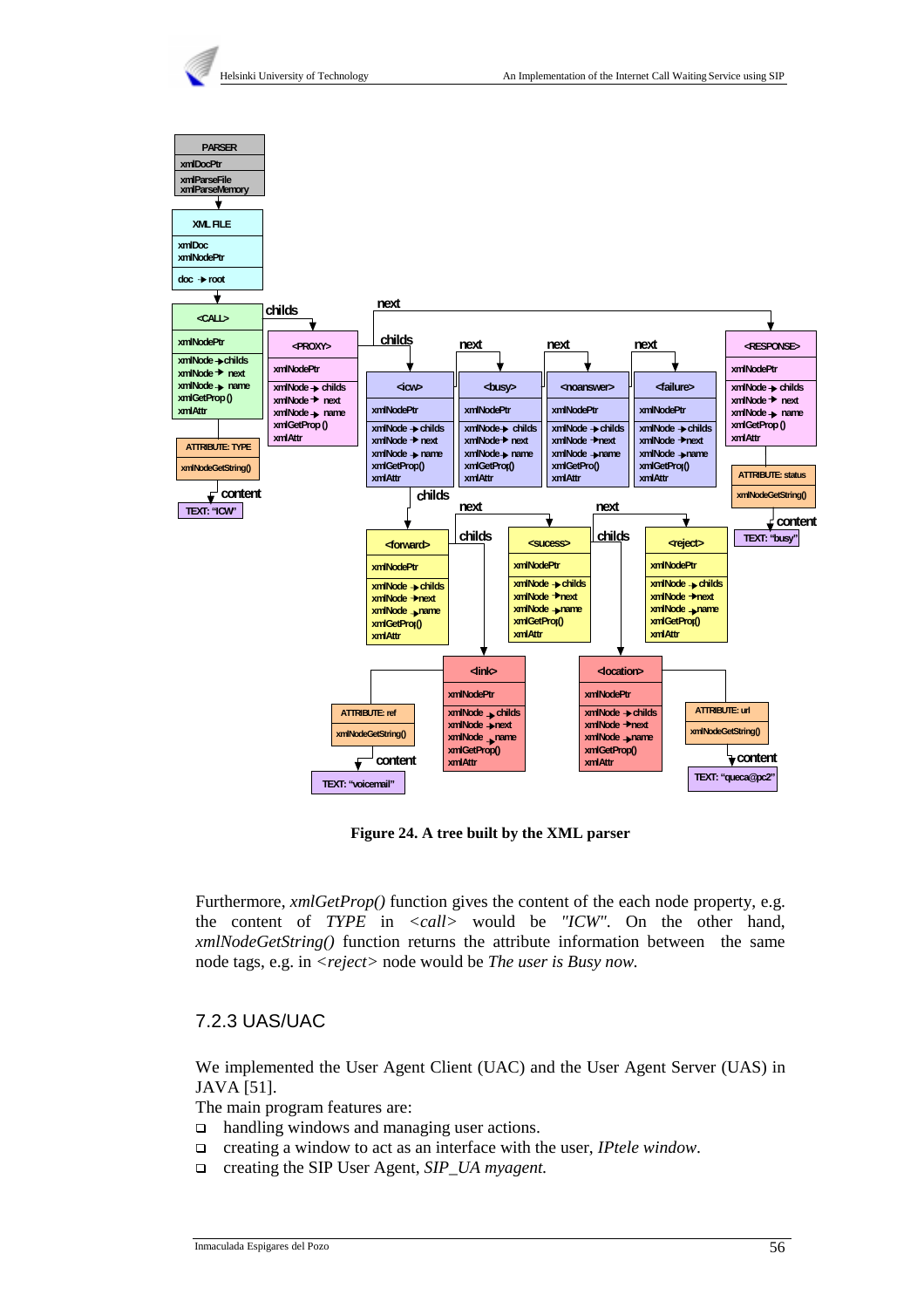PARSER
xmlDocPtr
xmlParseFile
xmlParseMemory

XML FILE
xmlDoc
xmlNodePtr
doc → root

<CALL>
xmlNodePtr
xmlNode → childs
xmlNode → next
xmlNode → name
xmlGetProp ()
xmlAttr

ATTRIBUTE: TYPE
xmlNodeGetString()
content
TEXT: "ICW"

childs
next

<PROXY>
xmlNodePtr
xmlNode → childs
xmlNode → next
xmlNode → name
xmlGetProp ()
xmlAttr

childs
next
next
next

<icw>
xmlNodePtr
xmlNode → childs
xmlNode → next
xmlNode → name
xmlGetProp()
xmlAttr

<busy>
xmlNodePtr
xmlNode → childs
xmlNode → next
xmlNode → name
xmlGetProp()
xmlAttr

<noanswer>
xmlNodePtr
xmlNode → childs
xmlNode → next
xmlNode → name
xmlGetPro()
xmlAttr

<failure>
xmlNodePtr
xmlNode → childs
xmlNode → next
xmlNode → name
xmlGetProp()
xmlAttr

<RESPONSE>
xmlNodePtr
xmlNode → childs
xmlNode → next
xmlNode → name
xmlGetProp ()
xmlAttr

ATTRIBUTE: status
xmlNodeGetString()
content
TEXT: "busy"

childs
next
next

<forward>
xmlNodePtr
xmlNode → childs
xmlNode → next
xmlNode → name
xmlGetProp()
xmlAttr

childs

<sucess>
xmlNodePtr
xmlNode → childs
xmlNode → next
xmlNode → name
xmlGetProp()
xmlAttr

childs

<reject>
xmlNodePtr
xmlNode → childs
xmlNode → next
xmlNode → name
xmlGetProp()
xmlAttr

<link>
xmlNodePtr
xmlNode → childs
xmlNode → next
xmlNode → name
xmlGetProp()
xmlAttr

ATTRIBUTE: ref
xmlNodeGetString()
content
TEXT: "voicemail"

<location>
xmlNodePtr
xmlNode → childs
xmlNode → next
xmlNode → name
xmlGetProp()
xmlAttr

ATTRIBUTE: url
xmlNodeGetString()
content
TEXT: "queca@pc2"

**Figure 24. A tree built by the XML parser**

Furthermore, *xmlGetProp()* function gives the content of the each node property, e.g. the content of *TYPE* in *<call>* would be *"ICW"*. On the other hand, *xmlNodeGetString()* function returns the attribute information between the same node tags, e.g. in *<reject>* node would be *The user is Busy now.*

### 7.2.3 UAS/UAC

We implemented the User Agent Client (UAC) and the User Agent Server (UAS) in JAVA [51].

The main program features are:

- handling windows and managing user actions.
- creating a window to act as an interface with the user, *IPtele window*.
- creating the SIP User Agent, *SIP_UA myagent.*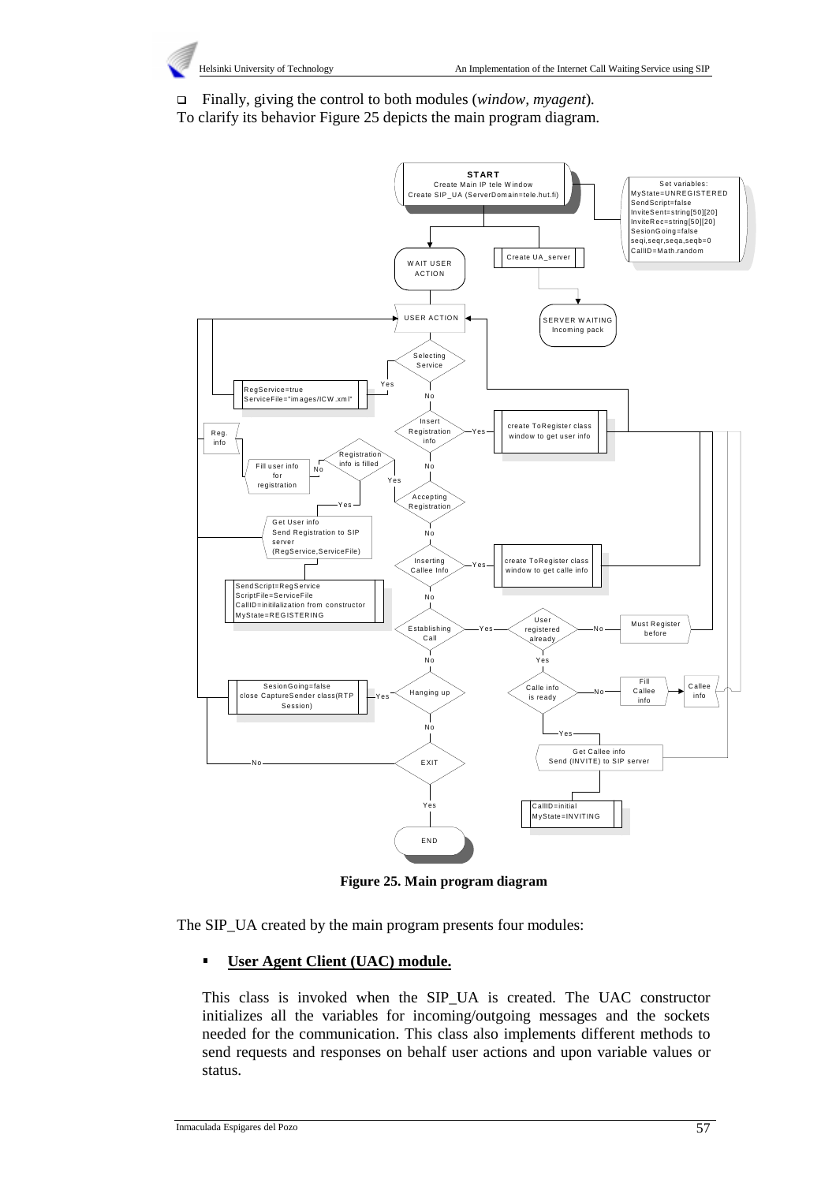- Finally, giving the control to both modules (*window*, *myagent*).

To clarify its behavior Figure 25 depicts the main program diagram.

START
Create Main IP tele Window
Create SIP_UA (ServerDomain=tele.hut.fi)

Set variables:
MyState=UNREGISTERED
SendScript=false
InviteSent=string[50][20]
InviteRec=string[50][20]
SesionGoing=false
seqi,seqr,seqa,seqb=0
CallID=Math.random

WAIT USER ACTION

Create UA_server

SERVER WAITING
Incoming pack

USER ACTION

Selecting Service

Yes

RegService=true
ServiceFile="images/ICW.xml"

No

Insert Registration info

Yes

create ToRegister class window to get user info

Reg. info

Registration info is filled

No

Fill user info for registration

Yes

No

Accepting Registration

Yes

Get User info
Send Registration to SIP server
(RegService,ServiceFile)

SendScript=RegService
ScriptFile=ServiceFile
CallID=initialization from constructor
MyState=REGISTERING

No

Inserting Callee Info

Yes

create ToRegister class window to get calle info

No

Establishing Call

Yes

User registered already

No

Must Register before

Yes

Calle info is ready

No

Fill Callee info

Callee info

Yes

Get Callee info
Send (INVITE) to SIP server

CallID=initial
MyState=INVITING

No

Hanging up

Yes

SesionGoing=false
close CaptureSender class(RTP Session)

No

EXIT

No

Yes

END

**Figure 25. Main program diagram**

The SIP_UA created by the main program presents four modules:

- **User Agent Client (UAC) module.**

  This class is invoked when the SIP_UA is created. The UAC constructor initializes all the variables for incoming/outgoing messages and the sockets needed for the communication. This class also implements different methods to send requests and responses on behalf user actions and upon variable values or status.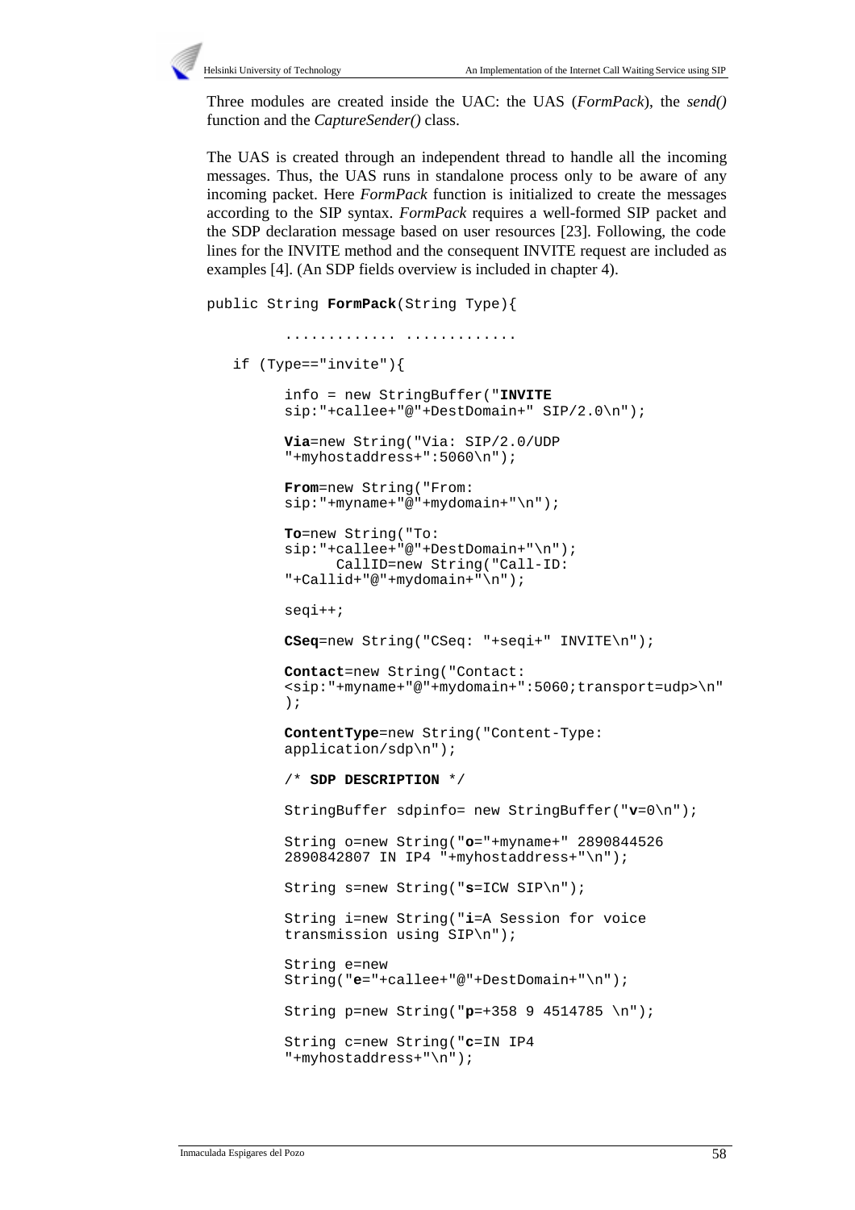Three modules are created inside the UAC: the UAS (*FormPack*), the *send()* function and the *CaptureSender()* class.

The UAS is created through an independent thread to handle all the incoming messages. Thus, the UAS runs in standalone process only to be aware of any incoming packet. Here *FormPack* function is initialized to create the messages according to the SIP syntax. *FormPack* requires a well-formed SIP packet and the SDP declaration message based on user resources [23]. Following, the code lines for the INVITE method and the consequent INVITE request are included as examples [4]. (An SDP fields overview is included in chapter 4).

```
public String FormPack(String Type){

         ............. .............

   if (Type=="invite"){

         info = new StringBuffer("INVITE
         sip:"+callee+"@"+DestDomain+" SIP/2.0\n");

         Via=new String("Via: SIP/2.0/UDP
         "+myhostaddress+":5060\n");

         From=new String("From:
         sip:"+myname+"@"+mydomain+"\n");

         To=new String("To:
         sip:"+callee+"@"+DestDomain+"\n");
               CallID=new String("Call-ID:
         "+Callid+"@"+mydomain+"\n");

         seqi++;

         CSeq=new String("CSeq: "+seqi+" INVITE\n");

         Contact=new String("Contact:
         <sip:"+myname+"@"+mydomain+":5060;transport=udp>\n"
         );

         ContentType=new String("Content-Type:
         application/sdp\n");

         /* SDP DESCRIPTION */

         StringBuffer sdpinfo= new StringBuffer("v=0\n");

         String o=new String("o="+myname+" 2890844526
         2890842807 IN IP4 "+myhostaddress+"\n");

         String s=new String("s=ICW SIP\n");

         String i=new String("i=A Session for voice
         transmission using SIP\n");

         String e=new
         String("e="+callee+"@"+DestDomain+"\n");

         String p=new String("p=+358 9 4514785 \n");

         String c=new String("c=IN IP4
         "+myhostaddress+"\n");
```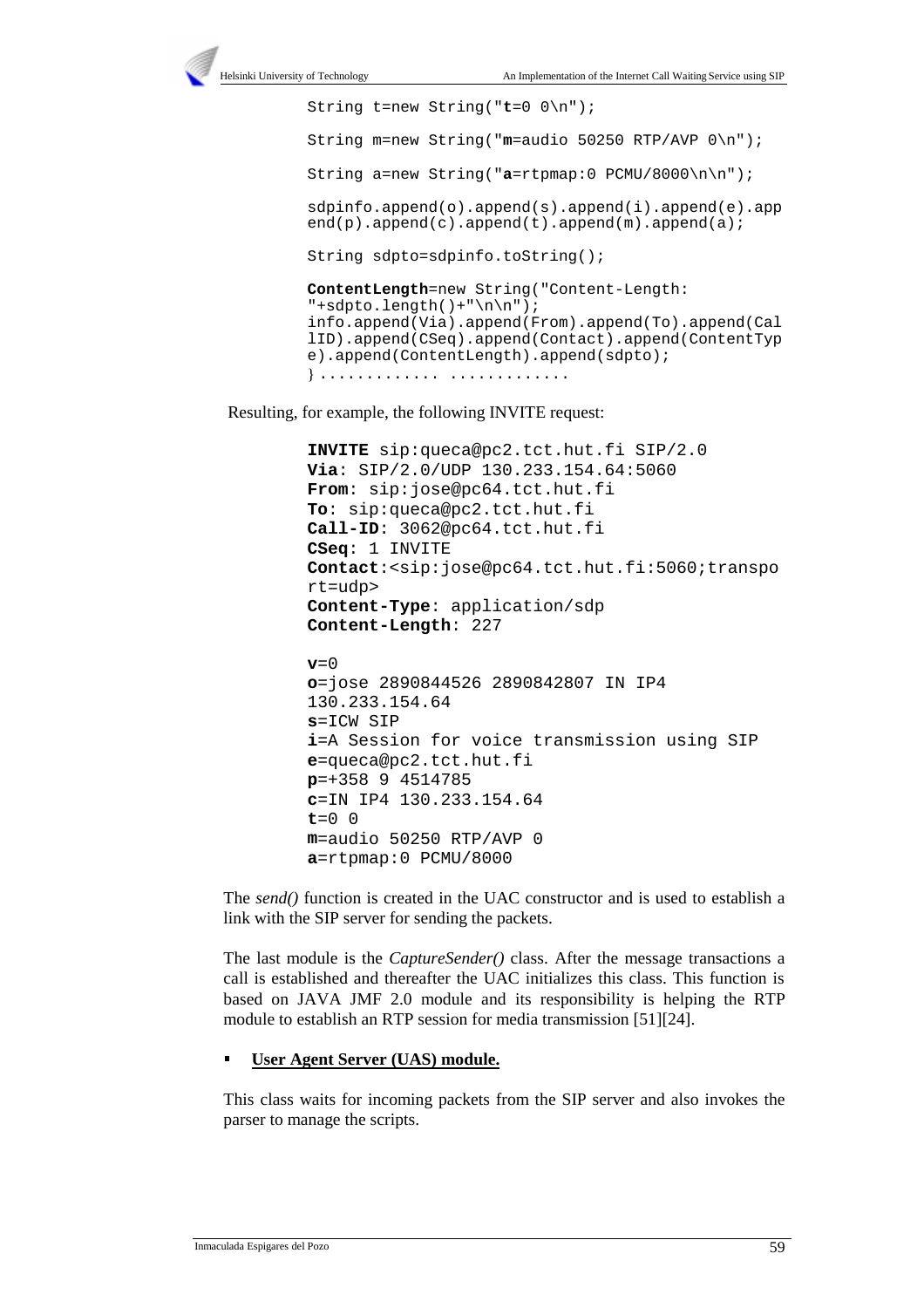```
String t=new String("t=0 0\n");

String m=new String("m=audio 50250 RTP/AVP 0\n");

String a=new String("a=rtpmap:0 PCMU/8000\n\n");

sdpinfo.append(o).append(s).append(i).append(e).app
end(p).append(c).append(t).append(m).append(a);

String sdpto=sdpinfo.toString();

ContentLength=new String("Content-Length:
"+sdpto.length()+"\n\n");
info.append(Via).append(From).append(To).append(Cal
lID).append(CSeq).append(Contact).append(ContentTyp
e).append(ContentLength).append(sdpto);
}............ ............
```

Resulting, for example, the following INVITE request:

```
INVITE sip:queca@pc2.tct.hut.fi SIP/2.0
Via: SIP/2.0/UDP 130.233.154.64:5060
From: sip:jose@pc64.tct.hut.fi
To: sip:queca@pc2.tct.hut.fi
Call-ID: 3062@pc64.tct.hut.fi
CSeq: 1 INVITE
Contact:<sip:jose@pc64.tct.hut.fi:5060;transpo
rt=udp>
Content-Type: application/sdp
Content-Length: 227

v=0
o=jose 2890844526 2890842807 IN IP4
130.233.154.64
s=ICW SIP
i=A Session for voice transmission using SIP
e=queca@pc2.tct.hut.fi
p=+358 9 4514785
c=IN IP4 130.233.154.64
t=0 0
m=audio 50250 RTP/AVP 0
a=rtpmap:0 PCMU/8000
```

The *send()* function is created in the UAC constructor and is used to establish a link with the SIP server for sending the packets.

The last module is the *CaptureSender()* class. After the message transactions a call is established and thereafter the UAC initializes this class. This function is based on JAVA JMF 2.0 module and its responsibility is helping the RTP module to establish an RTP session for media transmission [51][24].

- **User Agent Server (UAS) module.**

This class waits for incoming packets from the SIP server and also invokes the parser to manage the scripts.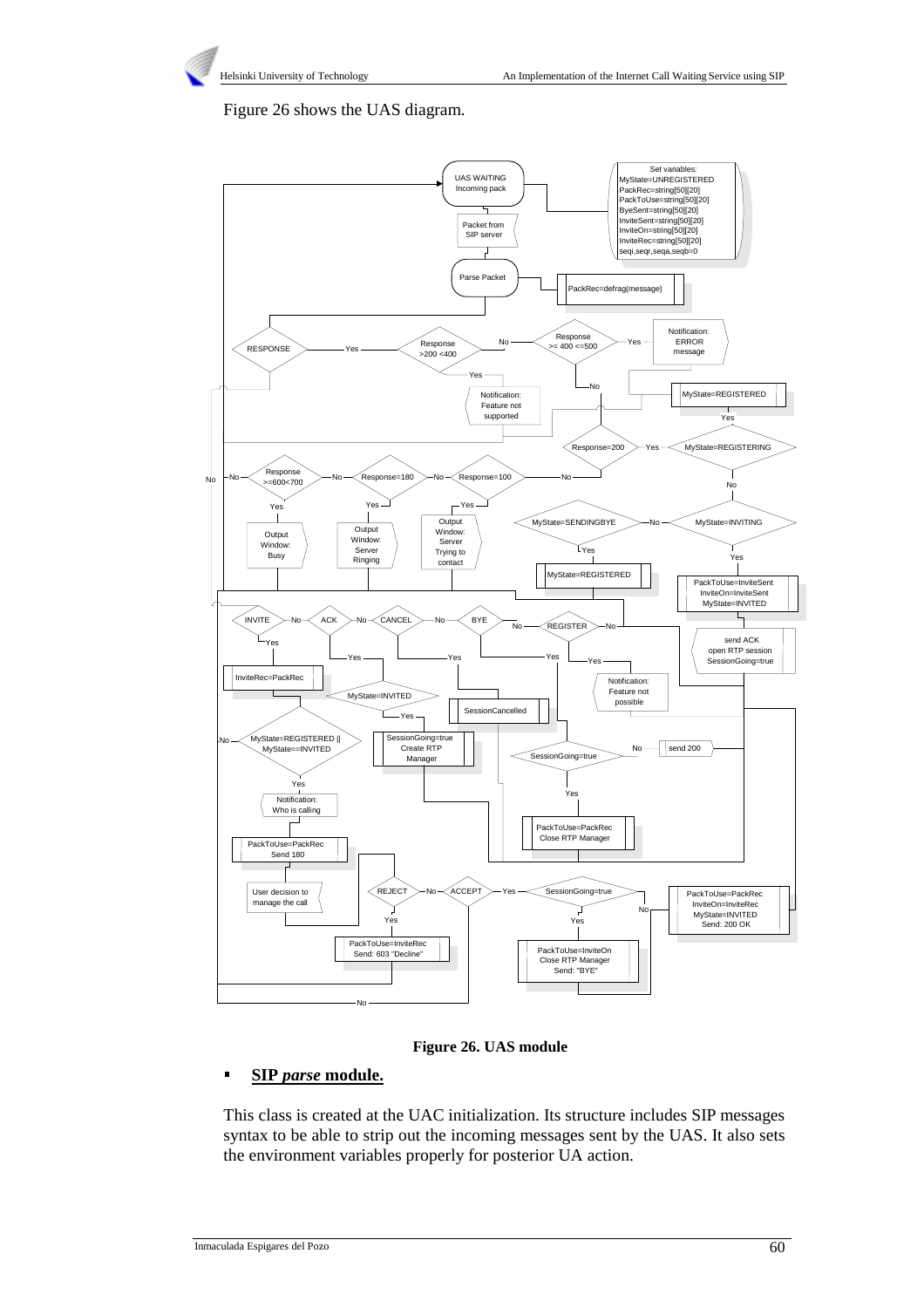Figure 26 shows the UAS diagram.

UAS WAITING
Incoming pack

Set variables:
MyState=UNREGISTERED
PackRec=string[50][20]
PackToUse=string[50][20]
ByeSent=string[50][20]
InviteSent=string[50][20]
InviteOn=string[50][20]
InviteRec=string[50][20]
seqi,seqr,seqa,seqb=0

Packet from
SIP server

Parse Packet

PackRec=defrag(message)

RESPONSE

Yes

Response
>200 <400

No

Response
>= 400 <=500

Yes

Notification:
ERROR
message

Yes

Notification:
Feature not
supported

No

MyState=REGISTERED

Yes

Response=200

Yes

MyState=REGISTERING

No

Response
>=600<700

No

Response=180

No

Response=100

No

No

Yes

Yes

Yes

Output
Window:
Busy

Output
Window:
Server
Ringing

Output
Window:
Server
Trying to
contact

MyState=SENDINGBYE

No

MyState=INVITING

Yes

Yes

MyState=REGISTERED

PackToUse=InviteSent
InviteOn=InviteSent
MyState=INVITED

send ACK
open RTP session
SessionGoing=true

INVITE

No

ACK

No

CANCEL

No

BYE

No

REGISTER

No

Yes

Yes

Yes

Yes

Yes

InviteRec=PackRec

MyState=INVITED

Notification:
Feature not
possible

SessionCancelled

Yes

No

MyState=REGISTERED ||
MyState==INVITED

SessionGoing=true
Create RTP
Manager

No

send 200

SessionGoing=true

Yes

Yes

Notification:
Who is calling

PackToUse=PackRec
Close RTP Manager

PackToUse=PackRec
Send 180

User decision to
manage the call

REJECT

No

ACCEPT

Yes

SessionGoing=true

No

PackToUse=PackRec
InviteOn=InviteRec
MyState=INVITED
Send: 200 OK

Yes

Yes

PackToUse=InviteRec
Send: 603 "Decline"

PackToUse=InviteOn
Close RTP Manager
Send: "BYE"

No

**Figure 26. UAS module**

- **SIP *parse* module.**

This class is created at the UAC initialization. Its structure includes SIP messages syntax to be able to strip out the incoming messages sent by the UAS. It also sets the environment variables properly for posterior UA action.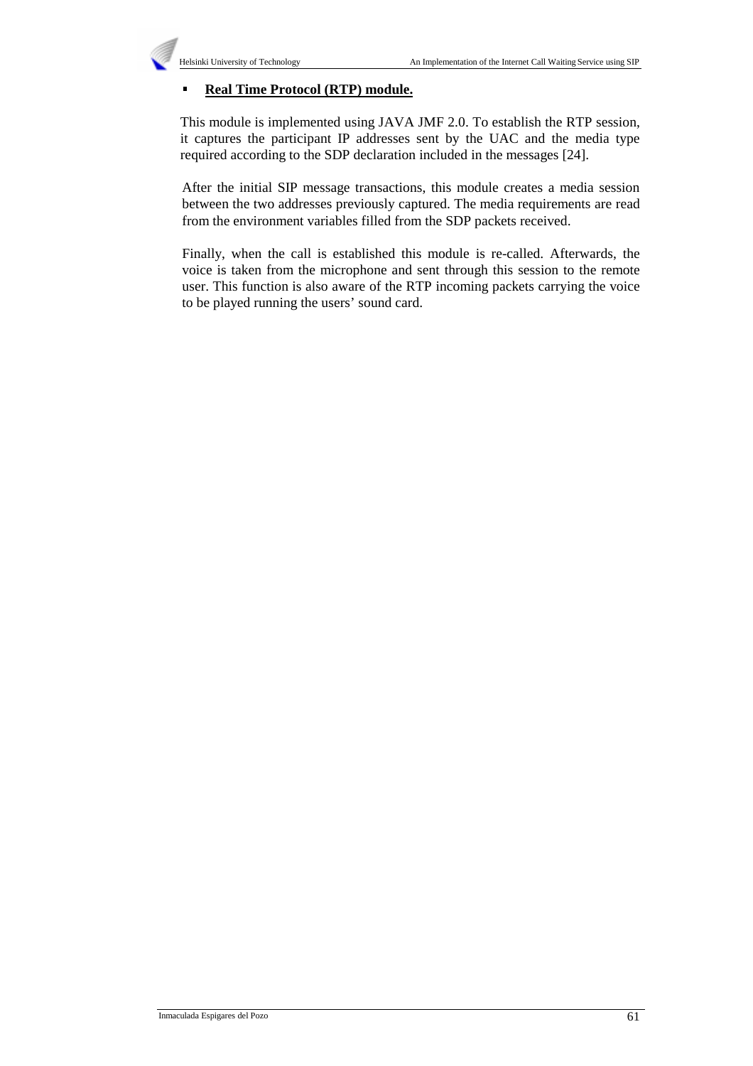- **Real Time Protocol (RTP) module.**

This module is implemented using JAVA JMF 2.0. To establish the RTP session, it captures the participant IP addresses sent by the UAC and the media type required according to the SDP declaration included in the messages [24].

After the initial SIP message transactions, this module creates a media session between the two addresses previously captured. The media requirements are read from the environment variables filled from the SDP packets received.

Finally, when the call is established this module is re-called. Afterwards, the voice is taken from the microphone and sent through this session to the remote user. This function is also aware of the RTP incoming packets carrying the voice to be played running the users' sound card.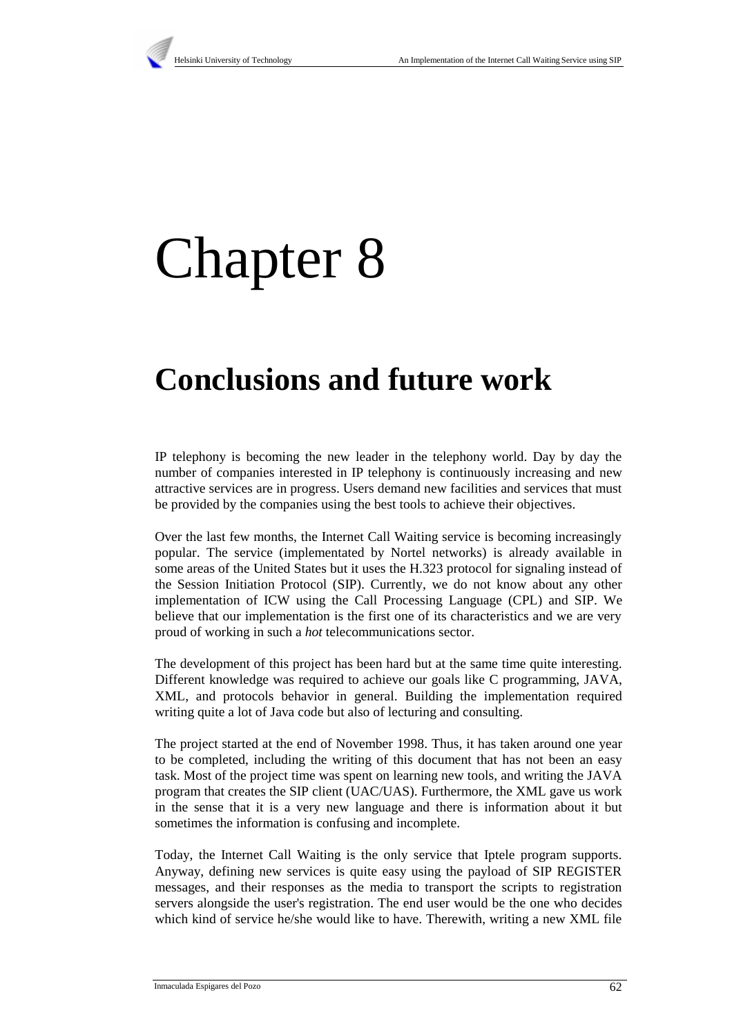// Chapter 8

# Conclusions and future work

IP telephony is becoming the new leader in the telephony world. Day by day the number of companies interested in IP telephony is continuously increasing and new attractive services are in progress. Users demand new facilities and services that must be provided by the companies using the best tools to achieve their objectives.

Over the last few months, the Internet Call Waiting service is becoming increasingly popular. The service (implementated by Nortel networks) is already available in some areas of the United States but it uses the H.323 protocol for signaling instead of the Session Initiation Protocol (SIP). Currently, we do not know about any other implementation of ICW using the Call Processing Language (CPL) and SIP. We believe that our implementation is the first one of its characteristics and we are very proud of working in such a *hot* telecommunications sector.

The development of this project has been hard but at the same time quite interesting. Different knowledge was required to achieve our goals like C programming, JAVA, XML, and protocols behavior in general. Building the implementation required writing quite a lot of Java code but also of lecturing and consulting.

The project started at the end of November 1998. Thus, it has taken around one year to be completed, including the writing of this document that has not been an easy task. Most of the project time was spent on learning new tools, and writing the JAVA program that creates the SIP client (UAC/UAS). Furthermore, the XML gave us work in the sense that it is a very new language and there is information about it but sometimes the information is confusing and incomplete.

Today, the Internet Call Waiting is the only service that Iptele program supports. Anyway, defining new services is quite easy using the payload of SIP REGISTER messages, and their responses as the media to transport the scripts to registration servers alongside the user's registration. The end user would be the one who decides which kind of service he/she would like to have. Therewith, writing a new XML file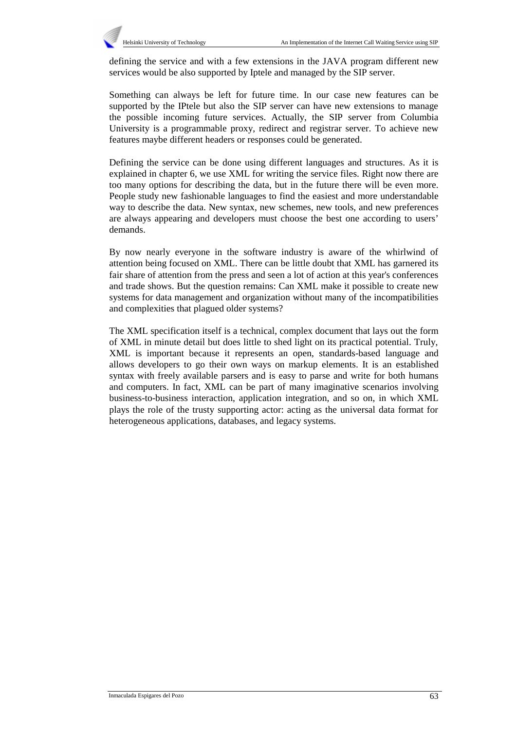defining the service and with a few extensions in the JAVA program different new services would be also supported by Iptele and managed by the SIP server.

Something can always be left for future time. In our case new features can be supported by the IPtele but also the SIP server can have new extensions to manage the possible incoming future services. Actually, the SIP server from Columbia University is a programmable proxy, redirect and registrar server. To achieve new features maybe different headers or responses could be generated.

Defining the service can be done using different languages and structures. As it is explained in chapter 6, we use XML for writing the service files. Right now there are too many options for describing the data, but in the future there will be even more. People study new fashionable languages to find the easiest and more understandable way to describe the data. New syntax, new schemes, new tools, and new preferences are always appearing and developers must choose the best one according to users' demands.

By now nearly everyone in the software industry is aware of the whirlwind of attention being focused on XML. There can be little doubt that XML has garnered its fair share of attention from the press and seen a lot of action at this year's conferences and trade shows. But the question remains: Can XML make it possible to create new systems for data management and organization without many of the incompatibilities and complexities that plagued older systems?

The XML specification itself is a technical, complex document that lays out the form of XML in minute detail but does little to shed light on its practical potential. Truly, XML is important because it represents an open, standards-based language and allows developers to go their own ways on markup elements. It is an established syntax with freely available parsers and is easy to parse and write for both humans and computers. In fact, XML can be part of many imaginative scenarios involving business-to-business interaction, application integration, and so on, in which XML plays the role of the trusty supporting actor: acting as the universal data format for heterogeneous applications, databases, and legacy systems.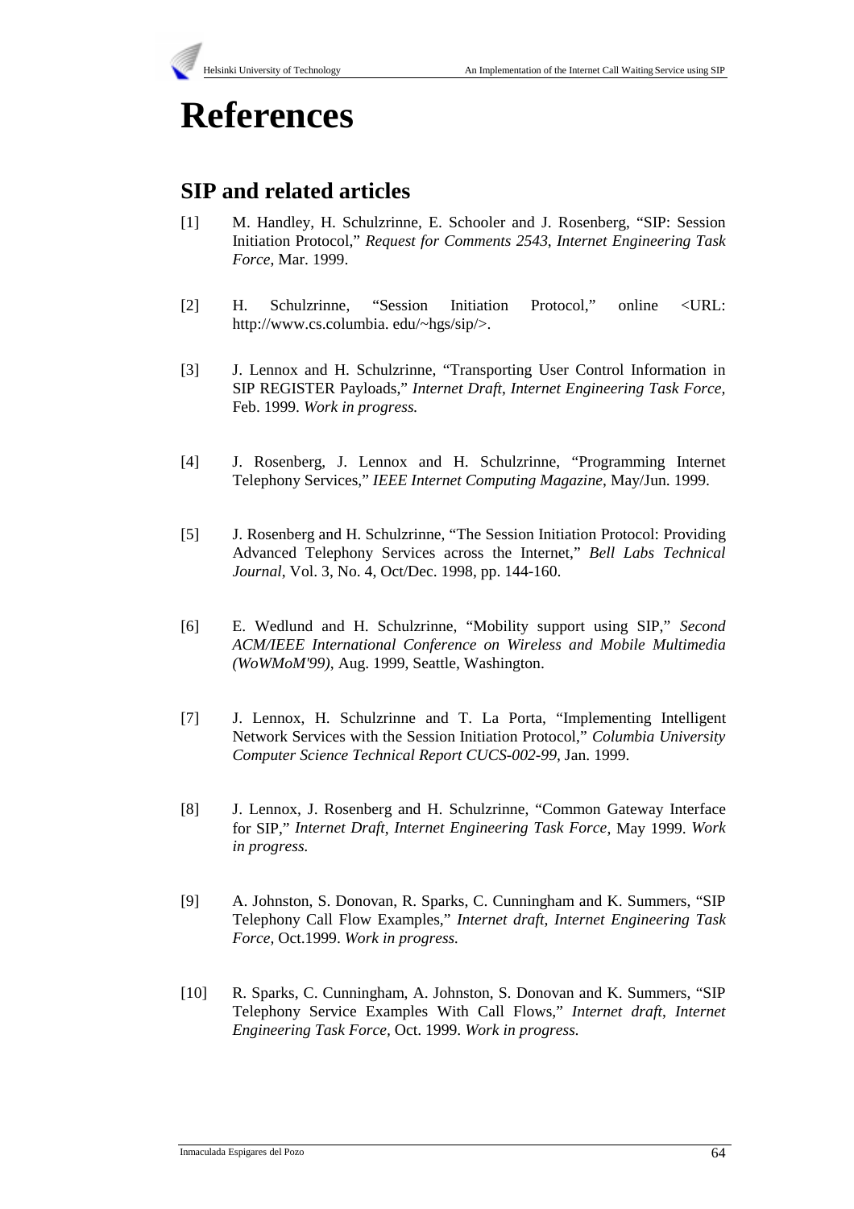# References

## SIP and related articles

[1] M. Handley, H. Schulzrinne, E. Schooler and J. Rosenberg, “SIP: Session Initiation Protocol,” *Request for Comments 2543, Internet Engineering Task Force*, Mar. 1999.

[2] H. Schulzrinne, “Session Initiation Protocol,” online <URL: http://www.cs.columbia. edu/~hgs/sip/>.

[3] J. Lennox and H. Schulzrinne, “Transporting User Control Information in SIP REGISTER Payloads,” *Internet Draft, Internet Engineering Task Force,* Feb. 1999. *Work in progress.*

[4] J. Rosenberg, J. Lennox and H. Schulzrinne, “Programming Internet Telephony Services,” *IEEE Internet Computing Magazine*, May/Jun. 1999.

[5] J. Rosenberg and H. Schulzrinne, “The Session Initiation Protocol: Providing Advanced Telephony Services across the Internet,” *Bell Labs Technical Journal*, Vol. 3, No. 4, Oct/Dec. 1998, pp. 144-160.

[6] E. Wedlund and H. Schulzrinne, “Mobility support using SIP,” *Second ACM/IEEE International Conference on Wireless and Mobile Multimedia (WoWMoM'99)*, Aug. 1999, Seattle, Washington.

[7] J. Lennox, H. Schulzrinne and T. La Porta, “Implementing Intelligent Network Services with the Session Initiation Protocol,” *Columbia University Computer Science Technical Report CUCS-002-99*, Jan. 1999.

[8] J. Lennox, J. Rosenberg and H. Schulzrinne, “Common Gateway Interface for SIP,” *Internet Draft*, *Internet Engineering Task Force*, May 1999. *Work in progress.*

[9] A. Johnston, S. Donovan, R. Sparks, C. Cunningham and K. Summers, “SIP Telephony Call Flow Examples,” *Internet draft*, *Internet Engineering Task Force,* Oct.1999. *Work in progress.*

[10] R. Sparks, C. Cunningham, A. Johnston, S. Donovan and K. Summers, “SIP Telephony Service Examples With Call Flows,” *Internet draft*, *Internet Engineering Task Force,* Oct. 1999. *Work in progress.*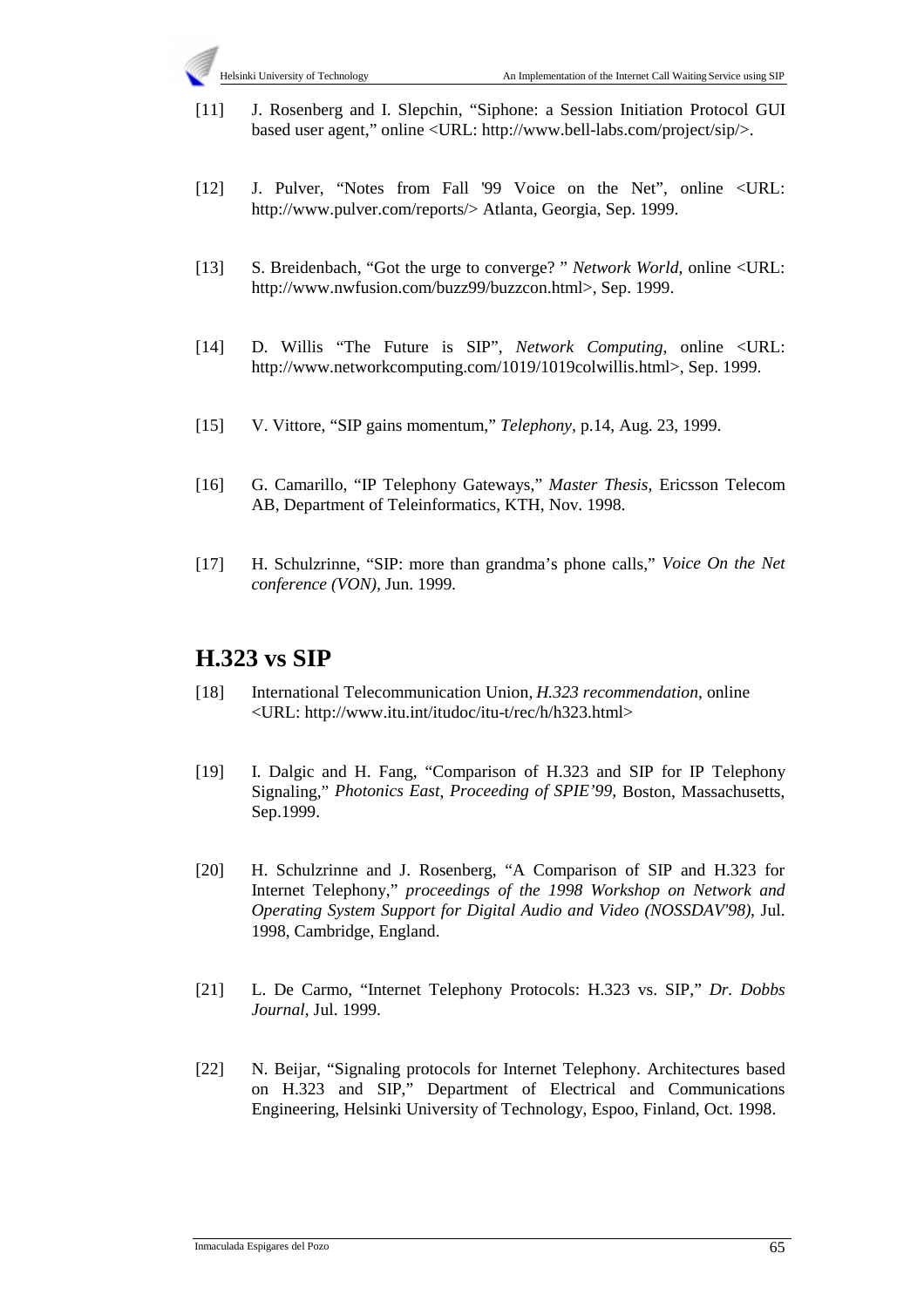[11] J. Rosenberg and I. Slepchin, "Siphone: a Session Initiation Protocol GUI based user agent," online <URL: http://www.bell-labs.com/project/sip/>.

[12] J. Pulver, "Notes from Fall '99 Voice on the Net", online <URL: http://www.pulver.com/reports/> Atlanta, Georgia, Sep. 1999.

[13] S. Breidenbach, "Got the urge to converge? " *Network World*, online <URL: http://www.nwfusion.com/buzz99/buzzcon.html>, Sep. 1999.

[14] D. Willis "The Future is SIP", *Network Computing*, online <URL: http://www.networkcomputing.com/1019/1019colwillis.html>, Sep. 1999.

[15] V. Vittore, "SIP gains momentum," *Telephony*, p.14, Aug. 23, 1999.

[16] G. Camarillo, "IP Telephony Gateways," *Master Thesis,* Ericsson Telecom AB, Department of Teleinformatics, KTH, Nov. 1998.

[17] H. Schulzrinne, "SIP: more than grandma's phone calls," *Voice On the Net conference (VON)*, Jun. 1999.

## H.323 vs SIP

[18] International Telecommunication Union, *H.323 recommendation*, online <URL: http://www.itu.int/itudoc/itu-t/rec/h/h323.html>

[19] I. Dalgic and H. Fang, "Comparison of H.323 and SIP for IP Telephony Signaling," *Photonics East, Proceeding of SPIE'99,* Boston, Massachusetts, Sep.1999.

[20] H. Schulzrinne and J. Rosenberg, "A Comparison of SIP and H.323 for Internet Telephony," *proceedings of the 1998 Workshop on Network and Operating System Support for Digital Audio and Video (NOSSDAV'98)*, Jul. 1998, Cambridge, England.

[21] L. De Carmo, "Internet Telephony Protocols: H.323 vs. SIP," *Dr. Dobbs Journal*, Jul. 1999.

[22] N. Beijar, "Signaling protocols for Internet Telephony. Architectures based on H.323 and SIP," Department of Electrical and Communications Engineering, Helsinki University of Technology, Espoo, Finland, Oct. 1998.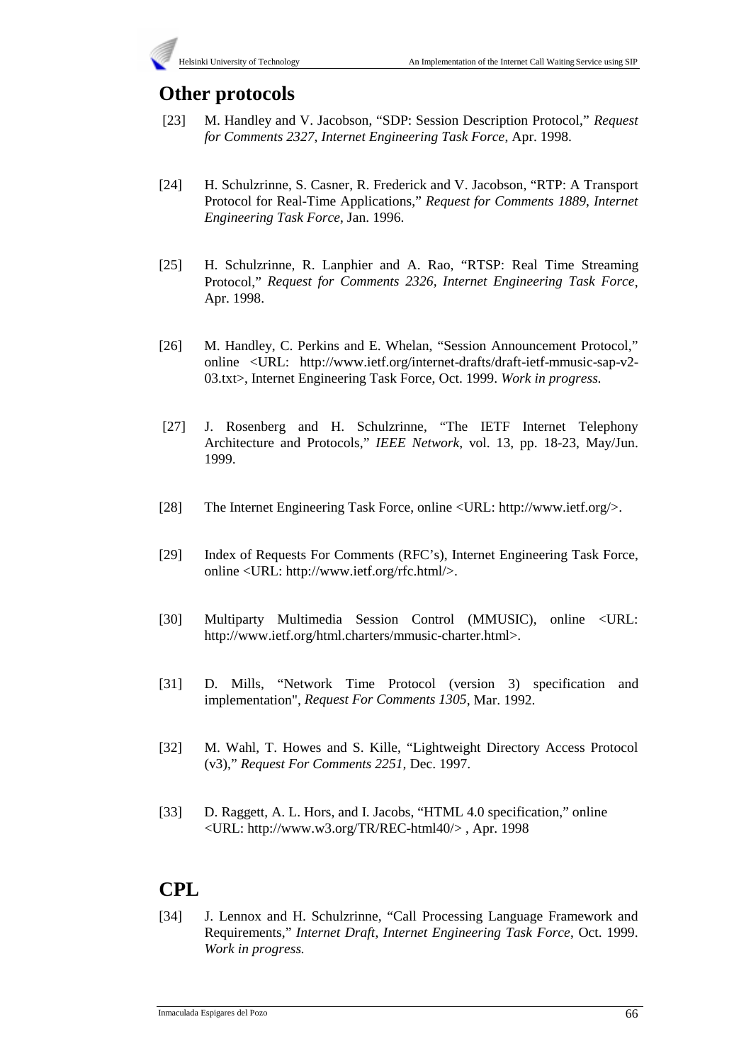## Other protocols

[23] M. Handley and V. Jacobson, "SDP: Session Description Protocol," *Request for Comments 2327, Internet Engineering Task Force*, Apr. 1998.

[24] H. Schulzrinne, S. Casner, R. Frederick and V. Jacobson, "RTP: A Transport Protocol for Real-Time Applications," *Request for Comments 1889, Internet Engineering Task Force*, Jan. 1996.

[25] H. Schulzrinne, R. Lanphier and A. Rao, "RTSP: Real Time Streaming Protocol," *Request for Comments 2326, Internet Engineering Task Force*, Apr. 1998.

[26] M. Handley, C. Perkins and E. Whelan, "Session Announcement Protocol," online <URL: http://www.ietf.org/internet-drafts/draft-ietf-mmusic-sap-v2-03.txt>, Internet Engineering Task Force, Oct. 1999. *Work in progress.*

[27] J. Rosenberg and H. Schulzrinne, "The IETF Internet Telephony Architecture and Protocols," *IEEE Network*, vol. 13, pp. 18-23, May/Jun. 1999.

[28] The Internet Engineering Task Force, online <URL: http://www.ietf.org/>.

[29] Index of Requests For Comments (RFC's), Internet Engineering Task Force, online <URL: http://www.ietf.org/rfc.html/>.

[30] Multiparty Multimedia Session Control (MMUSIC), online <URL: http://www.ietf.org/html.charters/mmusic-charter.html>.

[31] D. Mills, "Network Time Protocol (version 3) specification and implementation", *Request For Comments 1305*, Mar. 1992.

[32] M. Wahl, T. Howes and S. Kille, "Lightweight Directory Access Protocol (v3)," *Request For Comments 2251*, Dec. 1997.

[33] D. Raggett, A. L. Hors, and I. Jacobs, "HTML 4.0 specification," online <URL: http://www.w3.org/TR/REC-html40/> , Apr. 1998

## CPL

[34] J. Lennox and H. Schulzrinne, "Call Processing Language Framework and Requirements," *Internet Draft, Internet Engineering Task Force*, Oct. 1999. *Work in progress.*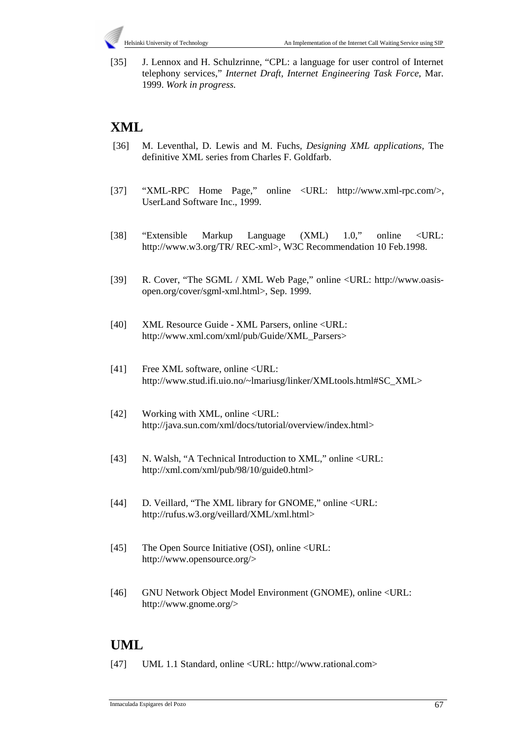[35] J. Lennox and H. Schulzrinne, "CPL: a language for user control of Internet telephony services," *Internet Draft, Internet Engineering Task Force*, Mar. 1999. *Work in progress.*

## XML

[36] M. Leventhal, D. Lewis and M. Fuchs, *Designing XML applications,* The definitive XML series from Charles F. Goldfarb.

[37] "XML-RPC Home Page," online <URL: http://www.xml-rpc.com/>, UserLand Software Inc., 1999.

[38] "Extensible Markup Language (XML) 1.0," online <URL: http://www.w3.org/TR/ REC-xml>, W3C Recommendation 10 Feb.1998.

[39] R. Cover, "The SGML / XML Web Page," online <URL: http://www.oasis-open.org/cover/sgml-xml.html>, Sep. 1999.

[40] XML Resource Guide - XML Parsers, online <URL: http://www.xml.com/xml/pub/Guide/XML_Parsers>

[41] Free XML software, online <URL: http://www.stud.ifi.uio.no/~lmariusg/linker/XMLtools.html#SC_XML>

[42] Working with XML, online <URL: http://java.sun.com/xml/docs/tutorial/overview/index.html>

[43] N. Walsh, "A Technical Introduction to XML," online <URL: http://xml.com/xml/pub/98/10/guide0.html>

[44] D. Veillard, "The XML library for GNOME," online <URL: http://rufus.w3.org/veillard/XML/xml.html>

[45] The Open Source Initiative (OSI), online <URL: http://www.opensource.org/>

[46] GNU Network Object Model Environment (GNOME), online <URL: http://www.gnome.org/>

## UML

[47] UML 1.1 Standard, online <URL: http://www.rational.com>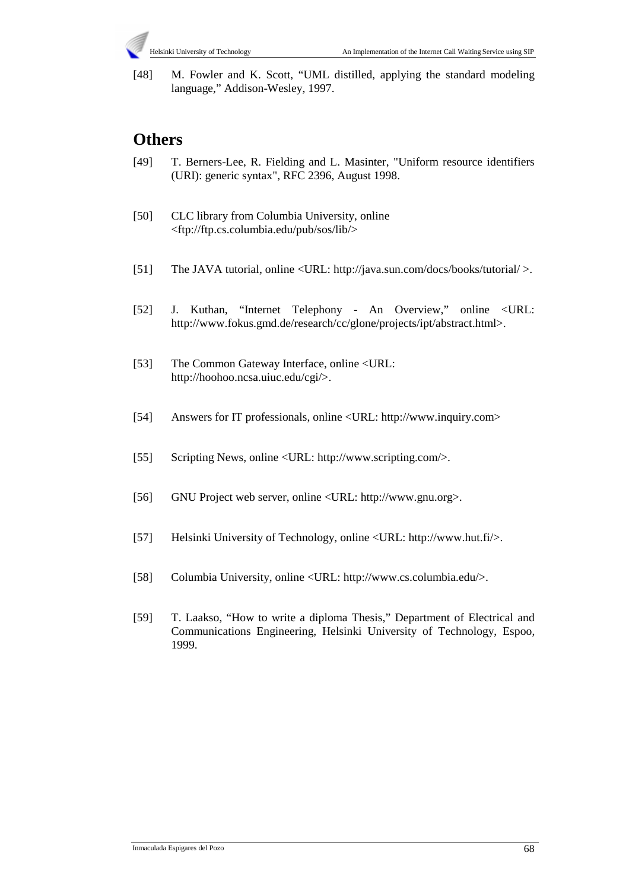[48] M. Fowler and K. Scott, “UML distilled, applying the standard modeling language,” Addison-Wesley, 1997.

## Others

[49] T. Berners-Lee, R. Fielding and L. Masinter, "Uniform resource identifiers (URI): generic syntax", RFC 2396, August 1998.

[50] CLC library from Columbia University, online <ftp://ftp.cs.columbia.edu/pub/sos/lib/>

[51] The JAVA tutorial, online <URL: http://java.sun.com/docs/books/tutorial/ >.

[52] J. Kuthan, “Internet Telephony - An Overview,” online <URL: http://www.fokus.gmd.de/research/cc/glone/projects/ipt/abstract.html>.

[53] The Common Gateway Interface, online <URL: http://hoohoo.ncsa.uiuc.edu/cgi/>.

[54] Answers for IT professionals, online <URL: http://www.inquiry.com>

[55] Scripting News, online <URL: http://www.scripting.com/>.

[56] GNU Project web server, online <URL: http://www.gnu.org>.

[57] Helsinki University of Technology, online <URL: http://www.hut.fi/>.

[58] Columbia University, online <URL: http://www.cs.columbia.edu/>.

[59] T. Laakso, “How to write a diploma Thesis,” Department of Electrical and Communications Engineering, Helsinki University of Technology, Espoo, 1999.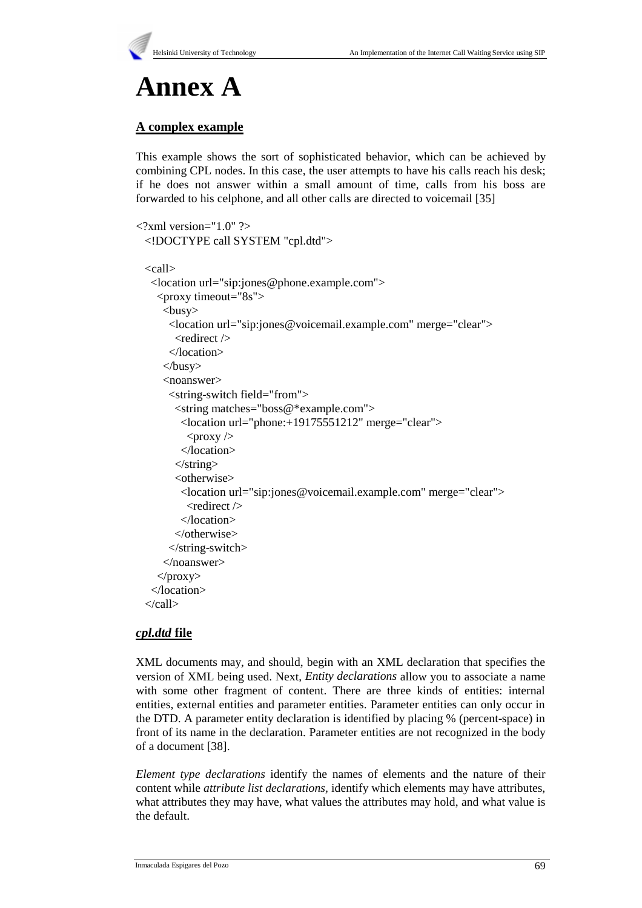# Annex A

## A complex example

This example shows the sort of sophisticated behavior, which can be achieved by combining CPL nodes. In this case, the user attempts to have his calls reach his desk; if he does not answer within a small amount of time, calls from his boss are forwarded to his celphone, and all other calls are directed to voicemail [35]

```
<?xml version="1.0" ?>
  <!DOCTYPE call SYSTEM "cpl.dtd">

  <call>
   <location url="sip:jones@phone.example.com">
    <proxy timeout="8s">
     <busy>
      <location url="sip:jones@voicemail.example.com" merge="clear">
       <redirect />
      </location>
     </busy>
     <noanswer>
      <string-switch field="from">
       <string matches="boss@*example.com">
        <location url="phone:+19175551212" merge="clear">
         <proxy />
        </location>
       </string>
       <otherwise>
        <location url="sip:jones@voicemail.example.com" merge="clear">
         <redirect />
        </location>
       </otherwise>
      </string-switch>
     </noanswer>
    </proxy>
   </location>
  </call>
```

## *cpl.dtd* file

XML documents may, and should, begin with an XML declaration that specifies the version of XML being used. Next, *Entity declarations* allow you to associate a name with some other fragment of content. There are three kinds of entities: internal entities, external entities and parameter entities. Parameter entities can only occur in the DTD. A parameter entity declaration is identified by placing % (percent-space) in front of its name in the declaration. Parameter entities are not recognized in the body of a document [38].

*Element type declarations* identify the names of elements and the nature of their content while *attribute list declarations*, identify which elements may have attributes, what attributes they may have, what values the attributes may hold, and what value is the default.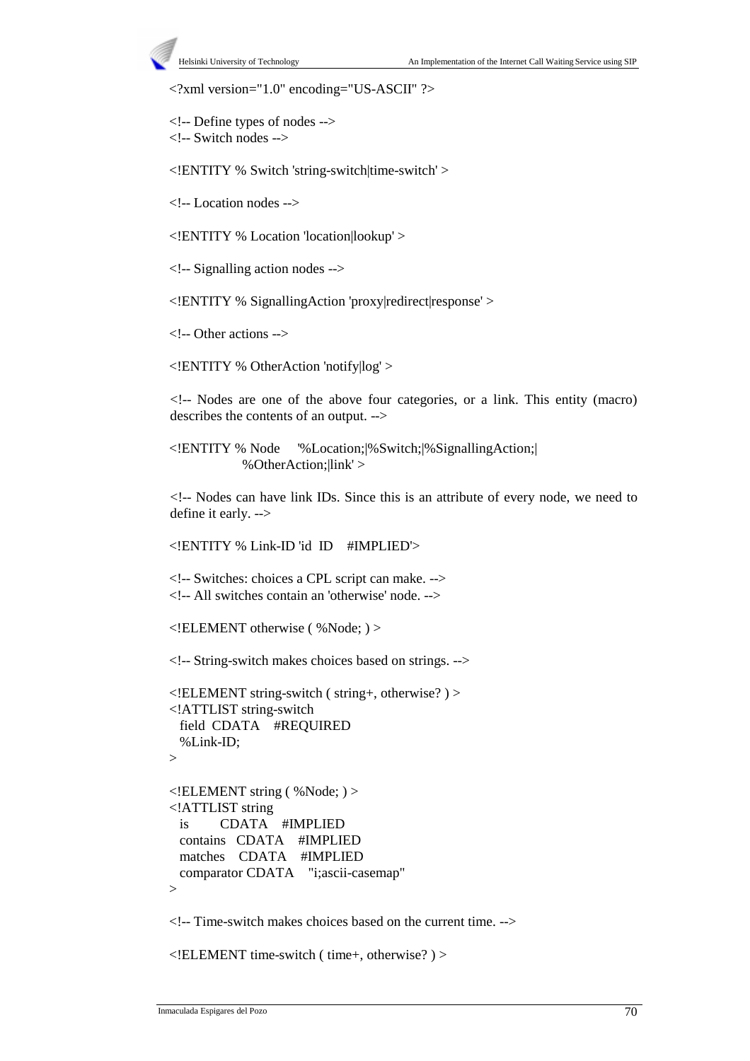```
<?xml version="1.0" encoding="US-ASCII" ?>

<!-- Define types of nodes -->
<!-- Switch nodes -->

<!ENTITY % Switch 'string-switch|time-switch' >

<!-- Location nodes -->

<!ENTITY % Location 'location|lookup' >

<!-- Signalling action nodes -->

<!ENTITY % SignallingAction 'proxy|redirect|response' >

<!-- Other actions -->

<!ENTITY % OtherAction 'notify|log' >

<!-- Nodes are one of the above four categories, or a link. This entity (macro)
describes the contents of an output. -->

<!ENTITY % Node     '%Location;|%Switch;|%SignallingAction;|
           %OtherAction;|link' >

<!-- Nodes can have link IDs. Since this is an attribute of every node, we need to
define it early. -->

<!ENTITY % Link-ID 'id  ID    #IMPLIED'>

<!-- Switches: choices a CPL script can make. -->
<!-- All switches contain an 'otherwise' node. -->

<!ELEMENT otherwise ( %Node; ) >

<!-- String-switch makes choices based on strings. -->

<!ELEMENT string-switch ( string+, otherwise? ) >
<!ATTLIST string-switch
  field  CDATA    #REQUIRED
  %Link-ID;
>

<!ELEMENT string ( %Node; ) >
<!ATTLIST string
  is        CDATA    #IMPLIED
  contains   CDATA    #IMPLIED
  matches    CDATA    #IMPLIED
  comparator CDATA    "i;ascii-casemap"
>

<!-- Time-switch makes choices based on the current time. -->

<!ELEMENT time-switch ( time+, otherwise? ) >
```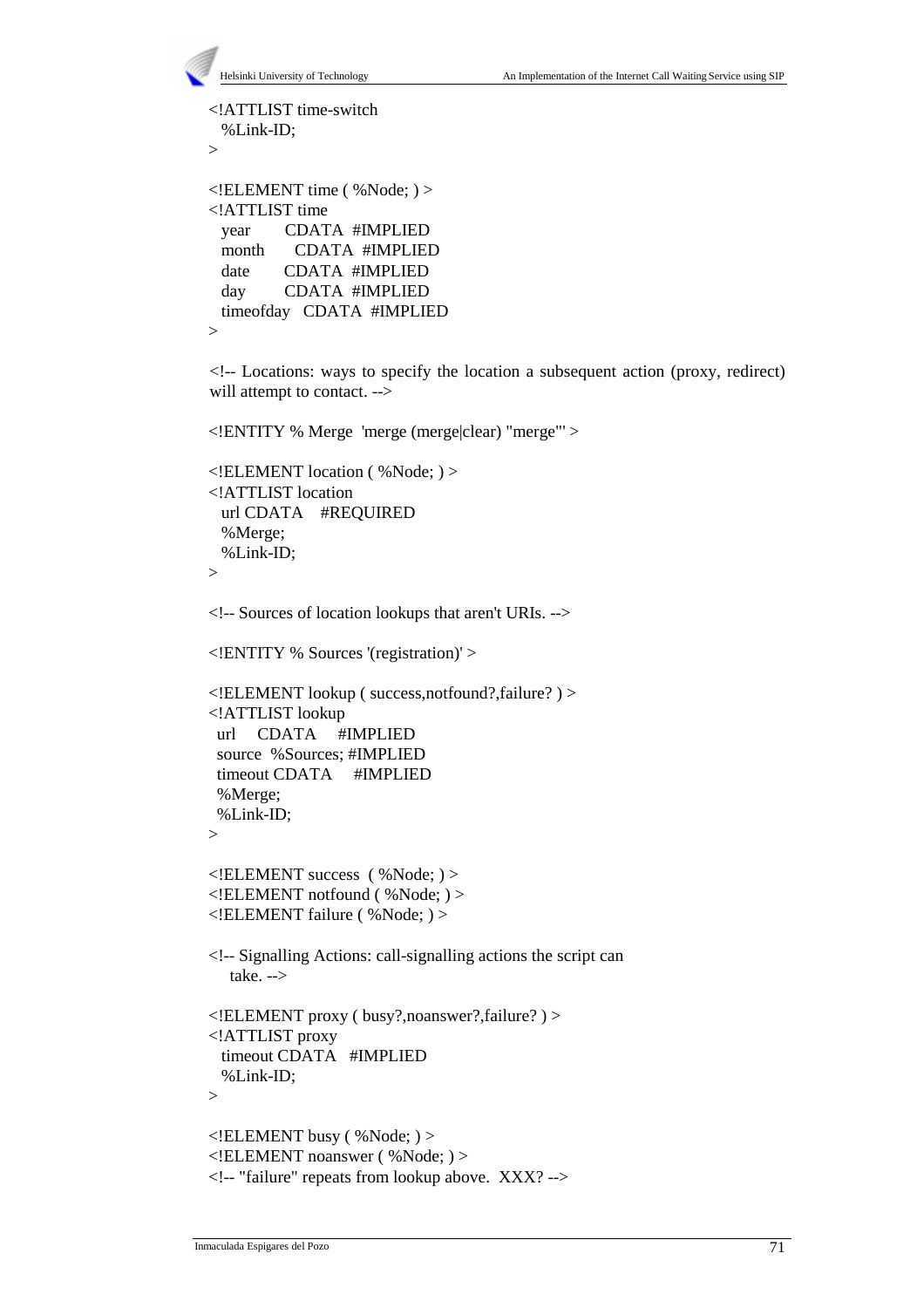```
<!ATTLIST time-switch
  %Link-ID;
>

<!ELEMENT time ( %Node; ) >
<!ATTLIST time
  year       CDATA  #IMPLIED
  month      CDATA  #IMPLIED
  date       CDATA  #IMPLIED
  day        CDATA  #IMPLIED
  timeofday  CDATA  #IMPLIED
>

<!-- Locations: ways to specify the location a subsequent action (proxy, redirect)
will attempt to contact. -->

<!ENTITY % Merge  'merge (merge|clear) "merge"' >

<!ELEMENT location ( %Node; ) >
<!ATTLIST location
  url CDATA    #REQUIRED
  %Merge;
  %Link-ID;
>

<!-- Sources of location lookups that aren't URIs. -->

<!ENTITY % Sources '(registration)' >

<!ELEMENT lookup ( success,notfound?,failure? ) >
<!ATTLIST lookup
 url    CDATA    #IMPLIED
 source  %Sources; #IMPLIED
 timeout CDATA     #IMPLIED
 %Merge;
 %Link-ID;
>

<!ELEMENT success  ( %Node; ) >
<!ELEMENT notfound ( %Node; ) >
<!ELEMENT failure ( %Node; ) >

<!-- Signalling Actions: call-signalling actions the script can
    take. -->

<!ELEMENT proxy ( busy?,noanswer?,failure? ) >
<!ATTLIST proxy
  timeout CDATA   #IMPLIED
  %Link-ID;
>

<!ELEMENT busy ( %Node; ) >
<!ELEMENT noanswer ( %Node; ) >
<!-- "failure" repeats from lookup above.  XXX? -->
```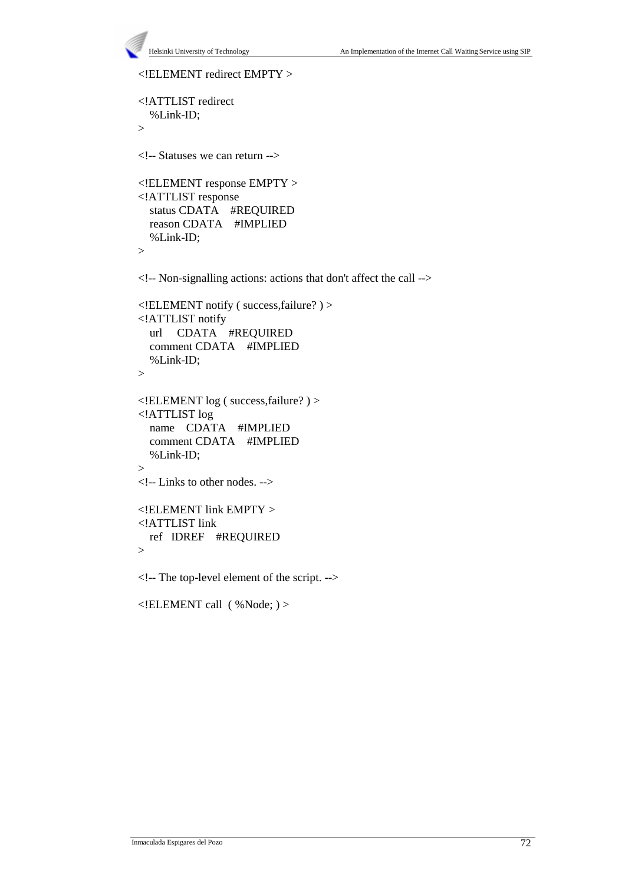```
<!ELEMENT redirect EMPTY >

<!ATTLIST redirect
   %Link-ID;
>

<!-- Statuses we can return -->

<!ELEMENT response EMPTY >
<!ATTLIST response
   status CDATA    #REQUIRED
   reason CDATA    #IMPLIED
   %Link-ID;
>

<!-- Non-signalling actions: actions that don't affect the call -->

<!ELEMENT notify ( success,failure? ) >
<!ATTLIST notify
   url    CDATA    #REQUIRED
   comment CDATA    #IMPLIED
   %Link-ID;
>

<!ELEMENT log ( success,failure? ) >
<!ATTLIST log
   name    CDATA    #IMPLIED
   comment CDATA    #IMPLIED
   %Link-ID;
>
<!-- Links to other nodes. -->

<!ELEMENT link EMPTY >
<!ATTLIST link
   ref   IDREF    #REQUIRED
>

<!-- The top-level element of the script. -->

<!ELEMENT call  ( %Node; ) >
```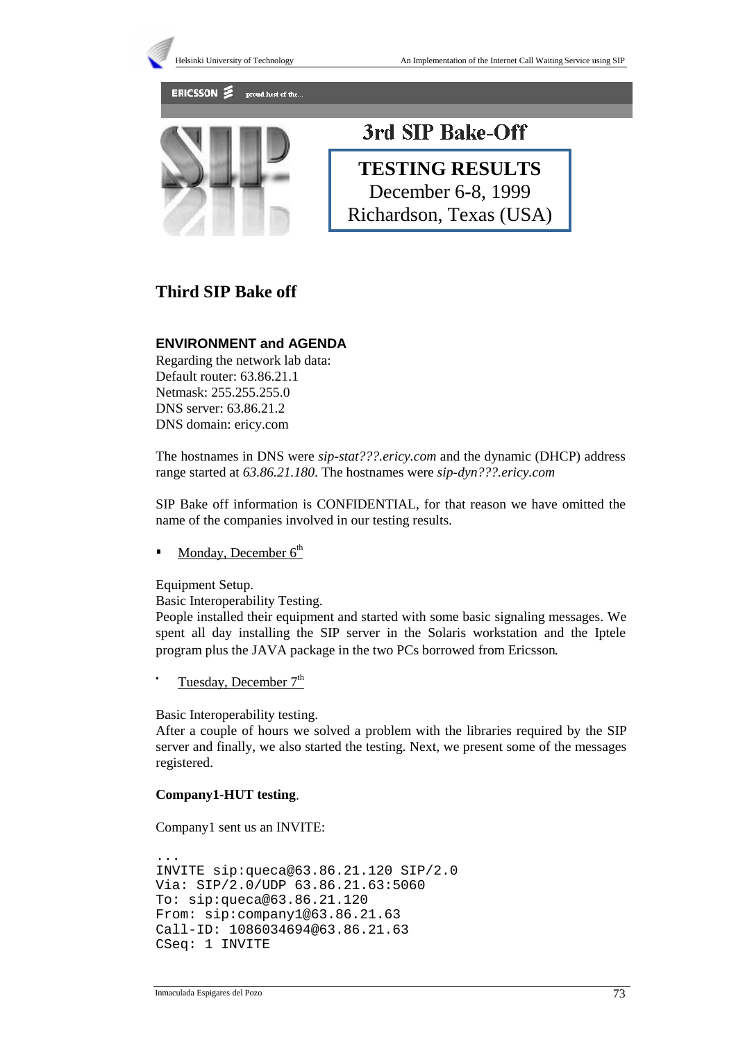ERICSSON proud host of the...

# 3rd SIP Bake-Off

**TESTING RESULTS**
December 6-8, 1999
Richardson, Texas (USA)

## Third SIP Bake off

### ENVIRONMENT and AGENDA

Regarding the network lab data:
Default router: 63.86.21.1
Netmask: 255.255.255.0
DNS server: 63.86.21.2
DNS domain: ericy.com

The hostnames in DNS were *sip-stat???.ericy.com* and the dynamic (DHCP) address range started at *63.86.21.180*. The hostnames were *sip-dyn???.ericy.com*

SIP Bake off information is CONFIDENTIAL, for that reason we have omitted the name of the companies involved in our testing results.

- Monday, December 6th

Equipment Setup.
Basic Interoperability Testing.
People installed their equipment and started with some basic signaling messages. We spent all day installing the SIP server in the Solaris workstation and the Iptele program plus the JAVA package in the two PCs borrowed from Ericsson.

- Tuesday, December 7th

Basic Interoperability testing.
After a couple of hours we solved a problem with the libraries required by the SIP server and finally, we also started the testing. Next, we present some of the messages registered.

**Company1-HUT testing**.

Company1 sent us an INVITE:

```
...
INVITE sip:queca@63.86.21.120 SIP/2.0
Via: SIP/2.0/UDP 63.86.21.63:5060
To: sip:queca@63.86.21.120
From: sip:company1@63.86.21.63
Call-ID: 1086034694@63.86.21.63
CSeq: 1 INVITE
```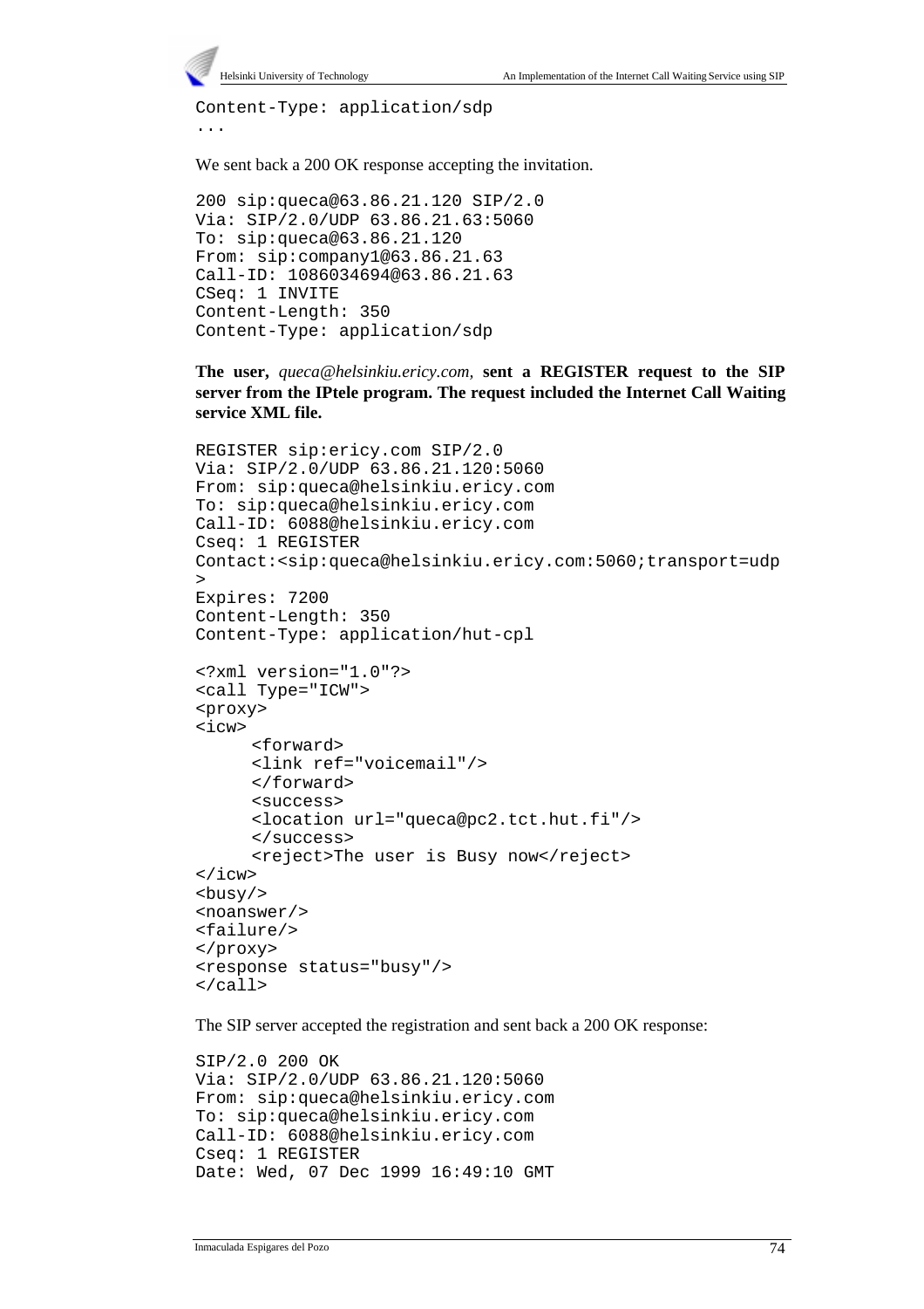```
Content-Type: application/sdp
...
```

We sent back a 200 OK response accepting the invitation.

```
200 sip:queca@63.86.21.120 SIP/2.0
Via: SIP/2.0/UDP 63.86.21.63:5060
To: sip:queca@63.86.21.120
From: sip:company1@63.86.21.63
Call-ID: 1086034694@63.86.21.63
CSeq: 1 INVITE
Content-Length: 350
Content-Type: application/sdp
```

**The user,** *queca@helsinkiu.ericy.com,* **sent a REGISTER request to the SIP server from the IPtele program. The request included the Internet Call Waiting service XML file.**

```
REGISTER sip:ericy.com SIP/2.0
Via: SIP/2.0/UDP 63.86.21.120:5060
From: sip:queca@helsinkiu.ericy.com
To: sip:queca@helsinkiu.ericy.com
Call-ID: 6088@helsinkiu.ericy.com
Cseq: 1 REGISTER
Contact:<sip:queca@helsinkiu.ericy.com:5060;transport=udp
>
Expires: 7200
Content-Length: 350
Content-Type: application/hut-cpl

<?xml version="1.0"?>
<call Type="ICW">
<proxy>
<icw>
      <forward>
      <link ref="voicemail"/>
      </forward>
      <success>
      <location url="queca@pc2.tct.hut.fi"/>
      </success>
      <reject>The user is Busy now</reject>
</icw>
<busy/>
<noanswer/>
<failure/>
</proxy>
<response status="busy"/>
</call>
```

The SIP server accepted the registration and sent back a 200 OK response:

```
SIP/2.0 200 OK
Via: SIP/2.0/UDP 63.86.21.120:5060
From: sip:queca@helsinkiu.ericy.com
To: sip:queca@helsinkiu.ericy.com
Call-ID: 6088@helsinkiu.ericy.com
Cseq: 1 REGISTER
Date: Wed, 07 Dec 1999 16:49:10 GMT
```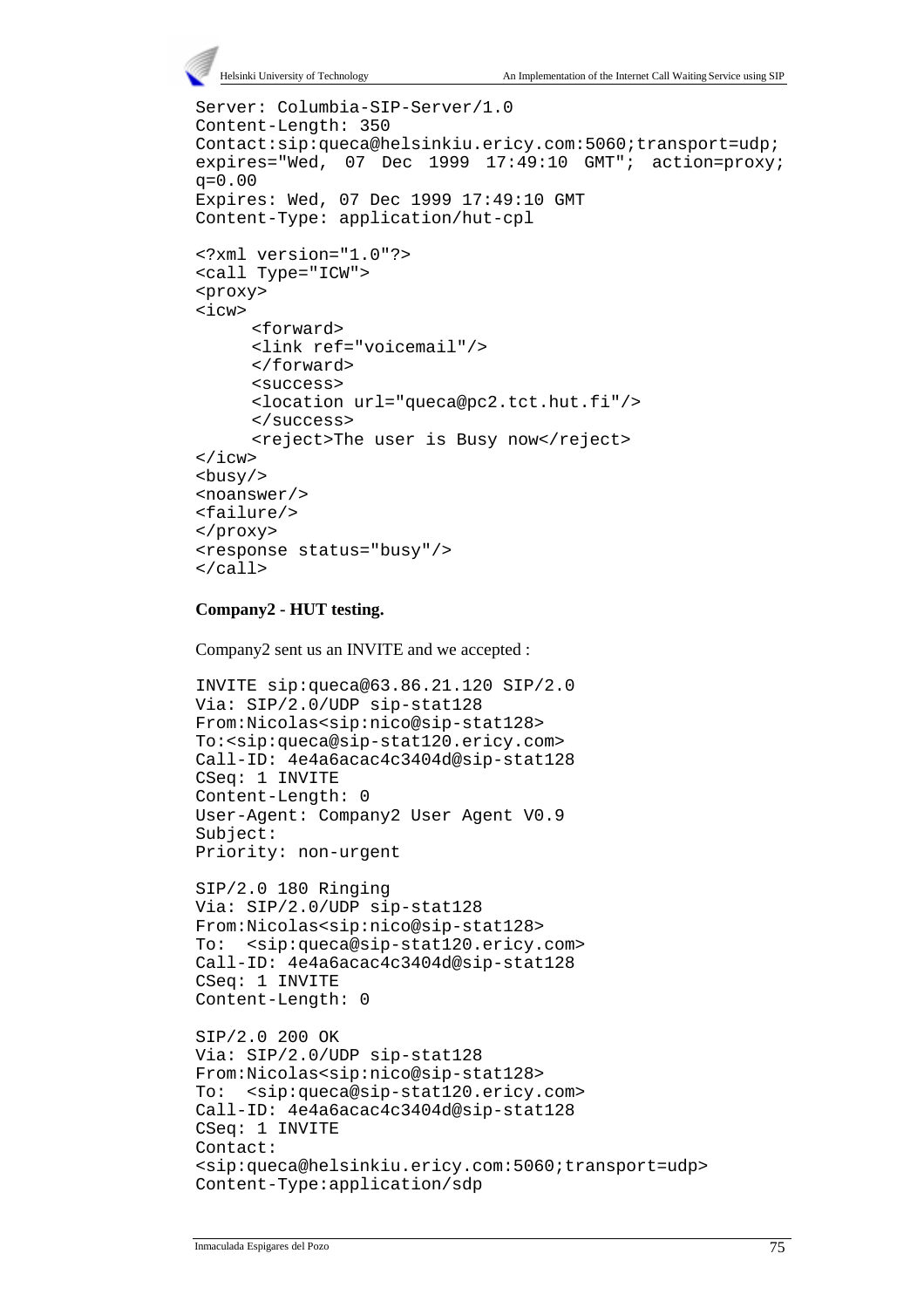```
Server: Columbia-SIP-Server/1.0
Content-Length: 350
Contact:sip:queca@helsinkiu.ericy.com:5060;transport=udp;
expires="Wed, 07 Dec 1999 17:49:10 GMT"; action=proxy;
q=0.00
Expires: Wed, 07 Dec 1999 17:49:10 GMT
Content-Type: application/hut-cpl

<?xml version="1.0"?>
<call Type="ICW">
<proxy>
<icw>
     <forward>
     <link ref="voicemail"/>
     </forward>
     <success>
     <location url="queca@pc2.tct.hut.fi"/>
     </success>
     <reject>The user is Busy now</reject>
</icw>
<busy/>
<noanswer/>
<failure/>
</proxy>
<response status="busy"/>
</call>
```

**Company2 - HUT testing.**

Company2 sent us an INVITE and we accepted :

```
INVITE sip:queca@63.86.21.120 SIP/2.0
Via: SIP/2.0/UDP sip-stat128
From:Nicolas<sip:nico@sip-stat128>
To:<sip:queca@sip-stat120.ericy.com>
Call-ID: 4e4a6acac4c3404d@sip-stat128
CSeq: 1 INVITE
Content-Length: 0
User-Agent: Company2 User Agent V0.9
Subject:
Priority: non-urgent

SIP/2.0 180 Ringing
Via: SIP/2.0/UDP sip-stat128
From:Nicolas<sip:nico@sip-stat128>
To:  <sip:queca@sip-stat120.ericy.com>
Call-ID: 4e4a6acac4c3404d@sip-stat128
CSeq: 1 INVITE
Content-Length: 0

SIP/2.0 200 OK
Via: SIP/2.0/UDP sip-stat128
From:Nicolas<sip:nico@sip-stat128>
To:  <sip:queca@sip-stat120.ericy.com>
Call-ID: 4e4a6acac4c3404d@sip-stat128
CSeq: 1 INVITE
Contact:
<sip:queca@helsinkiu.ericy.com:5060;transport=udp>
Content-Type:application/sdp
```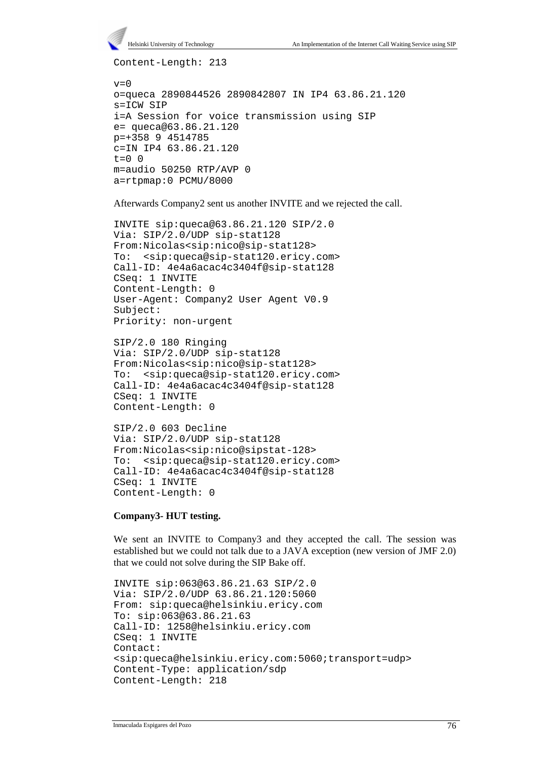```
Content-Length: 213

v=0
o=queca 2890844526 2890842807 IN IP4 63.86.21.120
s=ICW SIP
i=A Session for voice transmission using SIP
e= queca@63.86.21.120
p=+358 9 4514785
c=IN IP4 63.86.21.120
t=0 0
m=audio 50250 RTP/AVP 0
a=rtpmap:0 PCMU/8000
```

Afterwards Company2 sent us another INVITE and we rejected the call.

```
INVITE sip:queca@63.86.21.120 SIP/2.0
Via: SIP/2.0/UDP sip-stat128
From:Nicolas<sip:nico@sip-stat128>
To:  <sip:queca@sip-stat120.ericy.com>
Call-ID: 4e4a6acac4c3404f@sip-stat128
CSeq: 1 INVITE
Content-Length: 0
User-Agent: Company2 User Agent V0.9
Subject:
Priority: non-urgent

SIP/2.0 180 Ringing
Via: SIP/2.0/UDP sip-stat128
From:Nicolas<sip:nico@sip-stat128>
To:  <sip:queca@sip-stat120.ericy.com>
Call-ID: 4e4a6acac4c3404f@sip-stat128
CSeq: 1 INVITE
Content-Length: 0

SIP/2.0 603 Decline
Via: SIP/2.0/UDP sip-stat128
From:Nicolas<sip:nico@sipstat-128>
To:  <sip:queca@sip-stat120.ericy.com>
Call-ID: 4e4a6acac4c3404f@sip-stat128
CSeq: 1 INVITE
Content-Length: 0
```

**Company3- HUT testing.**

We sent an INVITE to Company3 and they accepted the call. The session was established but we could not talk due to a JAVA exception (new version of JMF 2.0) that we could not solve during the SIP Bake off.

```
INVITE sip:063@63.86.21.63 SIP/2.0
Via: SIP/2.0/UDP 63.86.21.120:5060
From: sip:queca@helsinkiu.ericy.com
To: sip:063@63.86.21.63
Call-ID: 1258@helsinkiu.ericy.com
CSeq: 1 INVITE
Contact:
<sip:queca@helsinkiu.ericy.com:5060;transport=udp>
Content-Type: application/sdp
Content-Length: 218
```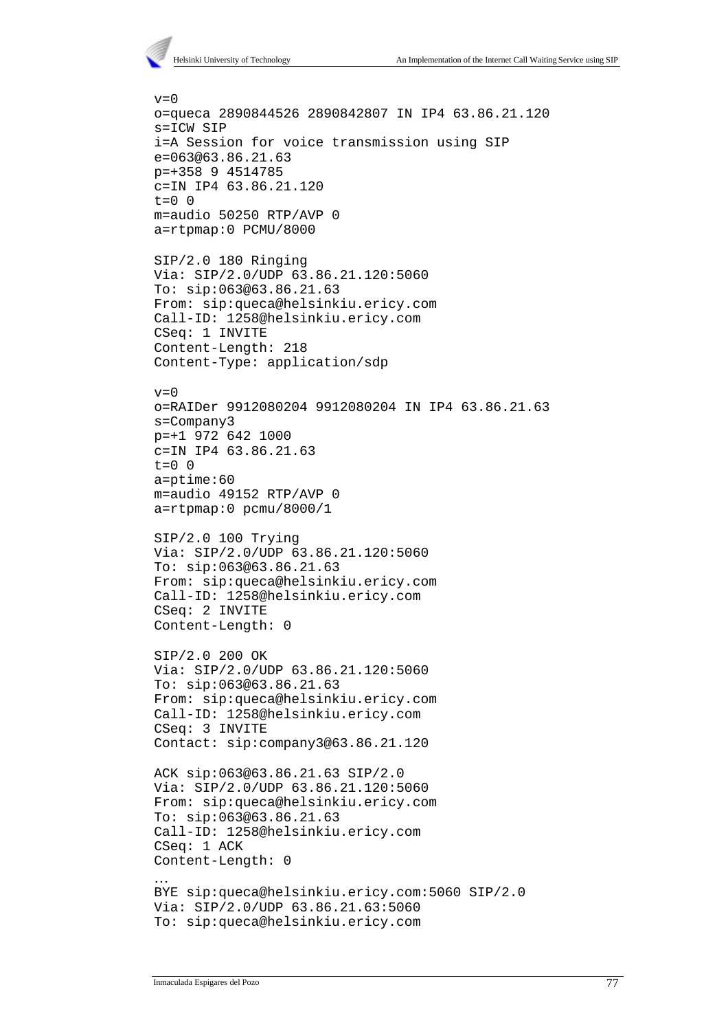```
v=0
o=queca 2890844526 2890842807 IN IP4 63.86.21.120
s=ICW SIP
i=A Session for voice transmission using SIP
e=063@63.86.21.63
p=+358 9 4514785
c=IN IP4 63.86.21.120
t=0 0
m=audio 50250 RTP/AVP 0
a=rtpmap:0 PCMU/8000

SIP/2.0 180 Ringing
Via: SIP/2.0/UDP 63.86.21.120:5060
To: sip:063@63.86.21.63
From: sip:queca@helsinkiu.ericy.com
Call-ID: 1258@helsinkiu.ericy.com
CSeq: 1 INVITE
Content-Length: 218
Content-Type: application/sdp

v=0
o=RAIDer 9912080204 9912080204 IN IP4 63.86.21.63
s=Company3
p=+1 972 642 1000
c=IN IP4 63.86.21.63
t=0 0
a=ptime:60
m=audio 49152 RTP/AVP 0
a=rtpmap:0 pcmu/8000/1

SIP/2.0 100 Trying
Via: SIP/2.0/UDP 63.86.21.120:5060
To: sip:063@63.86.21.63
From: sip:queca@helsinkiu.ericy.com
Call-ID: 1258@helsinkiu.ericy.com
CSeq: 2 INVITE
Content-Length: 0

SIP/2.0 200 OK
Via: SIP/2.0/UDP 63.86.21.120:5060
To: sip:063@63.86.21.63
From: sip:queca@helsinkiu.ericy.com
Call-ID: 1258@helsinkiu.ericy.com
CSeq: 3 INVITE
Contact: sip:company3@63.86.21.120

ACK sip:063@63.86.21.63 SIP/2.0
Via: SIP/2.0/UDP 63.86.21.120:5060
From: sip:queca@helsinkiu.ericy.com
To: sip:063@63.86.21.63
Call-ID: 1258@helsinkiu.ericy.com
CSeq: 1 ACK
Content-Length: 0
…
BYE sip:queca@helsinkiu.ericy.com:5060 SIP/2.0
Via: SIP/2.0/UDP 63.86.21.63:5060
To: sip:queca@helsinkiu.ericy.com
```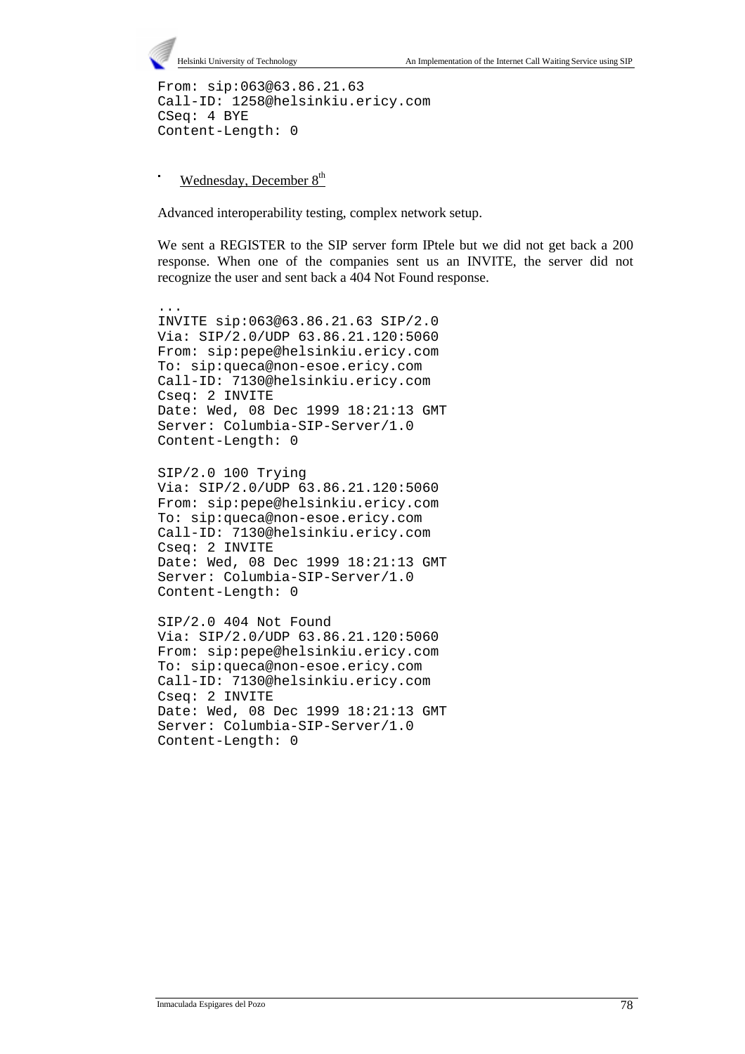```
From: sip:063@63.86.21.63
Call-ID: 1258@helsinkiu.ericy.com
CSeq: 4 BYE
Content-Length: 0
```

- Wednesday, December 8th

Advanced interoperability testing, complex network setup.

We sent a REGISTER to the SIP server form IPtele but we did not get back a 200 response. When one of the companies sent us an INVITE, the server did not recognize the user and sent back a 404 Not Found response.

```
...
INVITE sip:063@63.86.21.63 SIP/2.0
Via: SIP/2.0/UDP 63.86.21.120:5060
From: sip:pepe@helsinkiu.ericy.com
To: sip:queca@non-esoe.ericy.com
Call-ID: 7130@helsinkiu.ericy.com
Cseq: 2 INVITE
Date: Wed, 08 Dec 1999 18:21:13 GMT
Server: Columbia-SIP-Server/1.0
Content-Length: 0

SIP/2.0 100 Trying
Via: SIP/2.0/UDP 63.86.21.120:5060
From: sip:pepe@helsinkiu.ericy.com
To: sip:queca@non-esoe.ericy.com
Call-ID: 7130@helsinkiu.ericy.com
Cseq: 2 INVITE
Date: Wed, 08 Dec 1999 18:21:13 GMT
Server: Columbia-SIP-Server/1.0
Content-Length: 0

SIP/2.0 404 Not Found
Via: SIP/2.0/UDP 63.86.21.120:5060
From: sip:pepe@helsinkiu.ericy.com
To: sip:queca@non-esoe.ericy.com
Call-ID: 7130@helsinkiu.ericy.com
Cseq: 2 INVITE
Date: Wed, 08 Dec 1999 18:21:13 GMT
Server: Columbia-SIP-Server/1.0
Content-Length: 0
```